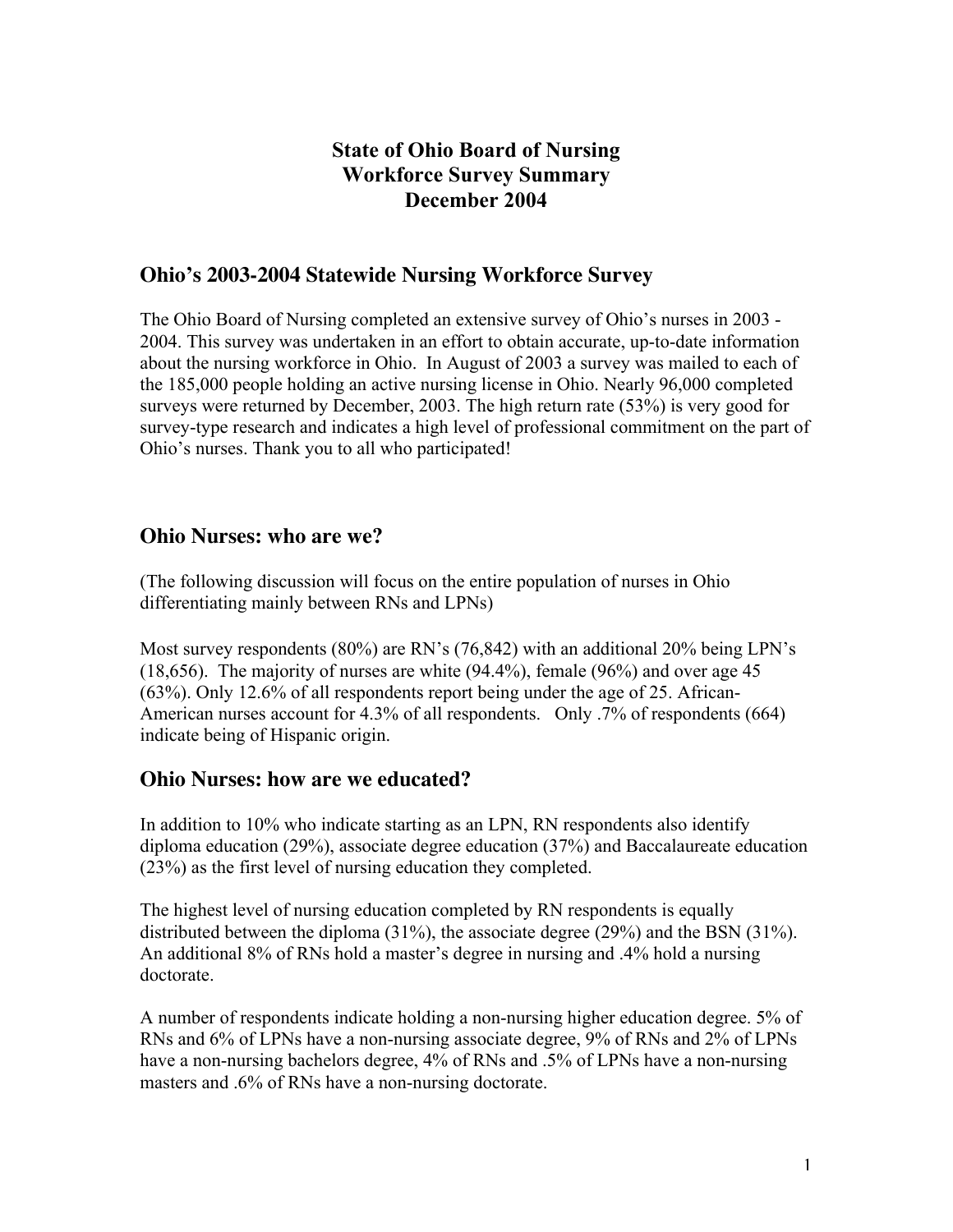# State of Ohio Board of Nursing
# Workforce Survey Summary
# December 2004

## Ohio's 2003-2004 Statewide Nursing Workforce Survey

The Ohio Board of Nursing completed an extensive survey of Ohio's nurses in 2003 - 2004. This survey was undertaken in an effort to obtain accurate, up-to-date information about the nursing workforce in Ohio. In August of 2003 a survey was mailed to each of the 185,000 people holding an active nursing license in Ohio. Nearly 96,000 completed surveys were returned by December, 2003. The high return rate (53%) is very good for survey-type research and indicates a high level of professional commitment on the part of Ohio's nurses. Thank you to all who participated!

## Ohio Nurses: who are we?

(The following discussion will focus on the entire population of nurses in Ohio differentiating mainly between RNs and LPNs)

Most survey respondents (80%) are RN's (76,842) with an additional 20% being LPN's (18,656). The majority of nurses are white (94.4%), female (96%) and over age 45 (63%). Only 12.6% of all respondents report being under the age of 25. African-American nurses account for 4.3% of all respondents. Only .7% of respondents (664) indicate being of Hispanic origin.

## Ohio Nurses: how are we educated?

In addition to 10% who indicate starting as an LPN, RN respondents also identify diploma education (29%), associate degree education (37%) and Baccalaureate education (23%) as the first level of nursing education they completed.

The highest level of nursing education completed by RN respondents is equally distributed between the diploma (31%), the associate degree (29%) and the BSN (31%). An additional 8% of RNs hold a master's degree in nursing and .4% hold a nursing doctorate.

A number of respondents indicate holding a non-nursing higher education degree. 5% of RNs and 6% of LPNs have a non-nursing associate degree, 9% of RNs and 2% of LPNs have a non-nursing bachelors degree, 4% of RNs and .5% of LPNs have a non-nursing masters and .6% of RNs have a non-nursing doctorate.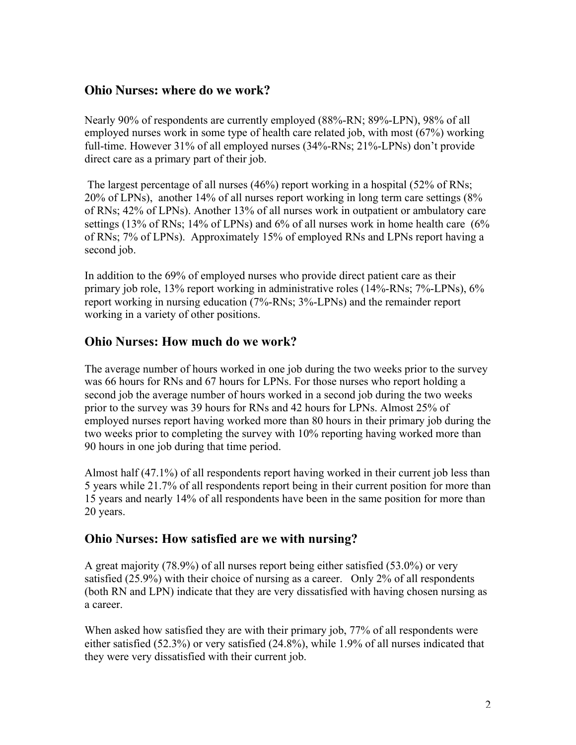## Ohio Nurses: where do we work?

Nearly 90% of respondents are currently employed (88%-RN; 89%-LPN), 98% of all employed nurses work in some type of health care related job, with most (67%) working full-time. However 31% of all employed nurses (34%-RNs; 21%-LPNs) don't provide direct care as a primary part of their job.

The largest percentage of all nurses (46%) report working in a hospital (52% of RNs; 20% of LPNs), another 14% of all nurses report working in long term care settings (8% of RNs; 42% of LPNs). Another 13% of all nurses work in outpatient or ambulatory care settings (13% of RNs; 14% of LPNs) and 6% of all nurses work in home health care (6% of RNs; 7% of LPNs). Approximately 15% of employed RNs and LPNs report having a second job.

In addition to the 69% of employed nurses who provide direct patient care as their primary job role, 13% report working in administrative roles (14%-RNs; 7%-LPNs), 6% report working in nursing education (7%-RNs; 3%-LPNs) and the remainder report working in a variety of other positions.

## Ohio Nurses: How much do we work?

The average number of hours worked in one job during the two weeks prior to the survey was 66 hours for RNs and 67 hours for LPNs. For those nurses who report holding a second job the average number of hours worked in a second job during the two weeks prior to the survey was 39 hours for RNs and 42 hours for LPNs. Almost 25% of employed nurses report having worked more than 80 hours in their primary job during the two weeks prior to completing the survey with 10% reporting having worked more than 90 hours in one job during that time period.

Almost half (47.1%) of all respondents report having worked in their current job less than 5 years while 21.7% of all respondents report being in their current position for more than 15 years and nearly 14% of all respondents have been in the same position for more than 20 years.

## Ohio Nurses: How satisfied are we with nursing?

A great majority (78.9%) of all nurses report being either satisfied (53.0%) or very satisfied (25.9%) with their choice of nursing as a career. Only 2% of all respondents (both RN and LPN) indicate that they are very dissatisfied with having chosen nursing as a career.

When asked how satisfied they are with their primary job, 77% of all respondents were either satisfied (52.3%) or very satisfied (24.8%), while 1.9% of all nurses indicated that they were very dissatisfied with their current job.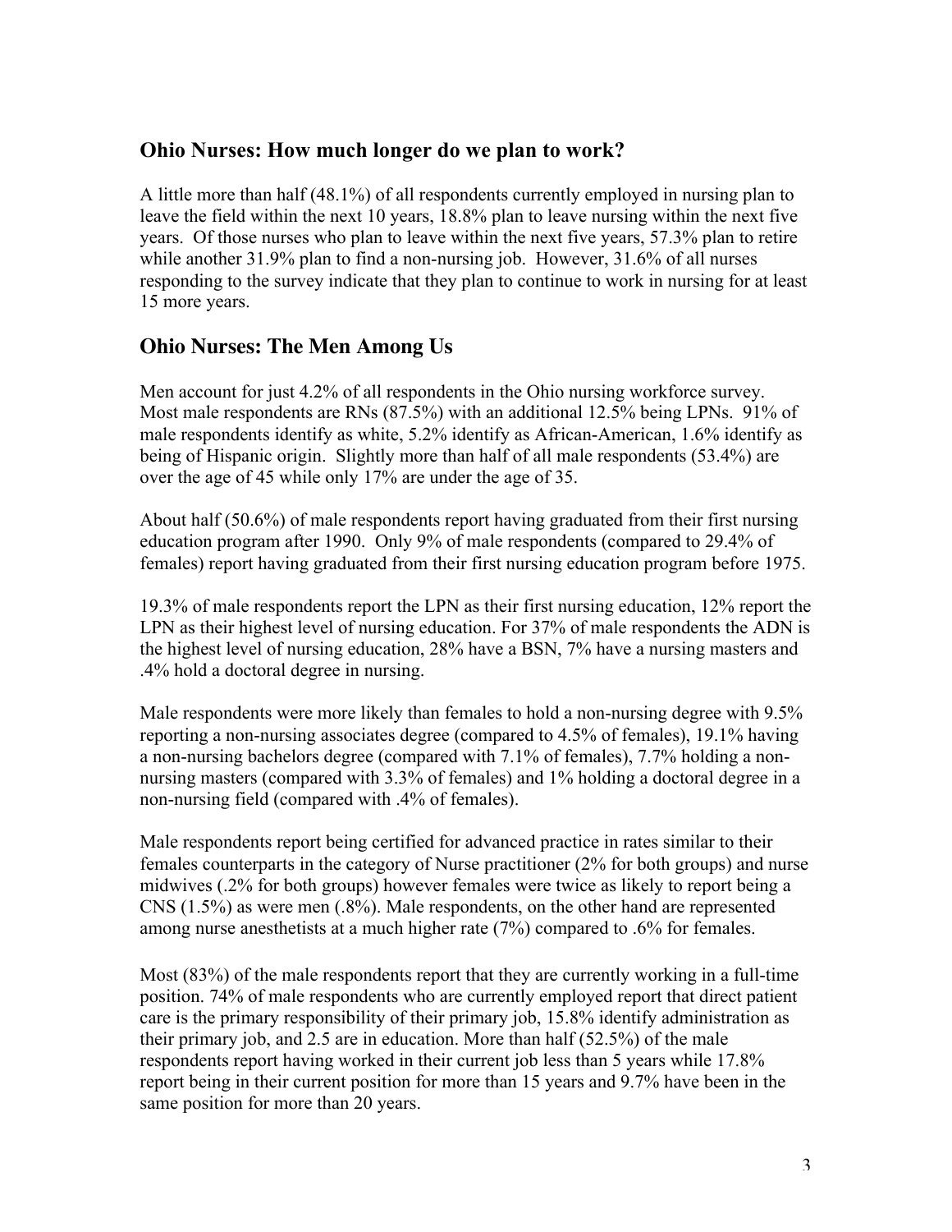## Ohio Nurses: How much longer do we plan to work?

A little more than half (48.1%) of all respondents currently employed in nursing plan to leave the field within the next 10 years, 18.8% plan to leave nursing within the next five years. Of those nurses who plan to leave within the next five years, 57.3% plan to retire while another 31.9% plan to find a non-nursing job. However, 31.6% of all nurses responding to the survey indicate that they plan to continue to work in nursing for at least 15 more years.

## Ohio Nurses: The Men Among Us

Men account for just 4.2% of all respondents in the Ohio nursing workforce survey. Most male respondents are RNs (87.5%) with an additional 12.5% being LPNs. 91% of male respondents identify as white, 5.2% identify as African-American, 1.6% identify as being of Hispanic origin. Slightly more than half of all male respondents (53.4%) are over the age of 45 while only 17% are under the age of 35.

About half (50.6%) of male respondents report having graduated from their first nursing education program after 1990. Only 9% of male respondents (compared to 29.4% of females) report having graduated from their first nursing education program before 1975.

19.3% of male respondents report the LPN as their first nursing education, 12% report the LPN as their highest level of nursing education. For 37% of male respondents the ADN is the highest level of nursing education, 28% have a BSN, 7% have a nursing masters and .4% hold a doctoral degree in nursing.

Male respondents were more likely than females to hold a non-nursing degree with 9.5% reporting a non-nursing associates degree (compared to 4.5% of females), 19.1% having a non-nursing bachelors degree (compared with 7.1% of females), 7.7% holding a non-nursing masters (compared with 3.3% of females) and 1% holding a doctoral degree in a non-nursing field (compared with .4% of females).

Male respondents report being certified for advanced practice in rates similar to their females counterparts in the category of Nurse practitioner (2% for both groups) and nurse midwives (.2% for both groups) however females were twice as likely to report being a CNS (1.5%) as were men (.8%). Male respondents, on the other hand are represented among nurse anesthetists at a much higher rate (7%) compared to .6% for females.

Most (83%) of the male respondents report that they are currently working in a full-time position. 74% of male respondents who are currently employed report that direct patient care is the primary responsibility of their primary job, 15.8% identify administration as their primary job, and 2.5 are in education. More than half (52.5%) of the male respondents report having worked in their current job less than 5 years while 17.8% report being in their current position for more than 15 years and 9.7% have been in the same position for more than 20 years.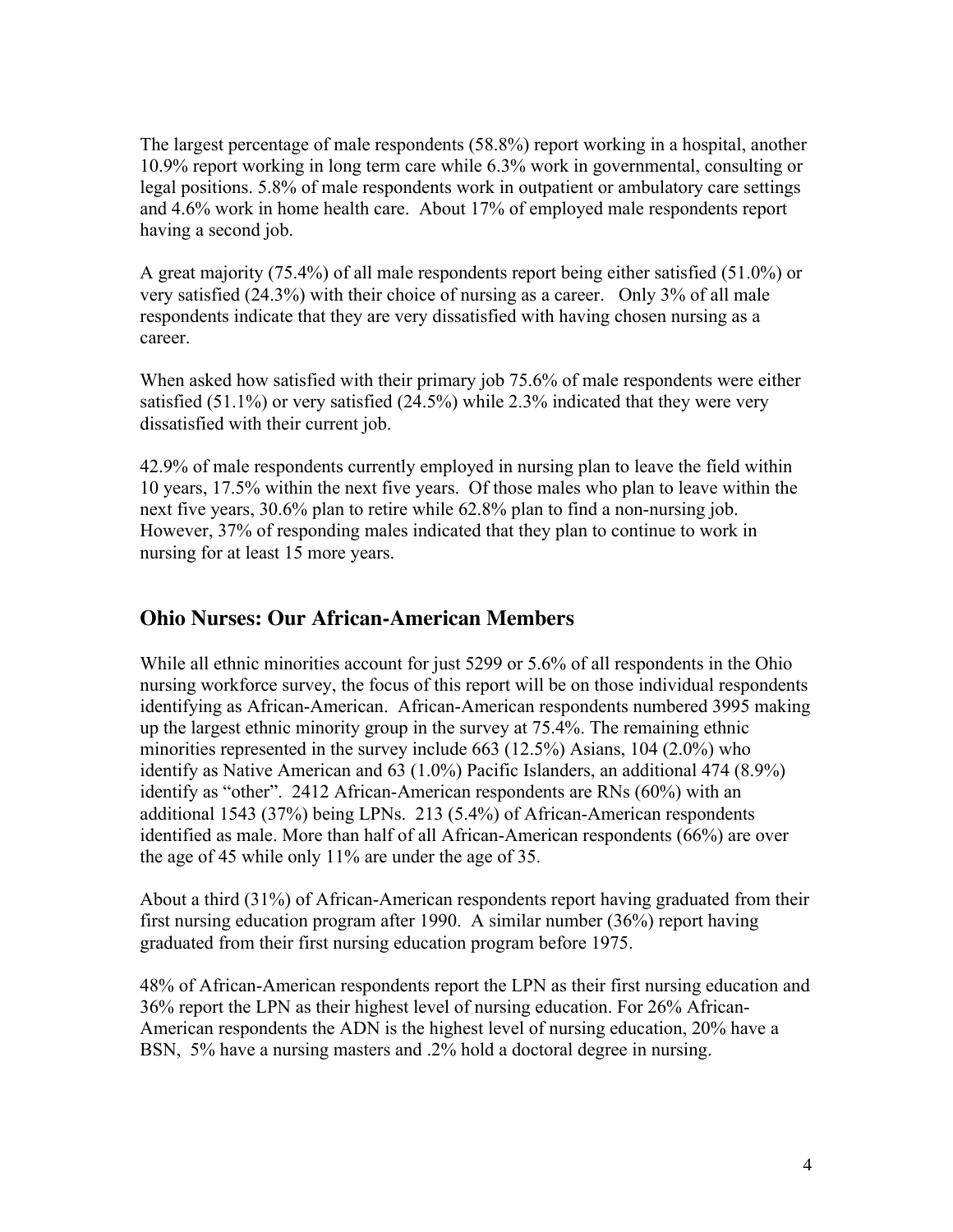The largest percentage of male respondents (58.8%) report working in a hospital, another 10.9% report working in long term care while 6.3% work in governmental, consulting or legal positions. 5.8% of male respondents work in outpatient or ambulatory care settings and 4.6% work in home health care. About 17% of employed male respondents report having a second job.

A great majority (75.4%) of all male respondents report being either satisfied (51.0%) or very satisfied (24.3%) with their choice of nursing as a career. Only 3% of all male respondents indicate that they are very dissatisfied with having chosen nursing as a career.

When asked how satisfied with their primary job 75.6% of male respondents were either satisfied (51.1%) or very satisfied (24.5%) while 2.3% indicated that they were very dissatisfied with their current job.

42.9% of male respondents currently employed in nursing plan to leave the field within 10 years, 17.5% within the next five years. Of those males who plan to leave within the next five years, 30.6% plan to retire while 62.8% plan to find a non-nursing job. However, 37% of responding males indicated that they plan to continue to work in nursing for at least 15 more years.

## Ohio Nurses: Our African-American Members

While all ethnic minorities account for just 5299 or 5.6% of all respondents in the Ohio nursing workforce survey, the focus of this report will be on those individual respondents identifying as African-American. African-American respondents numbered 3995 making up the largest ethnic minority group in the survey at 75.4%. The remaining ethnic minorities represented in the survey include 663 (12.5%) Asians, 104 (2.0%) who identify as Native American and 63 (1.0%) Pacific Islanders, an additional 474 (8.9%) identify as "other". 2412 African-American respondents are RNs (60%) with an additional 1543 (37%) being LPNs. 213 (5.4%) of African-American respondents identified as male. More than half of all African-American respondents (66%) are over the age of 45 while only 11% are under the age of 35.

About a third (31%) of African-American respondents report having graduated from their first nursing education program after 1990. A similar number (36%) report having graduated from their first nursing education program before 1975.

48% of African-American respondents report the LPN as their first nursing education and 36% report the LPN as their highest level of nursing education. For 26% African-American respondents the ADN is the highest level of nursing education, 20% have a BSN, 5% have a nursing masters and .2% hold a doctoral degree in nursing.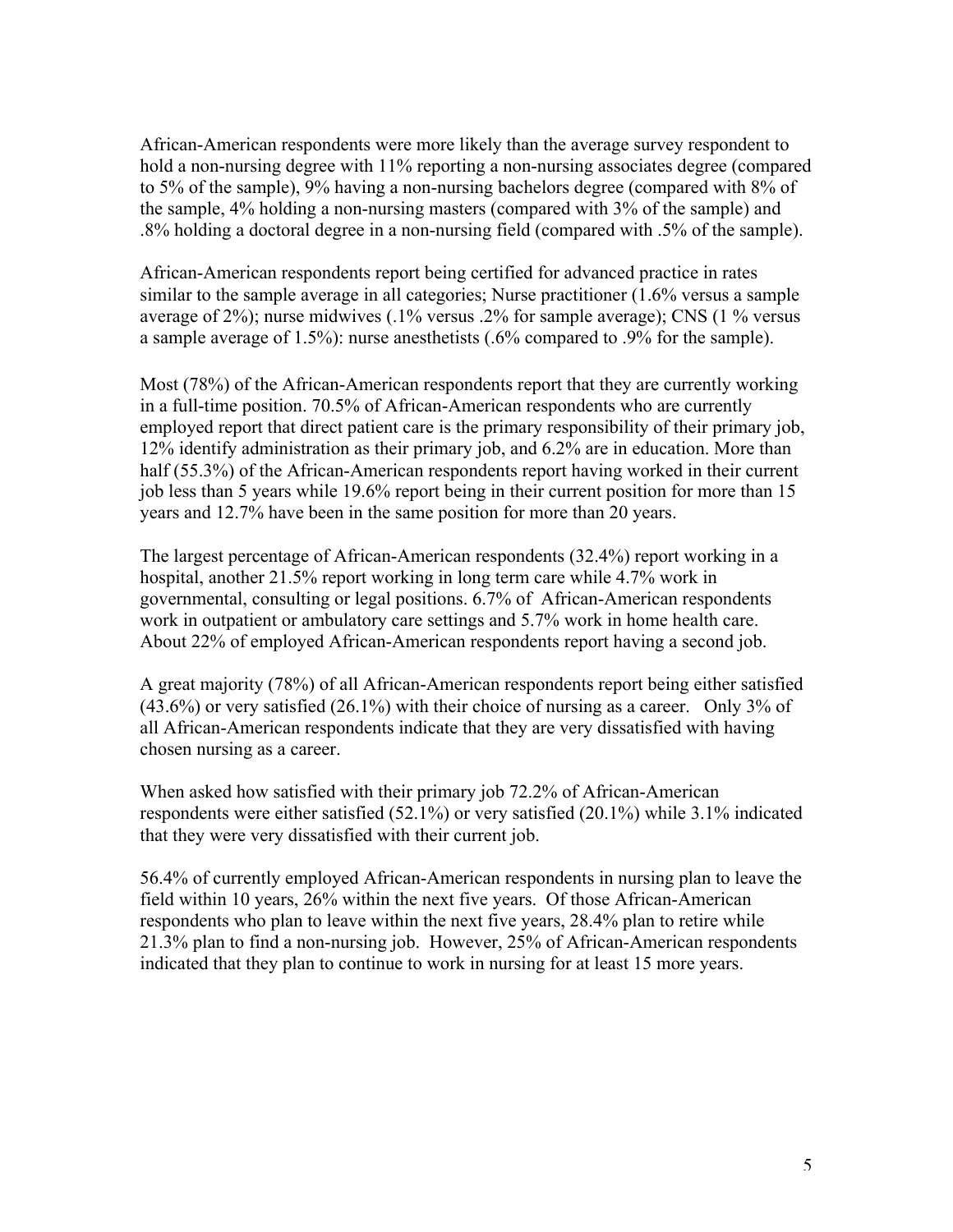African-American respondents were more likely than the average survey respondent to hold a non-nursing degree with 11% reporting a non-nursing associates degree (compared to 5% of the sample), 9% having a non-nursing bachelors degree (compared with 8% of the sample, 4% holding a non-nursing masters (compared with 3% of the sample) and .8% holding a doctoral degree in a non-nursing field (compared with .5% of the sample).

African-American respondents report being certified for advanced practice in rates similar to the sample average in all categories; Nurse practitioner (1.6% versus a sample average of 2%); nurse midwives (.1% versus .2% for sample average); CNS (1 % versus a sample average of 1.5%): nurse anesthetists (.6% compared to .9% for the sample).

Most (78%) of the African-American respondents report that they are currently working in a full-time position. 70.5% of African-American respondents who are currently employed report that direct patient care is the primary responsibility of their primary job, 12% identify administration as their primary job, and 6.2% are in education. More than half (55.3%) of the African-American respondents report having worked in their current job less than 5 years while 19.6% report being in their current position for more than 15 years and 12.7% have been in the same position for more than 20 years.

The largest percentage of African-American respondents (32.4%) report working in a hospital, another 21.5% report working in long term care while 4.7% work in governmental, consulting or legal positions. 6.7% of African-American respondents work in outpatient or ambulatory care settings and 5.7% work in home health care. About 22% of employed African-American respondents report having a second job.

A great majority (78%) of all African-American respondents report being either satisfied (43.6%) or very satisfied (26.1%) with their choice of nursing as a career. Only 3% of all African-American respondents indicate that they are very dissatisfied with having chosen nursing as a career.

When asked how satisfied with their primary job 72.2% of African-American respondents were either satisfied (52.1%) or very satisfied (20.1%) while 3.1% indicated that they were very dissatisfied with their current job.

56.4% of currently employed African-American respondents in nursing plan to leave the field within 10 years, 26% within the next five years. Of those African-American respondents who plan to leave within the next five years, 28.4% plan to retire while 21.3% plan to find a non-nursing job. However, 25% of African-American respondents indicated that they plan to continue to work in nursing for at least 15 more years.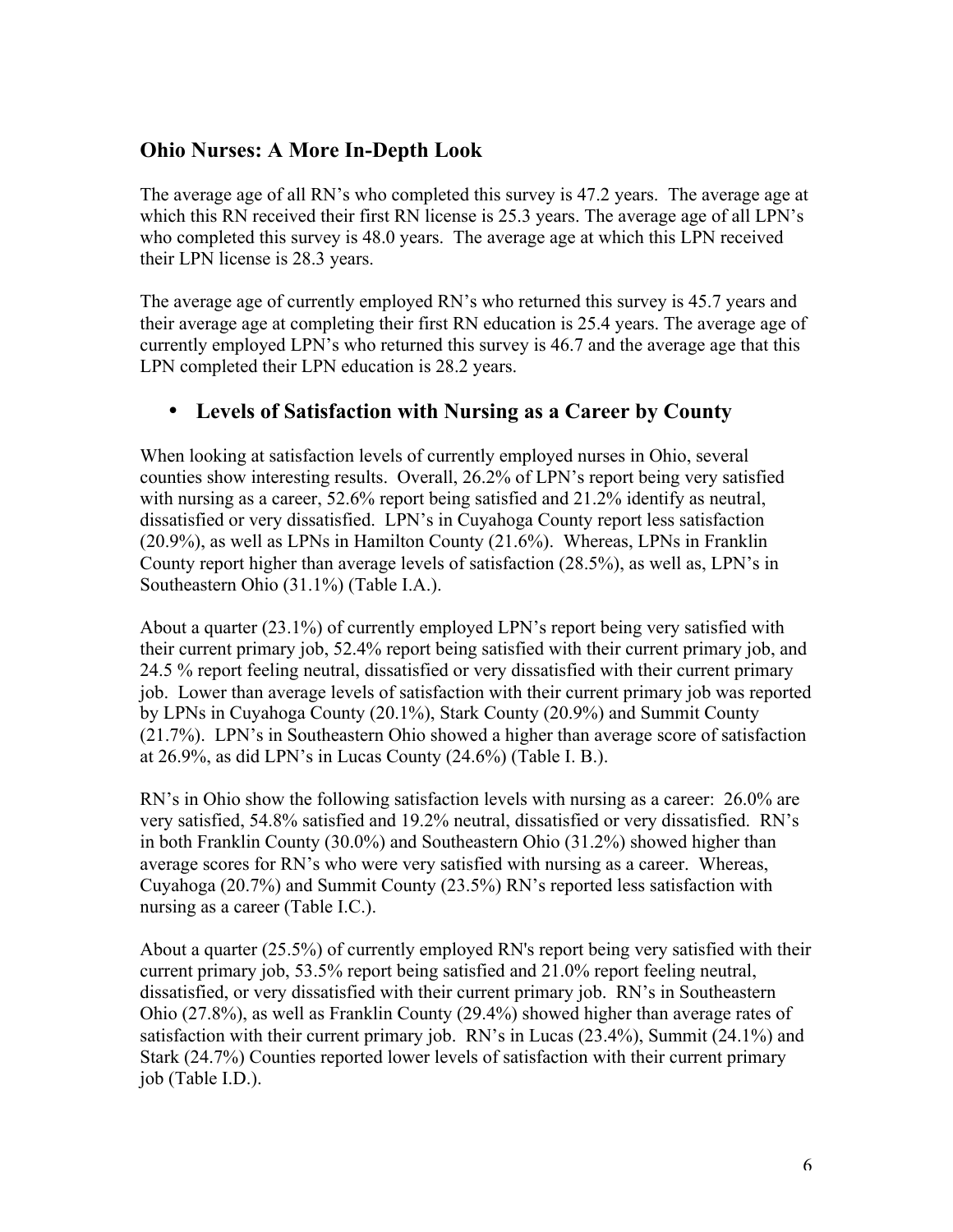## Ohio Nurses: A More In-Depth Look

The average age of all RN's who completed this survey is 47.2 years. The average age at which this RN received their first RN license is 25.3 years. The average age of all LPN's who completed this survey is 48.0 years. The average age at which this LPN received their LPN license is 28.3 years.

The average age of currently employed RN's who returned this survey is 45.7 years and their average age at completing their first RN education is 25.4 years. The average age of currently employed LPN's who returned this survey is 46.7 and the average age that this LPN completed their LPN education is 28.2 years.

- ### Levels of Satisfaction with Nursing as a Career by County

When looking at satisfaction levels of currently employed nurses in Ohio, several counties show interesting results. Overall, 26.2% of LPN's report being very satisfied with nursing as a career, 52.6% report being satisfied and 21.2% identify as neutral, dissatisfied or very dissatisfied. LPN's in Cuyahoga County report less satisfaction (20.9%), as well as LPNs in Hamilton County (21.6%). Whereas, LPNs in Franklin County report higher than average levels of satisfaction (28.5%), as well as, LPN's in Southeastern Ohio (31.1%) (Table I.A.).

About a quarter (23.1%) of currently employed LPN's report being very satisfied with their current primary job, 52.4% report being satisfied with their current primary job, and 24.5 % report feeling neutral, dissatisfied or very dissatisfied with their current primary job. Lower than average levels of satisfaction with their current primary job was reported by LPNs in Cuyahoga County (20.1%), Stark County (20.9%) and Summit County (21.7%). LPN's in Southeastern Ohio showed a higher than average score of satisfaction at 26.9%, as did LPN's in Lucas County (24.6%) (Table I. B.).

RN's in Ohio show the following satisfaction levels with nursing as a career: 26.0% are very satisfied, 54.8% satisfied and 19.2% neutral, dissatisfied or very dissatisfied. RN's in both Franklin County (30.0%) and Southeastern Ohio (31.2%) showed higher than average scores for RN's who were very satisfied with nursing as a career. Whereas, Cuyahoga (20.7%) and Summit County (23.5%) RN's reported less satisfaction with nursing as a career (Table I.C.).

About a quarter (25.5%) of currently employed RN's report being very satisfied with their current primary job, 53.5% report being satisfied and 21.0% report feeling neutral, dissatisfied, or very dissatisfied with their current primary job. RN's in Southeastern Ohio (27.8%), as well as Franklin County (29.4%) showed higher than average rates of satisfaction with their current primary job. RN's in Lucas (23.4%), Summit (24.1%) and Stark (24.7%) Counties reported lower levels of satisfaction with their current primary job (Table I.D.).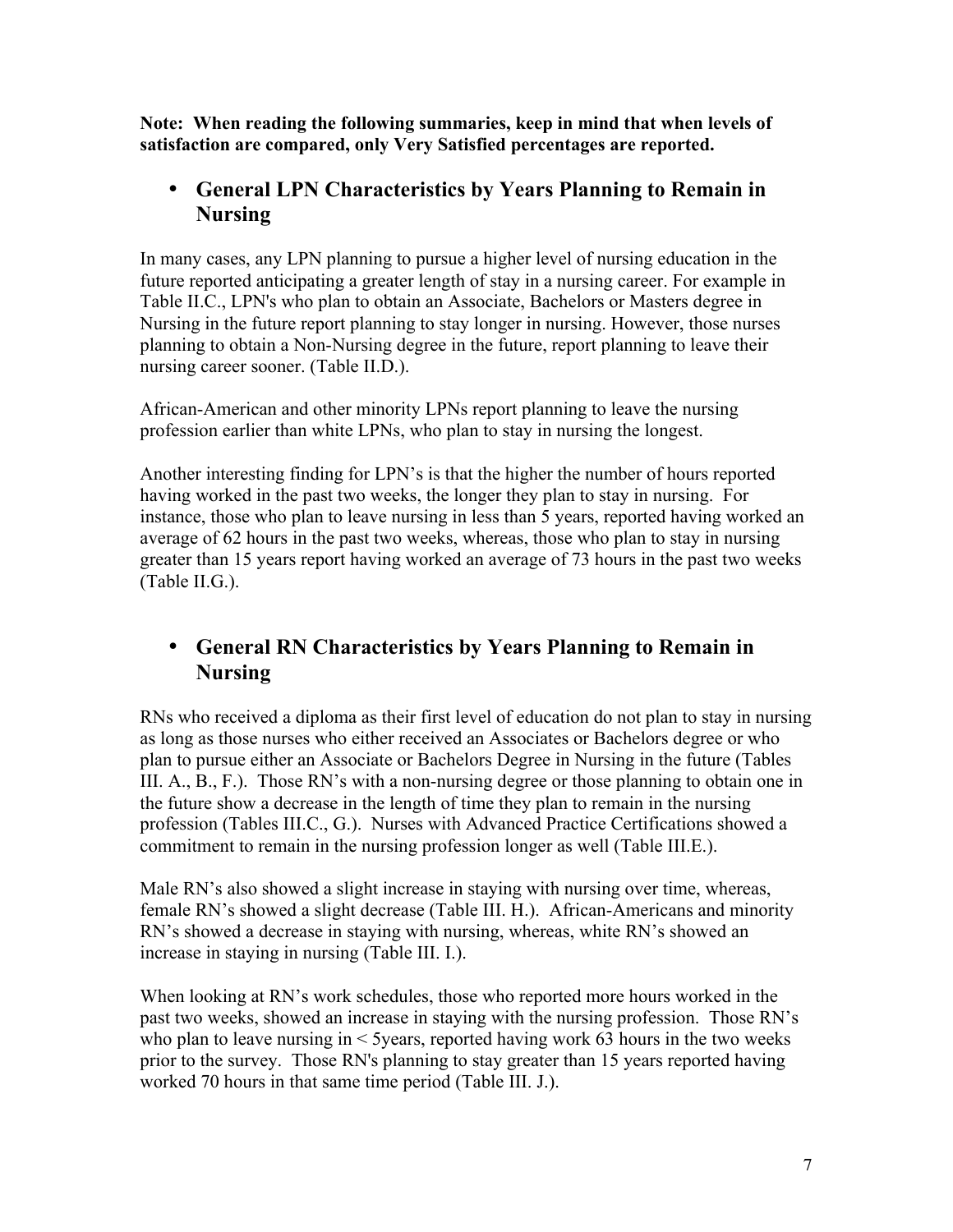**Note: When reading the following summaries, keep in mind that when levels of satisfaction are compared, only Very Satisfied percentages are reported.**

- **General LPN Characteristics by Years Planning to Remain in Nursing**

In many cases, any LPN planning to pursue a higher level of nursing education in the future reported anticipating a greater length of stay in a nursing career. For example in Table II.C., LPN's who plan to obtain an Associate, Bachelors or Masters degree in Nursing in the future report planning to stay longer in nursing. However, those nurses planning to obtain a Non-Nursing degree in the future, report planning to leave their nursing career sooner. (Table II.D.).

African-American and other minority LPNs report planning to leave the nursing profession earlier than white LPNs, who plan to stay in nursing the longest.

Another interesting finding for LPN's is that the higher the number of hours reported having worked in the past two weeks, the longer they plan to stay in nursing. For instance, those who plan to leave nursing in less than 5 years, reported having worked an average of 62 hours in the past two weeks, whereas, those who plan to stay in nursing greater than 15 years report having worked an average of 73 hours in the past two weeks (Table II.G.).

- **General RN Characteristics by Years Planning to Remain in Nursing**

RNs who received a diploma as their first level of education do not plan to stay in nursing as long as those nurses who either received an Associates or Bachelors degree or who plan to pursue either an Associate or Bachelors Degree in Nursing in the future (Tables III. A., B., F.). Those RN's with a non-nursing degree or those planning to obtain one in the future show a decrease in the length of time they plan to remain in the nursing profession (Tables III.C., G.). Nurses with Advanced Practice Certifications showed a commitment to remain in the nursing profession longer as well (Table III.E.).

Male RN's also showed a slight increase in staying with nursing over time, whereas, female RN's showed a slight decrease (Table III. H.). African-Americans and minority RN's showed a decrease in staying with nursing, whereas, white RN's showed an increase in staying in nursing (Table III. I.).

When looking at RN's work schedules, those who reported more hours worked in the past two weeks, showed an increase in staying with the nursing profession. Those RN's who plan to leave nursing in < 5years, reported having work 63 hours in the two weeks prior to the survey. Those RN's planning to stay greater than 15 years reported having worked 70 hours in that same time period (Table III. J.).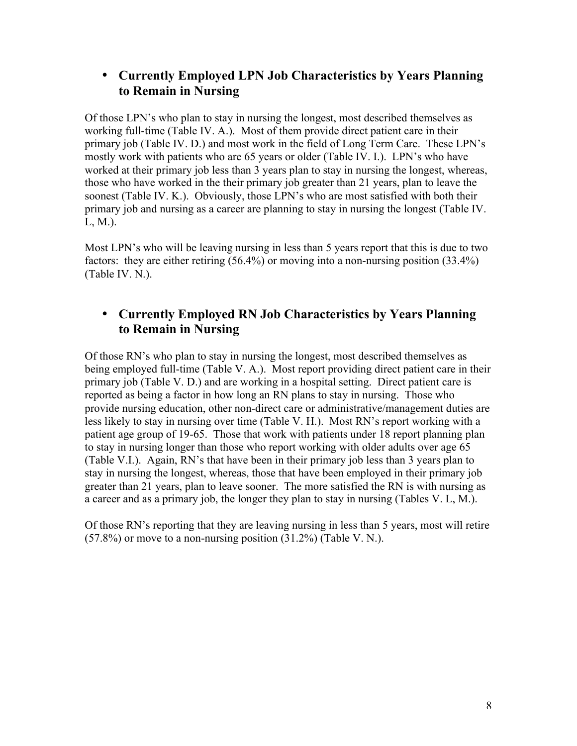- **Currently Employed LPN Job Characteristics by Years Planning to Remain in Nursing**

Of those LPN's who plan to stay in nursing the longest, most described themselves as working full-time (Table IV. A.). Most of them provide direct patient care in their primary job (Table IV. D.) and most work in the field of Long Term Care. These LPN's mostly work with patients who are 65 years or older (Table IV. I.). LPN's who have worked at their primary job less than 3 years plan to stay in nursing the longest, whereas, those who have worked in the their primary job greater than 21 years, plan to leave the soonest (Table IV. K.). Obviously, those LPN's who are most satisfied with both their primary job and nursing as a career are planning to stay in nursing the longest (Table IV. L, M.).

Most LPN's who will be leaving nursing in less than 5 years report that this is due to two factors: they are either retiring (56.4%) or moving into a non-nursing position (33.4%) (Table IV. N.).

- **Currently Employed RN Job Characteristics by Years Planning to Remain in Nursing**

Of those RN's who plan to stay in nursing the longest, most described themselves as being employed full-time (Table V. A.). Most report providing direct patient care in their primary job (Table V. D.) and are working in a hospital setting. Direct patient care is reported as being a factor in how long an RN plans to stay in nursing. Those who provide nursing education, other non-direct care or administrative/management duties are less likely to stay in nursing over time (Table V. H.). Most RN's report working with a patient age group of 19-65. Those that work with patients under 18 report planning plan to stay in nursing longer than those who report working with older adults over age 65 (Table V.I.). Again, RN's that have been in their primary job less than 3 years plan to stay in nursing the longest, whereas, those that have been employed in their primary job greater than 21 years, plan to leave sooner. The more satisfied the RN is with nursing as a career and as a primary job, the longer they plan to stay in nursing (Tables V. L, M.).

Of those RN's reporting that they are leaving nursing in less than 5 years, most will retire (57.8%) or move to a non-nursing position (31.2%) (Table V. N.).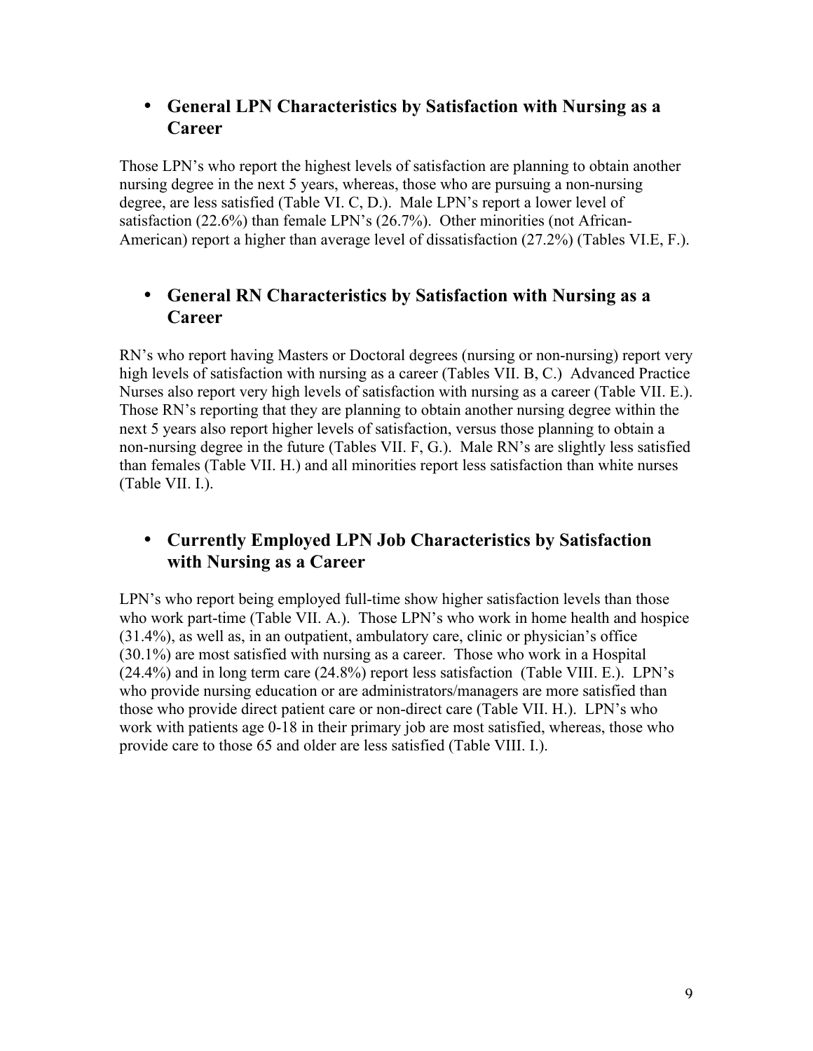- **General LPN Characteristics by Satisfaction with Nursing as a Career**

Those LPN's who report the highest levels of satisfaction are planning to obtain another nursing degree in the next 5 years, whereas, those who are pursuing a non-nursing degree, are less satisfied (Table VI. C, D.). Male LPN's report a lower level of satisfaction (22.6%) than female LPN's (26.7%). Other minorities (not African-American) report a higher than average level of dissatisfaction (27.2%) (Tables VI.E, F.).

- **General RN Characteristics by Satisfaction with Nursing as a Career**

RN's who report having Masters or Doctoral degrees (nursing or non-nursing) report very high levels of satisfaction with nursing as a career (Tables VII. B, C.) Advanced Practice Nurses also report very high levels of satisfaction with nursing as a career (Table VII. E.). Those RN's reporting that they are planning to obtain another nursing degree within the next 5 years also report higher levels of satisfaction, versus those planning to obtain a non-nursing degree in the future (Tables VII. F, G.). Male RN's are slightly less satisfied than females (Table VII. H.) and all minorities report less satisfaction than white nurses (Table VII. I.).

- **Currently Employed LPN Job Characteristics by Satisfaction with Nursing as a Career**

LPN's who report being employed full-time show higher satisfaction levels than those who work part-time (Table VII. A.). Those LPN's who work in home health and hospice (31.4%), as well as, in an outpatient, ambulatory care, clinic or physician's office (30.1%) are most satisfied with nursing as a career. Those who work in a Hospital (24.4%) and in long term care (24.8%) report less satisfaction (Table VIII. E.). LPN's who provide nursing education or are administrators/managers are more satisfied than those who provide direct patient care or non-direct care (Table VII. H.). LPN's who work with patients age 0-18 in their primary job are most satisfied, whereas, those who provide care to those 65 and older are less satisfied (Table VIII. I.).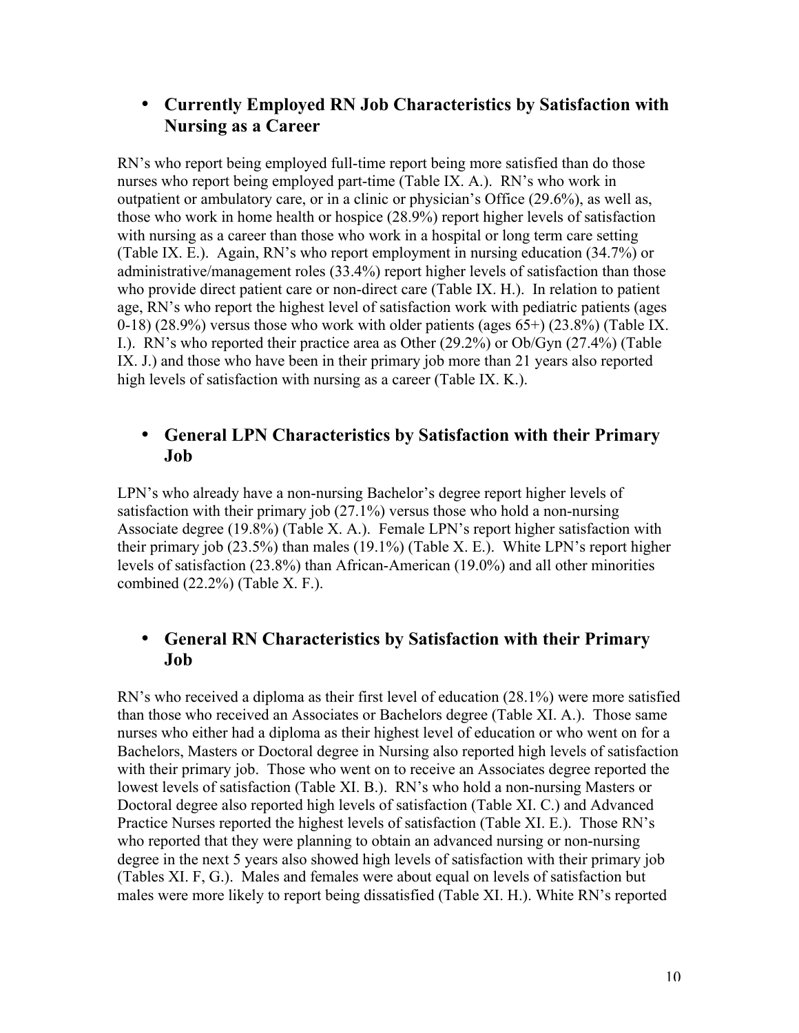- **Currently Employed RN Job Characteristics by Satisfaction with Nursing as a Career**

RN's who report being employed full-time report being more satisfied than do those nurses who report being employed part-time (Table IX. A.). RN's who work in outpatient or ambulatory care, or in a clinic or physician's Office (29.6%), as well as, those who work in home health or hospice (28.9%) report higher levels of satisfaction with nursing as a career than those who work in a hospital or long term care setting (Table IX. E.). Again, RN's who report employment in nursing education (34.7%) or administrative/management roles (33.4%) report higher levels of satisfaction than those who provide direct patient care or non-direct care (Table IX. H.). In relation to patient age, RN's who report the highest level of satisfaction work with pediatric patients (ages 0-18) (28.9%) versus those who work with older patients (ages 65+) (23.8%) (Table IX. I.). RN's who reported their practice area as Other (29.2%) or Ob/Gyn (27.4%) (Table IX. J.) and those who have been in their primary job more than 21 years also reported high levels of satisfaction with nursing as a career (Table IX. K.).

- **General LPN Characteristics by Satisfaction with their Primary Job**

LPN's who already have a non-nursing Bachelor's degree report higher levels of satisfaction with their primary job (27.1%) versus those who hold a non-nursing Associate degree (19.8%) (Table X. A.). Female LPN's report higher satisfaction with their primary job (23.5%) than males (19.1%) (Table X. E.). White LPN's report higher levels of satisfaction (23.8%) than African-American (19.0%) and all other minorities combined (22.2%) (Table X. F.).

- **General RN Characteristics by Satisfaction with their Primary Job**

RN's who received a diploma as their first level of education (28.1%) were more satisfied than those who received an Associates or Bachelors degree (Table XI. A.). Those same nurses who either had a diploma as their highest level of education or who went on for a Bachelors, Masters or Doctoral degree in Nursing also reported high levels of satisfaction with their primary job. Those who went on to receive an Associates degree reported the lowest levels of satisfaction (Table XI. B.). RN's who hold a non-nursing Masters or Doctoral degree also reported high levels of satisfaction (Table XI. C.) and Advanced Practice Nurses reported the highest levels of satisfaction (Table XI. E.). Those RN's who reported that they were planning to obtain an advanced nursing or non-nursing degree in the next 5 years also showed high levels of satisfaction with their primary job (Tables XI. F, G.). Males and females were about equal on levels of satisfaction but males were more likely to report being dissatisfied (Table XI. H.). White RN's reported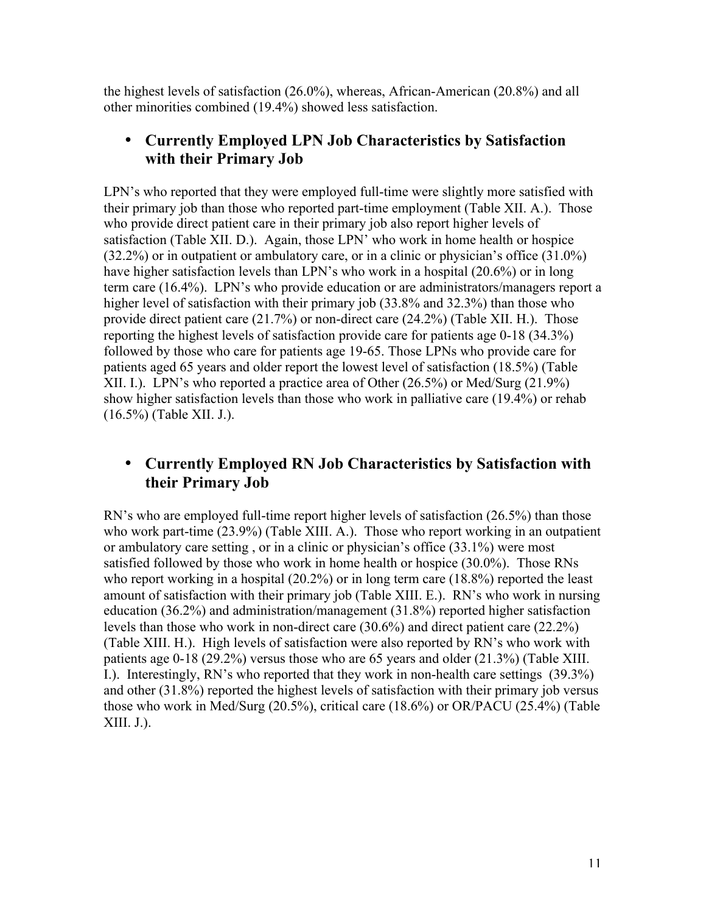the highest levels of satisfaction (26.0%), whereas, African-American (20.8%) and all other minorities combined (19.4%) showed less satisfaction.

- **Currently Employed LPN Job Characteristics by Satisfaction with their Primary Job**

LPN's who reported that they were employed full-time were slightly more satisfied with their primary job than those who reported part-time employment (Table XII. A.). Those who provide direct patient care in their primary job also report higher levels of satisfaction (Table XII. D.). Again, those LPN' who work in home health or hospice (32.2%) or in outpatient or ambulatory care, or in a clinic or physician's office (31.0%) have higher satisfaction levels than LPN's who work in a hospital (20.6%) or in long term care (16.4%). LPN's who provide education or are administrators/managers report a higher level of satisfaction with their primary job (33.8% and 32.3%) than those who provide direct patient care (21.7%) or non-direct care (24.2%) (Table XII. H.). Those reporting the highest levels of satisfaction provide care for patients age 0-18 (34.3%) followed by those who care for patients age 19-65. Those LPNs who provide care for patients aged 65 years and older report the lowest level of satisfaction (18.5%) (Table XII. I.). LPN's who reported a practice area of Other (26.5%) or Med/Surg (21.9%) show higher satisfaction levels than those who work in palliative care (19.4%) or rehab (16.5%) (Table XII. J.).

- **Currently Employed RN Job Characteristics by Satisfaction with their Primary Job**

RN's who are employed full-time report higher levels of satisfaction (26.5%) than those who work part-time (23.9%) (Table XIII. A.). Those who report working in an outpatient or ambulatory care setting , or in a clinic or physician's office (33.1%) were most satisfied followed by those who work in home health or hospice (30.0%). Those RNs who report working in a hospital (20.2%) or in long term care (18.8%) reported the least amount of satisfaction with their primary job (Table XIII. E.). RN's who work in nursing education (36.2%) and administration/management (31.8%) reported higher satisfaction levels than those who work in non-direct care (30.6%) and direct patient care (22.2%) (Table XIII. H.). High levels of satisfaction were also reported by RN's who work with patients age 0-18 (29.2%) versus those who are 65 years and older (21.3%) (Table XIII. I.). Interestingly, RN's who reported that they work in non-health care settings (39.3%) and other (31.8%) reported the highest levels of satisfaction with their primary job versus those who work in Med/Surg (20.5%), critical care (18.6%) or OR/PACU (25.4%) (Table XIII. J.).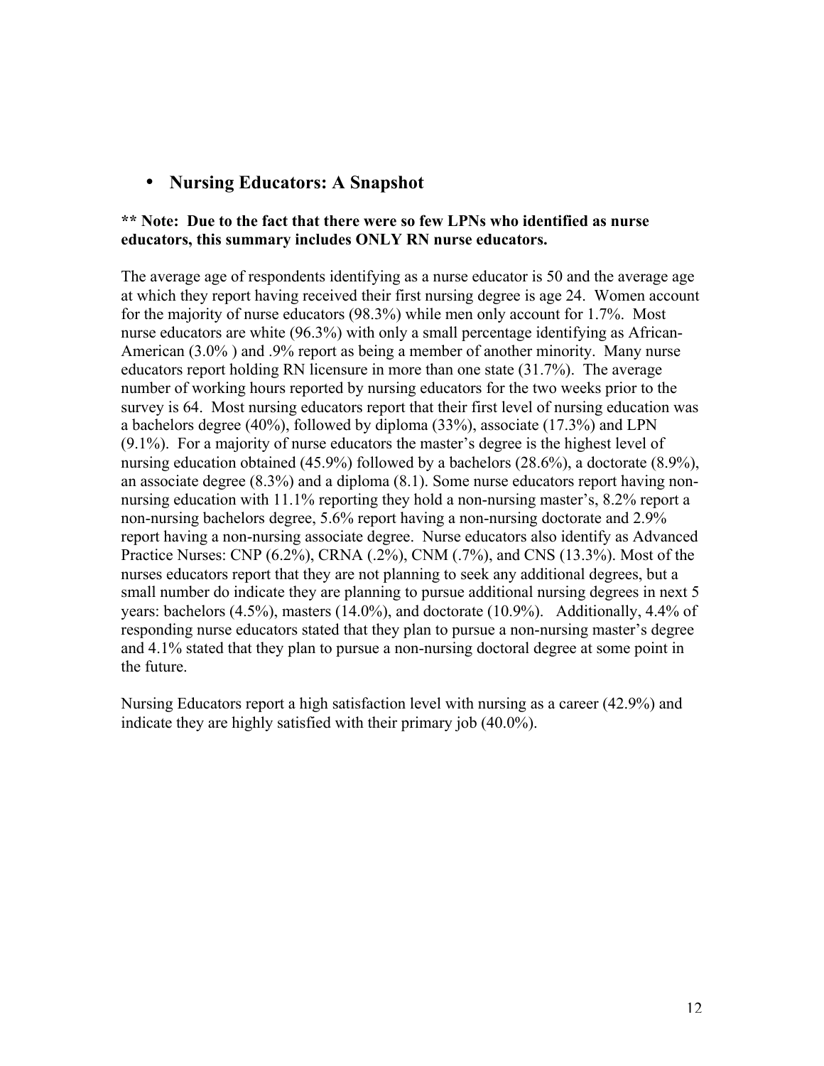- **Nursing Educators: A Snapshot**

**** Note: Due to the fact that there were so few LPNs who identified as nurse educators, this summary includes ONLY RN nurse educators.**

The average age of respondents identifying as a nurse educator is 50 and the average age at which they report having received their first nursing degree is age 24. Women account for the majority of nurse educators (98.3%) while men only account for 1.7%. Most nurse educators are white (96.3%) with only a small percentage identifying as African-American (3.0% ) and .9% report as being a member of another minority. Many nurse educators report holding RN licensure in more than one state (31.7%). The average number of working hours reported by nursing educators for the two weeks prior to the survey is 64. Most nursing educators report that their first level of nursing education was a bachelors degree (40%), followed by diploma (33%), associate (17.3%) and LPN (9.1%). For a majority of nurse educators the master's degree is the highest level of nursing education obtained (45.9%) followed by a bachelors (28.6%), a doctorate (8.9%), an associate degree (8.3%) and a diploma (8.1). Some nurse educators report having non-nursing education with 11.1% reporting they hold a non-nursing master's, 8.2% report a non-nursing bachelors degree, 5.6% report having a non-nursing doctorate and 2.9% report having a non-nursing associate degree. Nurse educators also identify as Advanced Practice Nurses: CNP (6.2%), CRNA (.2%), CNM (.7%), and CNS (13.3%). Most of the nurses educators report that they are not planning to seek any additional degrees, but a small number do indicate they are planning to pursue additional nursing degrees in next 5 years: bachelors (4.5%), masters (14.0%), and doctorate (10.9%). Additionally, 4.4% of responding nurse educators stated that they plan to pursue a non-nursing master's degree and 4.1% stated that they plan to pursue a non-nursing doctoral degree at some point in the future.

Nursing Educators report a high satisfaction level with nursing as a career (42.9%) and indicate they are highly satisfied with their primary job (40.0%).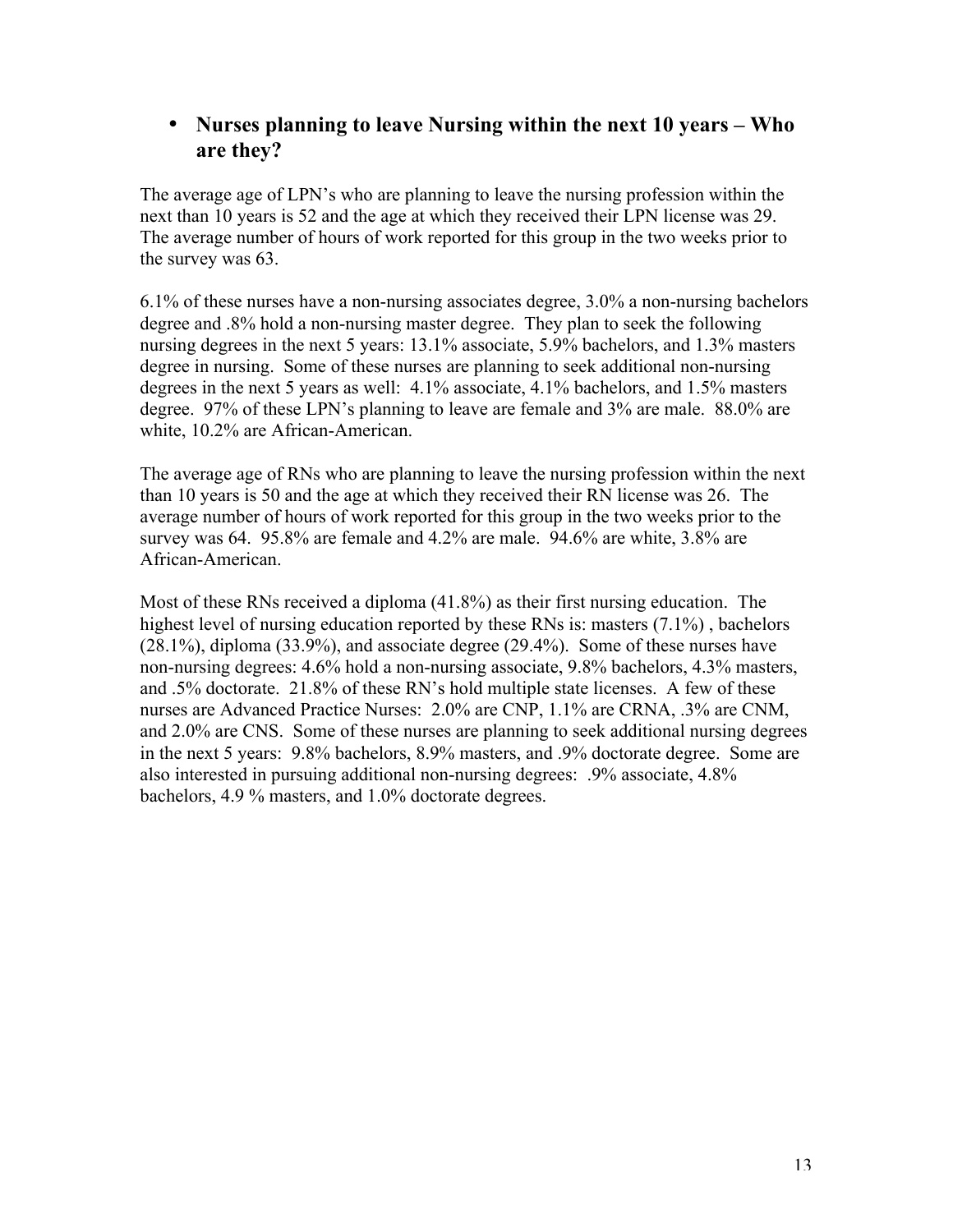- **Nurses planning to leave Nursing within the next 10 years – Who are they?**

The average age of LPN's who are planning to leave the nursing profession within the next than 10 years is 52 and the age at which they received their LPN license was 29. The average number of hours of work reported for this group in the two weeks prior to the survey was 63.

6.1% of these nurses have a non-nursing associates degree, 3.0% a non-nursing bachelors degree and .8% hold a non-nursing master degree. They plan to seek the following nursing degrees in the next 5 years: 13.1% associate, 5.9% bachelors, and 1.3% masters degree in nursing. Some of these nurses are planning to seek additional non-nursing degrees in the next 5 years as well: 4.1% associate, 4.1% bachelors, and 1.5% masters degree. 97% of these LPN's planning to leave are female and 3% are male. 88.0% are white, 10.2% are African-American.

The average age of RNs who are planning to leave the nursing profession within the next than 10 years is 50 and the age at which they received their RN license was 26. The average number of hours of work reported for this group in the two weeks prior to the survey was 64. 95.8% are female and 4.2% are male. 94.6% are white, 3.8% are African-American.

Most of these RNs received a diploma (41.8%) as their first nursing education. The highest level of nursing education reported by these RNs is: masters (7.1%) , bachelors (28.1%), diploma (33.9%), and associate degree (29.4%). Some of these nurses have non-nursing degrees: 4.6% hold a non-nursing associate, 9.8% bachelors, 4.3% masters, and .5% doctorate. 21.8% of these RN's hold multiple state licenses. A few of these nurses are Advanced Practice Nurses: 2.0% are CNP, 1.1% are CRNA, .3% are CNM, and 2.0% are CNS. Some of these nurses are planning to seek additional nursing degrees in the next 5 years: 9.8% bachelors, 8.9% masters, and .9% doctorate degree. Some are also interested in pursuing additional non-nursing degrees: .9% associate, 4.8% bachelors, 4.9 % masters, and 1.0% doctorate degrees.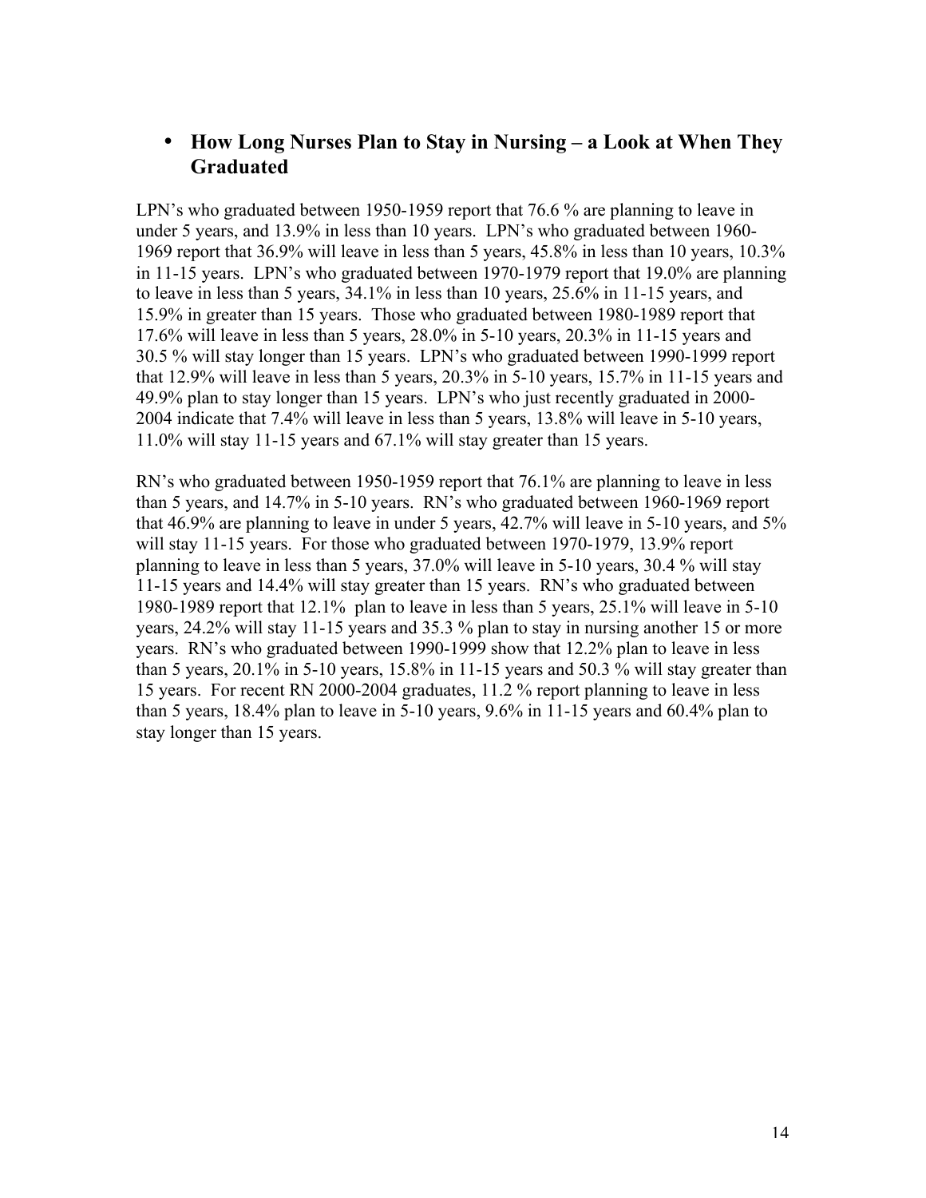- **How Long Nurses Plan to Stay in Nursing – a Look at When They Graduated**

LPN's who graduated between 1950-1959 report that 76.6 % are planning to leave in under 5 years, and 13.9% in less than 10 years. LPN's who graduated between 1960-1969 report that 36.9% will leave in less than 5 years, 45.8% in less than 10 years, 10.3% in 11-15 years. LPN's who graduated between 1970-1979 report that 19.0% are planning to leave in less than 5 years, 34.1% in less than 10 years, 25.6% in 11-15 years, and 15.9% in greater than 15 years. Those who graduated between 1980-1989 report that 17.6% will leave in less than 5 years, 28.0% in 5-10 years, 20.3% in 11-15 years and 30.5 % will stay longer than 15 years. LPN's who graduated between 1990-1999 report that 12.9% will leave in less than 5 years, 20.3% in 5-10 years, 15.7% in 11-15 years and 49.9% plan to stay longer than 15 years. LPN's who just recently graduated in 2000-2004 indicate that 7.4% will leave in less than 5 years, 13.8% will leave in 5-10 years, 11.0% will stay 11-15 years and 67.1% will stay greater than 15 years.

RN's who graduated between 1950-1959 report that 76.1% are planning to leave in less than 5 years, and 14.7% in 5-10 years. RN's who graduated between 1960-1969 report that 46.9% are planning to leave in under 5 years, 42.7% will leave in 5-10 years, and 5% will stay 11-15 years. For those who graduated between 1970-1979, 13.9% report planning to leave in less than 5 years, 37.0% will leave in 5-10 years, 30.4 % will stay 11-15 years and 14.4% will stay greater than 15 years. RN's who graduated between 1980-1989 report that 12.1% plan to leave in less than 5 years, 25.1% will leave in 5-10 years, 24.2% will stay 11-15 years and 35.3 % plan to stay in nursing another 15 or more years. RN's who graduated between 1990-1999 show that 12.2% plan to leave in less than 5 years, 20.1% in 5-10 years, 15.8% in 11-15 years and 50.3 % will stay greater than 15 years. For recent RN 2000-2004 graduates, 11.2 % report planning to leave in less than 5 years, 18.4% plan to leave in 5-10 years, 9.6% in 11-15 years and 60.4% plan to stay longer than 15 years.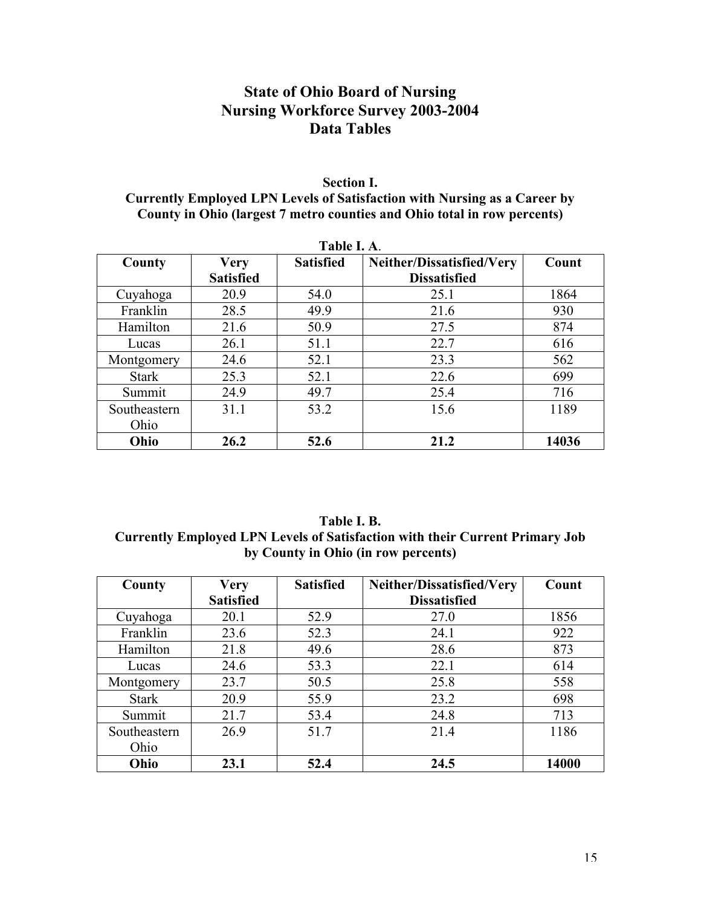# State of Ohio Board of Nursing
# Nursing Workforce Survey 2003-2004
# Data Tables

### Section I.
### Currently Employed LPN Levels of Satisfaction with Nursing as a Career by County in Ohio (largest 7 metro counties and Ohio total in row percents)

**Table I. A.**

| County | Very Satisfied | Satisfied | Neither/Dissatisfied/Very Dissatisfied | Count |
|---|---|---|---|---|
| Cuyahoga | 20.9 | 54.0 | 25.1 | 1864 |
| Franklin | 28.5 | 49.9 | 21.6 | 930 |
| Hamilton | 21.6 | 50.9 | 27.5 | 874 |
| Lucas | 26.1 | 51.1 | 22.7 | 616 |
| Montgomery | 24.6 | 52.1 | 23.3 | 562 |
| Stark | 25.3 | 52.1 | 22.6 | 699 |
| Summit | 24.9 | 49.7 | 25.4 | 716 |
| Southeastern Ohio | 31.1 | 53.2 | 15.6 | 1189 |
| **Ohio** | **26.2** | **52.6** | **21.2** | **14036** |

**Table I. B.**
**Currently Employed LPN Levels of Satisfaction with their Current Primary Job by County in Ohio (in row percents)**

| County | Very Satisfied | Satisfied | Neither/Dissatisfied/Very Dissatisfied | Count |
|---|---|---|---|---|
| Cuyahoga | 20.1 | 52.9 | 27.0 | 1856 |
| Franklin | 23.6 | 52.3 | 24.1 | 922 |
| Hamilton | 21.8 | 49.6 | 28.6 | 873 |
| Lucas | 24.6 | 53.3 | 22.1 | 614 |
| Montgomery | 23.7 | 50.5 | 25.8 | 558 |
| Stark | 20.9 | 55.9 | 23.2 | 698 |
| Summit | 21.7 | 53.4 | 24.8 | 713 |
| Southeastern Ohio | 26.9 | 51.7 | 21.4 | 1186 |
| **Ohio** | **23.1** | **52.4** | **24.5** | **14000** |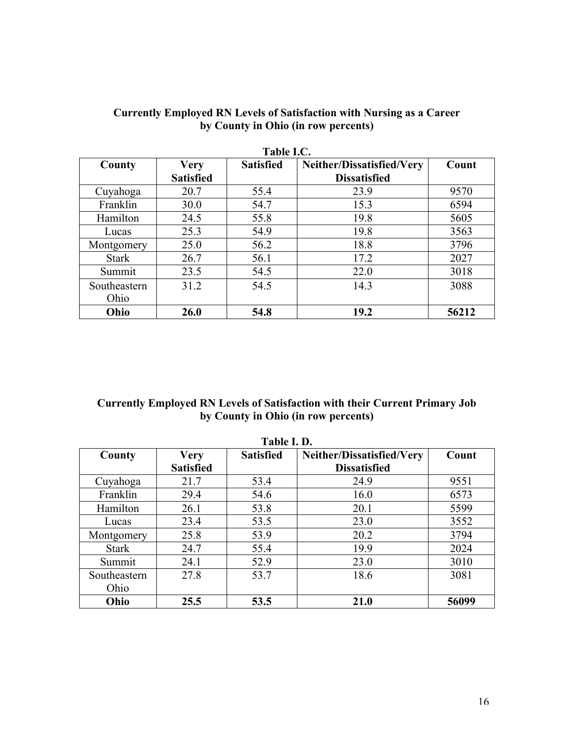## Currently Employed RN Levels of Satisfaction with Nursing as a Career by County in Ohio (in row percents)

**Table I.C.**

| County | Very Satisfied | Satisfied | Neither/Dissatisfied/Very Dissatisfied | Count |
|---|---|---|---|---|
| Cuyahoga | 20.7 | 55.4 | 23.9 | 9570 |
| Franklin | 30.0 | 54.7 | 15.3 | 6594 |
| Hamilton | 24.5 | 55.8 | 19.8 | 5605 |
| Lucas | 25.3 | 54.9 | 19.8 | 3563 |
| Montgomery | 25.0 | 56.2 | 18.8 | 3796 |
| Stark | 26.7 | 56.1 | 17.2 | 2027 |
| Summit | 23.5 | 54.5 | 22.0 | 3018 |
| Southeastern Ohio | 31.2 | 54.5 | 14.3 | 3088 |
| **Ohio** | **26.0** | **54.8** | **19.2** | **56212** |

## Currently Employed RN Levels of Satisfaction with their Current Primary Job by County in Ohio (in row percents)

**Table I. D.**

| County | Very Satisfied | Satisfied | Neither/Dissatisfied/Very Dissatisfied | Count |
|---|---|---|---|---|
| Cuyahoga | 21.7 | 53.4 | 24.9 | 9551 |
| Franklin | 29.4 | 54.6 | 16.0 | 6573 |
| Hamilton | 26.1 | 53.8 | 20.1 | 5599 |
| Lucas | 23.4 | 53.5 | 23.0 | 3552 |
| Montgomery | 25.8 | 53.9 | 20.2 | 3794 |
| Stark | 24.7 | 55.4 | 19.9 | 2024 |
| Summit | 24.1 | 52.9 | 23.0 | 3010 |
| Southeastern Ohio | 27.8 | 53.7 | 18.6 | 3081 |
| **Ohio** | **25.5** | **53.5** | **21.0** | **56099** |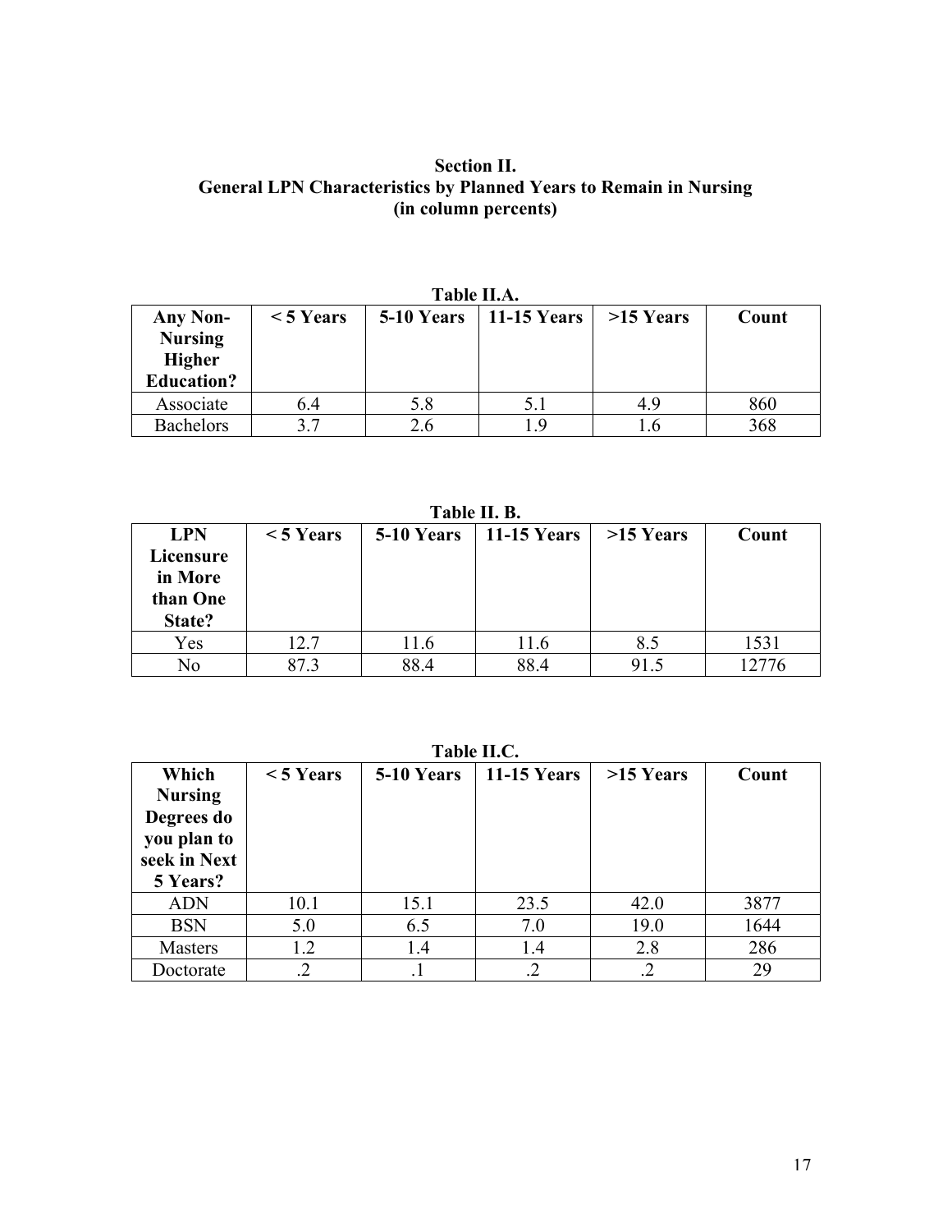# Section II.
## General LPN Characteristics by Planned Years to Remain in Nursing
### (in column percents)

**Table II.A.**

| Any Non-Nursing Higher Education? | < 5 Years | 5-10 Years | 11-15 Years | >15 Years | Count |
|---|---|---|---|---|---|
| Associate | 6.4 | 5.8 | 5.1 | 4.9 | 860 |
| Bachelors | 3.7 | 2.6 | 1.9 | 1.6 | 368 |

**Table II. B.**

| LPN Licensure in More than One State? | < 5 Years | 5-10 Years | 11-15 Years | >15 Years | Count |
|---|---|---|---|---|---|
| Yes | 12.7 | 11.6 | 11.6 | 8.5 | 1531 |
| No | 87.3 | 88.4 | 88.4 | 91.5 | 12776 |

**Table II.C.**

| Which Nursing Degrees do you plan to seek in Next 5 Years? | < 5 Years | 5-10 Years | 11-15 Years | >15 Years | Count |
|---|---|---|---|---|---|
| ADN | 10.1 | 15.1 | 23.5 | 42.0 | 3877 |
| BSN | 5.0 | 6.5 | 7.0 | 19.0 | 1644 |
| Masters | 1.2 | 1.4 | 1.4 | 2.8 | 286 |
| Doctorate | .2 | .1 | .2 | .2 | 29 |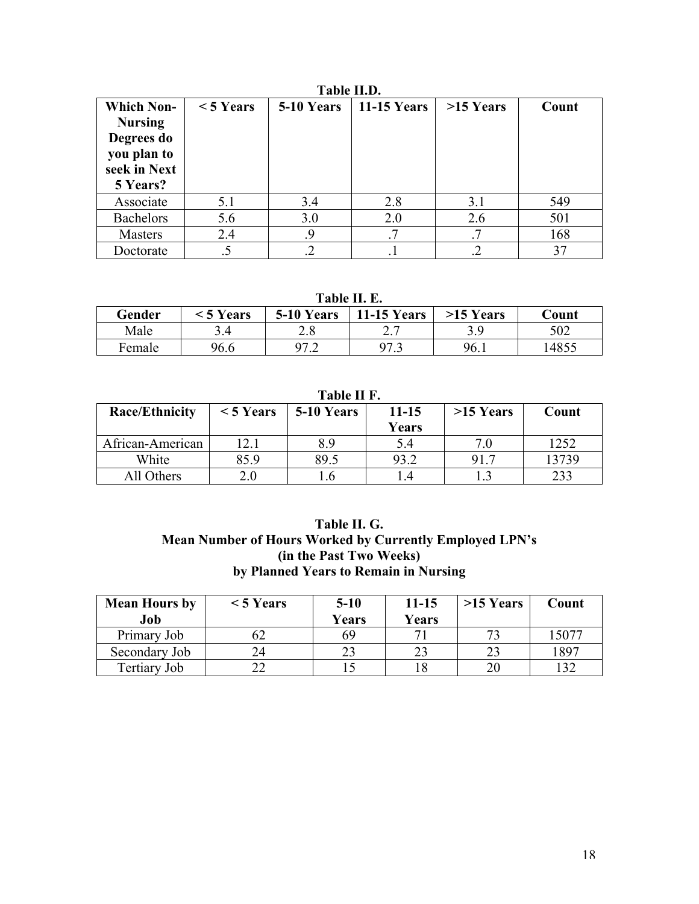**Table II.D.**

| Which Non-Nursing Degrees do you plan to seek in Next 5 Years? | < 5 Years | 5-10 Years | 11-15 Years | >15 Years | Count |
|---|---|---|---|---|---|
| Associate | 5.1 | 3.4 | 2.8 | 3.1 | 549 |
| Bachelors | 5.6 | 3.0 | 2.0 | 2.6 | 501 |
| Masters | 2.4 | .9 | .7 | .7 | 168 |
| Doctorate | .5 | .2 | .1 | .2 | 37 |

**Table II. E.**

| Gender | < 5 Years | 5-10 Years | 11-15 Years | >15 Years | Count |
|---|---|---|---|---|---|
| Male | 3.4 | 2.8 | 2.7 | 3.9 | 502 |
| Female | 96.6 | 97.2 | 97.3 | 96.1 | 14855 |

**Table II F.**

| Race/Ethnicity | < 5 Years | 5-10 Years | 11-15 Years | >15 Years | Count |
|---|---|---|---|---|---|
| African-American | 12.1 | 8.9 | 5.4 | 7.0 | 1252 |
| White | 85.9 | 89.5 | 93.2 | 91.7 | 13739 |
| All Others | 2.0 | 1.6 | 1.4 | 1.3 | 233 |

**Table II. G.**
**Mean Number of Hours Worked by Currently Employed LPN's**
**(in the Past Two Weeks)**
**by Planned Years to Remain in Nursing**

| Mean Hours by Job | < 5 Years | 5-10 Years | 11-15 Years | >15 Years | Count |
|---|---|---|---|---|---|
| Primary Job | 62 | 69 | 71 | 73 | 15077 |
| Secondary Job | 24 | 23 | 23 | 23 | 1897 |
| Tertiary Job | 22 | 15 | 18 | 20 | 132 |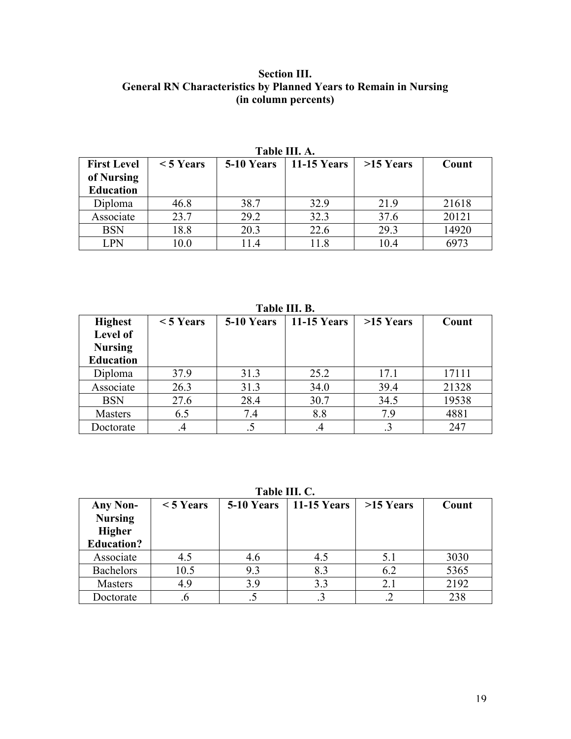## Section III.
## General RN Characteristics by Planned Years to Remain in Nursing
## (in column percents)

**Table III. A.**

| First Level of Nursing Education | < 5 Years | 5-10 Years | 11-15 Years | >15 Years | Count |
|---|---|---|---|---|---|
| Diploma | 46.8 | 38.7 | 32.9 | 21.9 | 21618 |
| Associate | 23.7 | 29.2 | 32.3 | 37.6 | 20121 |
| BSN | 18.8 | 20.3 | 22.6 | 29.3 | 14920 |
| LPN | 10.0 | 11.4 | 11.8 | 10.4 | 6973 |

**Table III. B.**

| Highest Level of Nursing Education | < 5 Years | 5-10 Years | 11-15 Years | >15 Years | Count |
|---|---|---|---|---|---|
| Diploma | 37.9 | 31.3 | 25.2 | 17.1 | 17111 |
| Associate | 26.3 | 31.3 | 34.0 | 39.4 | 21328 |
| BSN | 27.6 | 28.4 | 30.7 | 34.5 | 19538 |
| Masters | 6.5 | 7.4 | 8.8 | 7.9 | 4881 |
| Doctorate | .4 | .5 | .4 | .3 | 247 |

**Table III. C.**

| Any Non-Nursing Higher Education? | < 5 Years | 5-10 Years | 11-15 Years | >15 Years | Count |
|---|---|---|---|---|---|
| Associate | 4.5 | 4.6 | 4.5 | 5.1 | 3030 |
| Bachelors | 10.5 | 9.3 | 8.3 | 6.2 | 5365 |
| Masters | 4.9 | 3.9 | 3.3 | 2.1 | 2192 |
| Doctorate | .6 | .5 | .3 | .2 | 238 |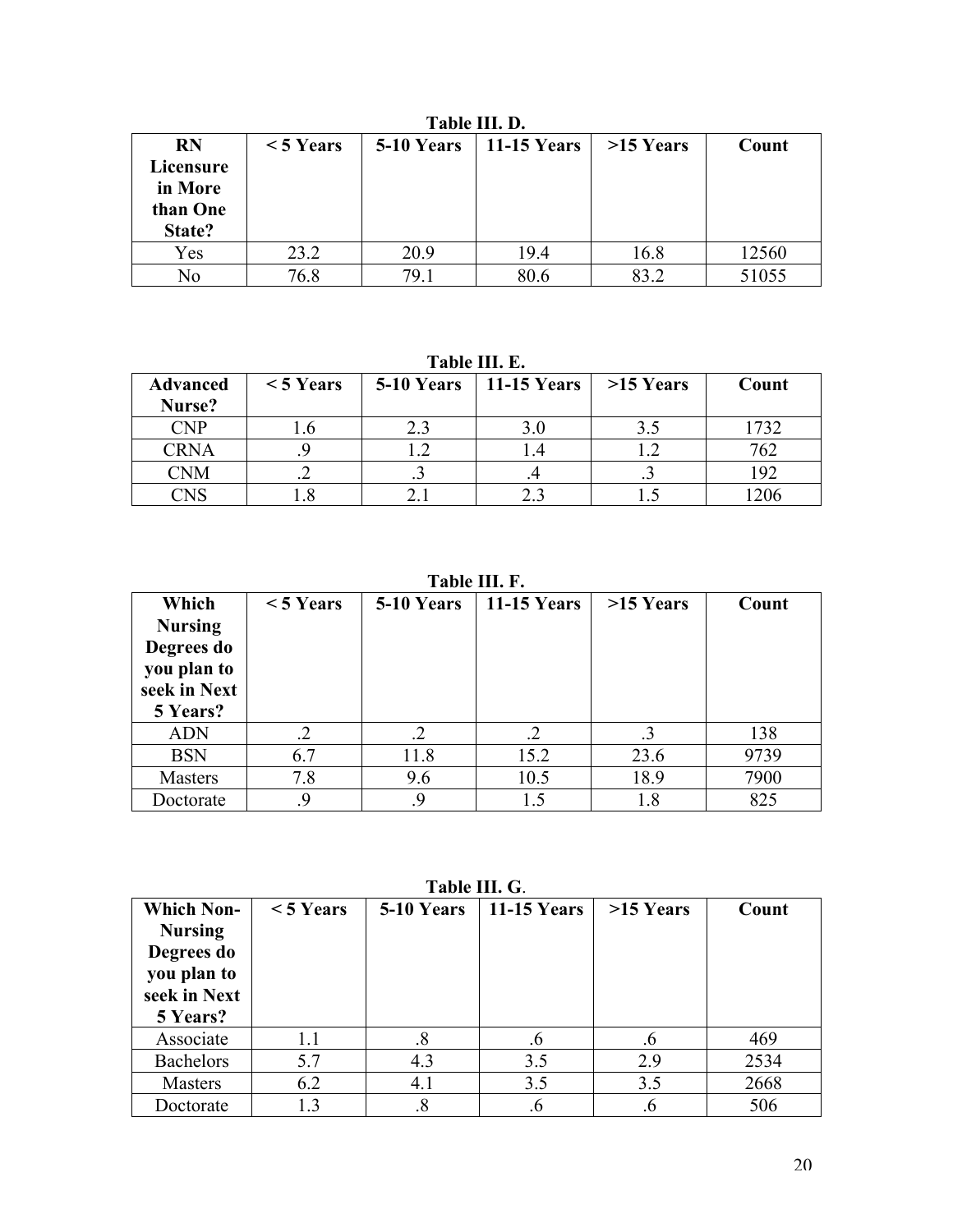**Table III. D.**

| RN Licensure in More than One State? | < 5 Years | 5-10 Years | 11-15 Years | >15 Years | Count |
|---|---|---|---|---|---|
| Yes | 23.2 | 20.9 | 19.4 | 16.8 | 12560 |
| No | 76.8 | 79.1 | 80.6 | 83.2 | 51055 |

**Table III. E.**

| Advanced Nurse? | < 5 Years | 5-10 Years | 11-15 Years | >15 Years | Count |
|---|---|---|---|---|---|
| CNP | 1.6 | 2.3 | 3.0 | 3.5 | 1732 |
| CRNA | .9 | 1.2 | 1.4 | 1.2 | 762 |
| CNM | .2 | .3 | .4 | .3 | 192 |
| CNS | 1.8 | 2.1 | 2.3 | 1.5 | 1206 |

**Table III. F.**

| Which Nursing Degrees do you plan to seek in Next 5 Years? | < 5 Years | 5-10 Years | 11-15 Years | >15 Years | Count |
|---|---|---|---|---|---|
| ADN | .2 | .2 | .2 | .3 | 138 |
| BSN | 6.7 | 11.8 | 15.2 | 23.6 | 9739 |
| Masters | 7.8 | 9.6 | 10.5 | 18.9 | 7900 |
| Doctorate | .9 | .9 | 1.5 | 1.8 | 825 |

**Table III. G.**

| Which Non-Nursing Degrees do you plan to seek in Next 5 Years? | < 5 Years | 5-10 Years | 11-15 Years | >15 Years | Count |
|---|---|---|---|---|---|
| Associate | 1.1 | .8 | .6 | .6 | 469 |
| Bachelors | 5.7 | 4.3 | 3.5 | 2.9 | 2534 |
| Masters | 6.2 | 4.1 | 3.5 | 3.5 | 2668 |
| Doctorate | 1.3 | .8 | .6 | .6 | 506 |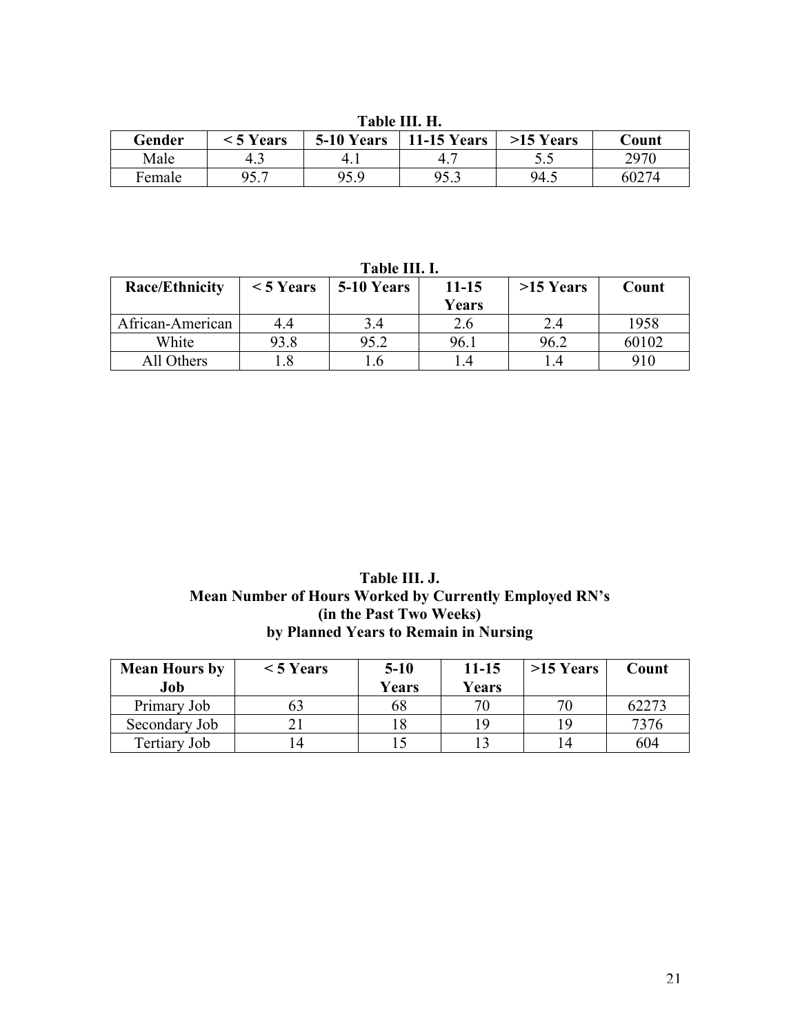**Table III. H.**

| Gender | < 5 Years | 5-10 Years | 11-15 Years | >15 Years | Count |
|---|---|---|---|---|---|
| Male | 4.3 | 4.1 | 4.7 | 5.5 | 2970 |
| Female | 95.7 | 95.9 | 95.3 | 94.5 | 60274 |

**Table III. I.**

| Race/Ethnicity | < 5 Years | 5-10 Years | 11-15 Years | >15 Years | Count |
|---|---|---|---|---|---|
| African-American | 4.4 | 3.4 | 2.6 | 2.4 | 1958 |
| White | 93.8 | 95.2 | 96.1 | 96.2 | 60102 |
| All Others | 1.8 | 1.6 | 1.4 | 1.4 | 910 |

**Table III. J.**
**Mean Number of Hours Worked by Currently Employed RN's (in the Past Two Weeks) by Planned Years to Remain in Nursing**

| Mean Hours by Job | < 5 Years | 5-10 Years | 11-15 Years | >15 Years | Count |
|---|---|---|---|---|---|
| Primary Job | 63 | 68 | 70 | 70 | 62273 |
| Secondary Job | 21 | 18 | 19 | 19 | 7376 |
| Tertiary Job | 14 | 15 | 13 | 14 | 604 |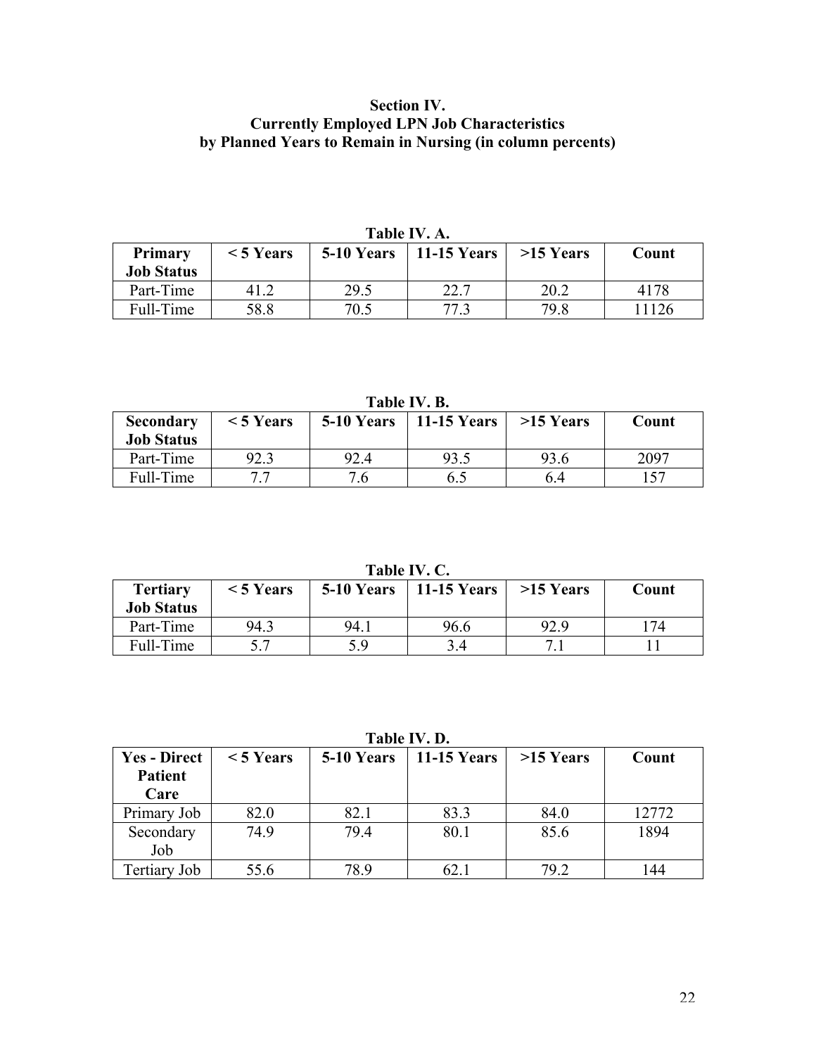## Section IV.
## Currently Employed LPN Job Characteristics
## by Planned Years to Remain in Nursing (in column percents)

**Table IV. A.**

| Primary Job Status | < 5 Years | 5-10 Years | 11-15 Years | >15 Years | Count |
|---|---|---|---|---|---|
| Part-Time | 41.2 | 29.5 | 22.7 | 20.2 | 4178 |
| Full-Time | 58.8 | 70.5 | 77.3 | 79.8 | 11126 |

**Table IV. B.**

| Secondary Job Status | < 5 Years | 5-10 Years | 11-15 Years | >15 Years | Count |
|---|---|---|---|---|---|
| Part-Time | 92.3 | 92.4 | 93.5 | 93.6 | 2097 |
| Full-Time | 7.7 | 7.6 | 6.5 | 6.4 | 157 |

**Table IV. C.**

| Tertiary Job Status | < 5 Years | 5-10 Years | 11-15 Years | >15 Years | Count |
|---|---|---|---|---|---|
| Part-Time | 94.3 | 94.1 | 96.6 | 92.9 | 174 |
| Full-Time | 5.7 | 5.9 | 3.4 | 7.1 | 11 |

**Table IV. D.**

| Yes - Direct Patient Care | < 5 Years | 5-10 Years | 11-15 Years | >15 Years | Count |
|---|---|---|---|---|---|
| Primary Job | 82.0 | 82.1 | 83.3 | 84.0 | 12772 |
| Secondary Job | 74.9 | 79.4 | 80.1 | 85.6 | 1894 |
| Tertiary Job | 55.6 | 78.9 | 62.1 | 79.2 | 144 |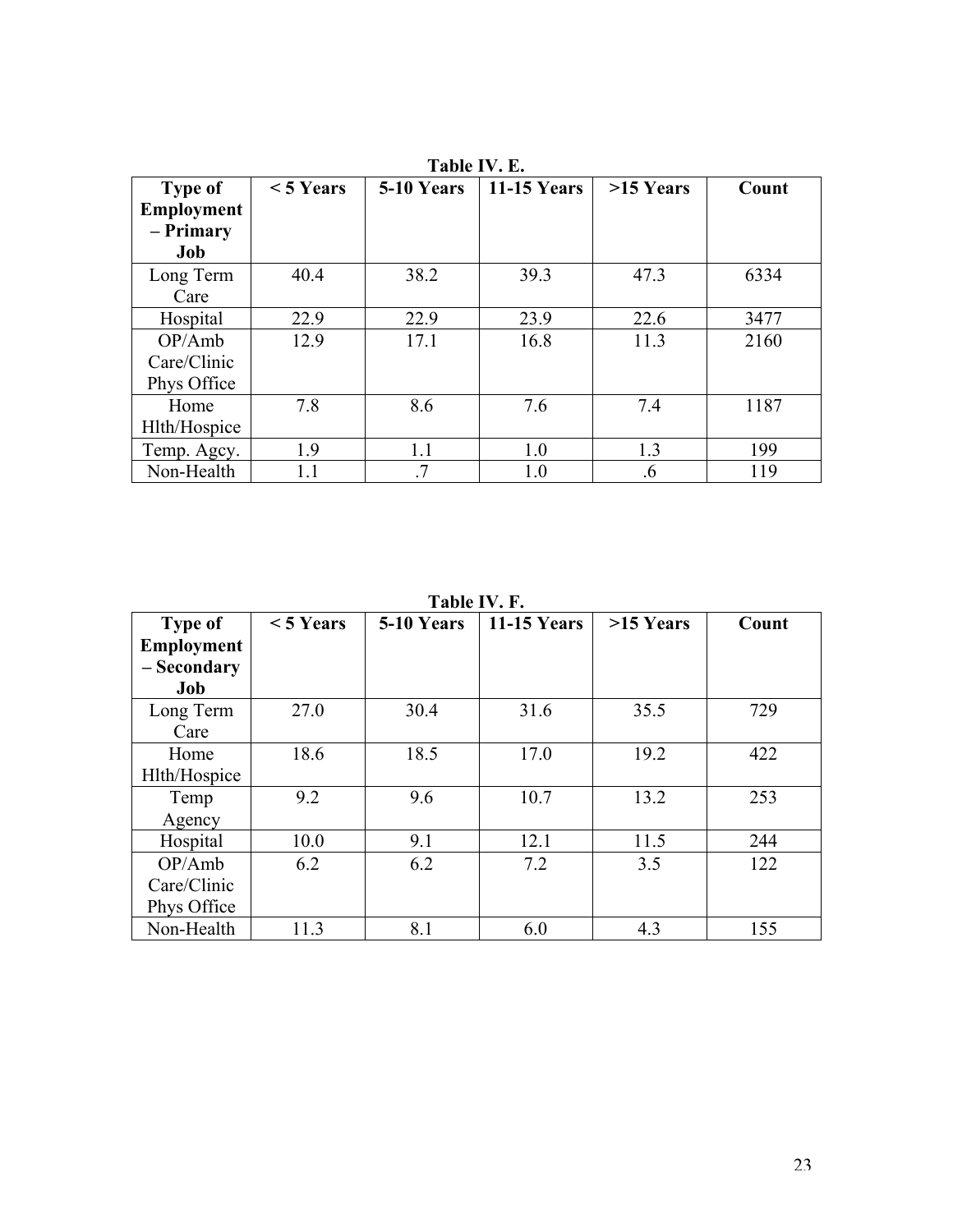**Table IV. E.**

| Type of Employment – Primary Job | < 5 Years | 5-10 Years | 11-15 Years | >15 Years | Count |
|---|---|---|---|---|---|
| Long Term Care | 40.4 | 38.2 | 39.3 | 47.3 | 6334 |
| Hospital | 22.9 | 22.9 | 23.9 | 22.6 | 3477 |
| OP/Amb Care/Clinic Phys Office | 12.9 | 17.1 | 16.8 | 11.3 | 2160 |
| Home Hlth/Hospice | 7.8 | 8.6 | 7.6 | 7.4 | 1187 |
| Temp. Agcy. | 1.9 | 1.1 | 1.0 | 1.3 | 199 |
| Non-Health | 1.1 | .7 | 1.0 | .6 | 119 |

**Table IV. F.**

| Type of Employment – Secondary Job | < 5 Years | 5-10 Years | 11-15 Years | >15 Years | Count |
|---|---|---|---|---|---|
| Long Term Care | 27.0 | 30.4 | 31.6 | 35.5 | 729 |
| Home Hlth/Hospice | 18.6 | 18.5 | 17.0 | 19.2 | 422 |
| Temp Agency | 9.2 | 9.6 | 10.7 | 13.2 | 253 |
| Hospital | 10.0 | 9.1 | 12.1 | 11.5 | 244 |
| OP/Amb Care/Clinic Phys Office | 6.2 | 6.2 | 7.2 | 3.5 | 122 |
| Non-Health | 11.3 | 8.1 | 6.0 | 4.3 | 155 |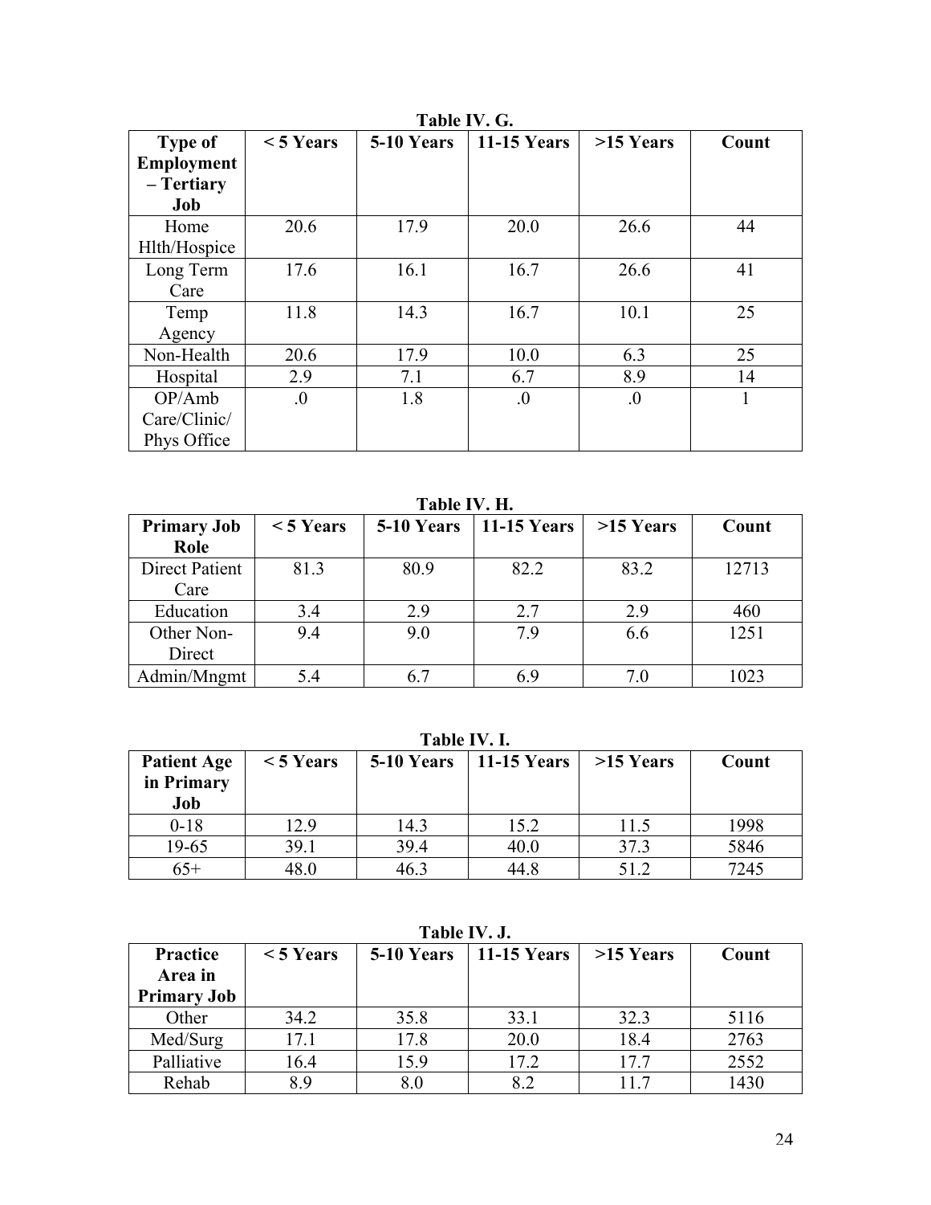**Table IV. G.**

| Type of Employment – Tertiary Job | < 5 Years | 5-10 Years | 11-15 Years | >15 Years | Count |
|---|---|---|---|---|---|
| Home Hlth/Hospice | 20.6 | 17.9 | 20.0 | 26.6 | 44 |
| Long Term Care | 17.6 | 16.1 | 16.7 | 26.6 | 41 |
| Temp Agency | 11.8 | 14.3 | 16.7 | 10.1 | 25 |
| Non-Health | 20.6 | 17.9 | 10.0 | 6.3 | 25 |
| Hospital | 2.9 | 7.1 | 6.7 | 8.9 | 14 |
| OP/Amb Care/Clinic/ Phys Office | .0 | 1.8 | .0 | .0 | 1 |

**Table IV. H.**

| Primary Job Role | < 5 Years | 5-10 Years | 11-15 Years | >15 Years | Count |
|---|---|---|---|---|---|
| Direct Patient Care | 81.3 | 80.9 | 82.2 | 83.2 | 12713 |
| Education | 3.4 | 2.9 | 2.7 | 2.9 | 460 |
| Other Non-Direct | 9.4 | 9.0 | 7.9 | 6.6 | 1251 |
| Admin/Mngmt | 5.4 | 6.7 | 6.9 | 7.0 | 1023 |

**Table IV. I.**

| Patient Age in Primary Job | < 5 Years | 5-10 Years | 11-15 Years | >15 Years | Count |
|---|---|---|---|---|---|
| 0-18 | 12.9 | 14.3 | 15.2 | 11.5 | 1998 |
| 19-65 | 39.1 | 39.4 | 40.0 | 37.3 | 5846 |
| 65+ | 48.0 | 46.3 | 44.8 | 51.2 | 7245 |

**Table IV. J.**

| Practice Area in Primary Job | < 5 Years | 5-10 Years | 11-15 Years | >15 Years | Count |
|---|---|---|---|---|---|
| Other | 34.2 | 35.8 | 33.1 | 32.3 | 5116 |
| Med/Surg | 17.1 | 17.8 | 20.0 | 18.4 | 2763 |
| Palliative | 16.4 | 15.9 | 17.2 | 17.7 | 2552 |
| Rehab | 8.9 | 8.0 | 8.2 | 11.7 | 1430 |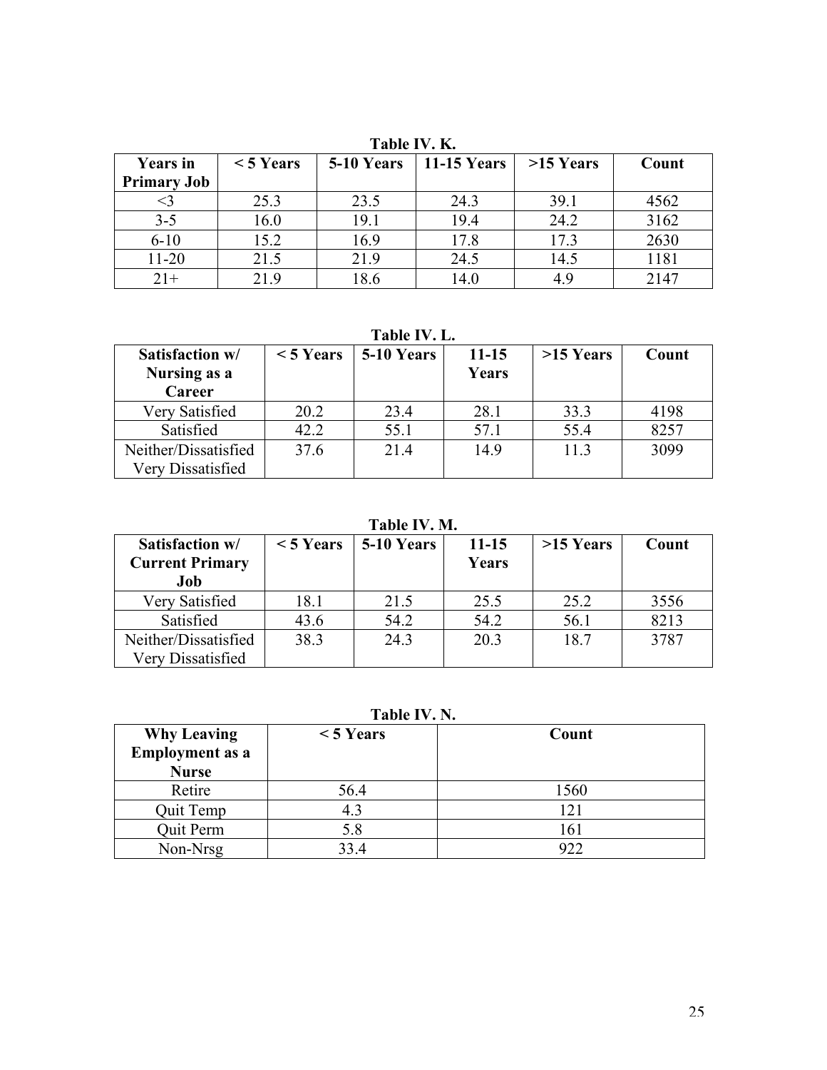**Table IV. K.**

| Years in Primary Job | < 5 Years | 5-10 Years | 11-15 Years | >15 Years | Count |
|---|---|---|---|---|---|
| <3 | 25.3 | 23.5 | 24.3 | 39.1 | 4562 |
| 3-5 | 16.0 | 19.1 | 19.4 | 24.2 | 3162 |
| 6-10 | 15.2 | 16.9 | 17.8 | 17.3 | 2630 |
| 11-20 | 21.5 | 21.9 | 24.5 | 14.5 | 1181 |
| 21+ | 21.9 | 18.6 | 14.0 | 4.9 | 2147 |

**Table IV. L.**

| Satisfaction w/ Nursing as a Career | < 5 Years | 5-10 Years | 11-15 Years | >15 Years | Count |
|---|---|---|---|---|---|
| Very Satisfied | 20.2 | 23.4 | 28.1 | 33.3 | 4198 |
| Satisfied | 42.2 | 55.1 | 57.1 | 55.4 | 8257 |
| Neither/Dissatisfied Very Dissatisfied | 37.6 | 21.4 | 14.9 | 11.3 | 3099 |

**Table IV. M.**

| Satisfaction w/ Current Primary Job | < 5 Years | 5-10 Years | 11-15 Years | >15 Years | Count |
|---|---|---|---|---|---|
| Very Satisfied | 18.1 | 21.5 | 25.5 | 25.2 | 3556 |
| Satisfied | 43.6 | 54.2 | 54.2 | 56.1 | 8213 |
| Neither/Dissatisfied Very Dissatisfied | 38.3 | 24.3 | 20.3 | 18.7 | 3787 |

**Table IV. N.**

| Why Leaving Employment as a Nurse | < 5 Years | Count |
|---|---|---|
| Retire | 56.4 | 1560 |
| Quit Temp | 4.3 | 121 |
| Quit Perm | 5.8 | 161 |
| Non-Nrsg | 33.4 | 922 |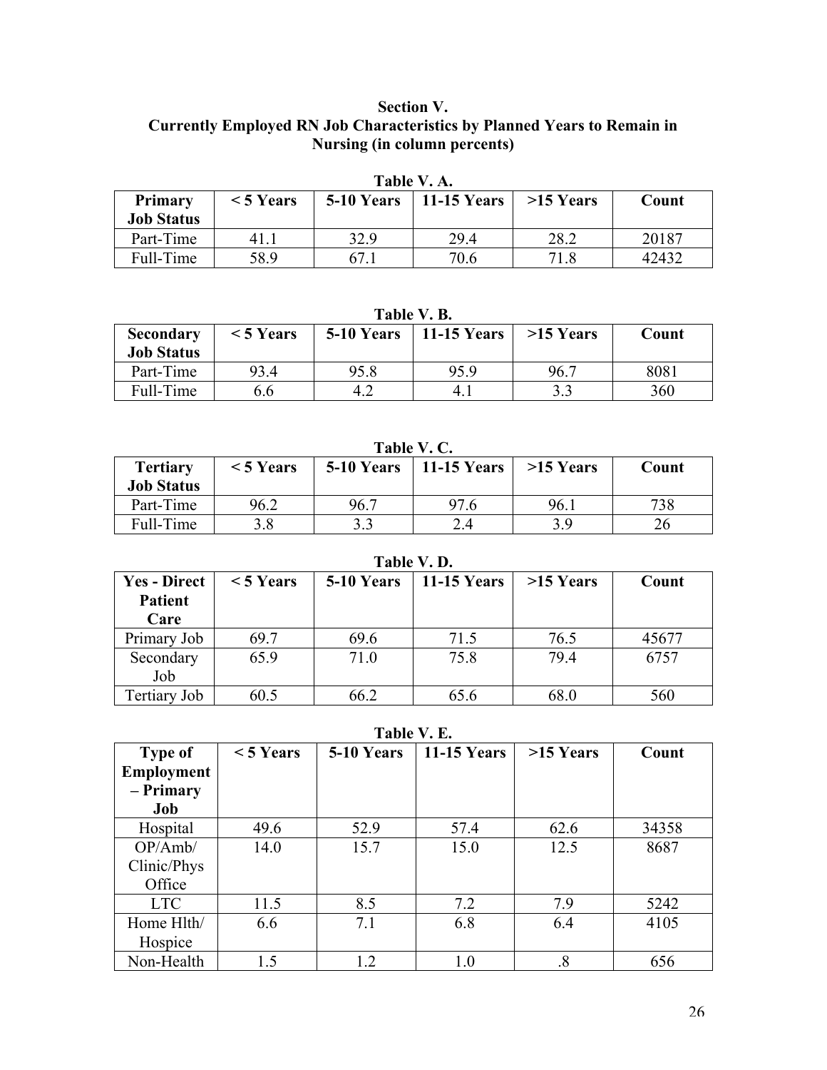## Section V.
## Currently Employed RN Job Characteristics by Planned Years to Remain in Nursing (in column percents)

**Table V. A.**

| Primary Job Status | < 5 Years | 5-10 Years | 11-15 Years | >15 Years | Count |
|---|---|---|---|---|---|
| Part-Time | 41.1 | 32.9 | 29.4 | 28.2 | 20187 |
| Full-Time | 58.9 | 67.1 | 70.6 | 71.8 | 42432 |

**Table V. B.**

| Secondary Job Status | < 5 Years | 5-10 Years | 11-15 Years | >15 Years | Count |
|---|---|---|---|---|---|
| Part-Time | 93.4 | 95.8 | 95.9 | 96.7 | 8081 |
| Full-Time | 6.6 | 4.2 | 4.1 | 3.3 | 360 |

**Table V. C.**

| Tertiary Job Status | < 5 Years | 5-10 Years | 11-15 Years | >15 Years | Count |
|---|---|---|---|---|---|
| Part-Time | 96.2 | 96.7 | 97.6 | 96.1 | 738 |
| Full-Time | 3.8 | 3.3 | 2.4 | 3.9 | 26 |

**Table V. D.**

| Yes - Direct Patient Care | < 5 Years | 5-10 Years | 11-15 Years | >15 Years | Count |
|---|---|---|---|---|---|
| Primary Job | 69.7 | 69.6 | 71.5 | 76.5 | 45677 |
| Secondary Job | 65.9 | 71.0 | 75.8 | 79.4 | 6757 |
| Tertiary Job | 60.5 | 66.2 | 65.6 | 68.0 | 560 |

**Table V. E.**

| Type of Employment – Primary Job | < 5 Years | 5-10 Years | 11-15 Years | >15 Years | Count |
|---|---|---|---|---|---|
| Hospital | 49.6 | 52.9 | 57.4 | 62.6 | 34358 |
| OP/Amb/ Clinic/Phys Office | 14.0 | 15.7 | 15.0 | 12.5 | 8687 |
| LTC | 11.5 | 8.5 | 7.2 | 7.9 | 5242 |
| Home Hlth/ Hospice | 6.6 | 7.1 | 6.8 | 6.4 | 4105 |
| Non-Health | 1.5 | 1.2 | 1.0 | .8 | 656 |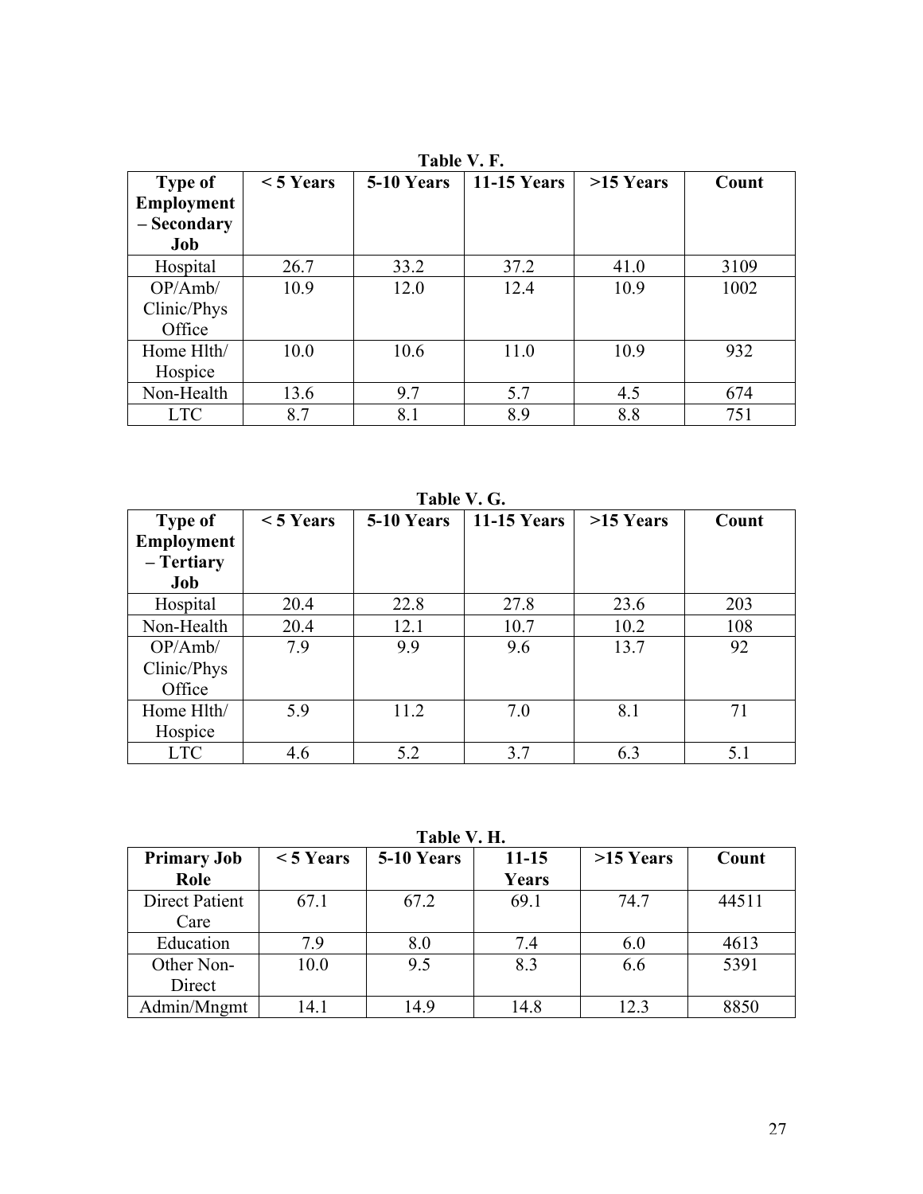**Table V. F.**

| Type of Employment – Secondary Job | < 5 Years | 5-10 Years | 11-15 Years | >15 Years | Count |
|---|---|---|---|---|---|
| Hospital | 26.7 | 33.2 | 37.2 | 41.0 | 3109 |
| OP/Amb/ Clinic/Phys Office | 10.9 | 12.0 | 12.4 | 10.9 | 1002 |
| Home Hlth/ Hospice | 10.0 | 10.6 | 11.0 | 10.9 | 932 |
| Non-Health | 13.6 | 9.7 | 5.7 | 4.5 | 674 |
| LTC | 8.7 | 8.1 | 8.9 | 8.8 | 751 |

**Table V. G.**

| Type of Employment – Tertiary Job | < 5 Years | 5-10 Years | 11-15 Years | >15 Years | Count |
|---|---|---|---|---|---|
| Hospital | 20.4 | 22.8 | 27.8 | 23.6 | 203 |
| Non-Health | 20.4 | 12.1 | 10.7 | 10.2 | 108 |
| OP/Amb/ Clinic/Phys Office | 7.9 | 9.9 | 9.6 | 13.7 | 92 |
| Home Hlth/ Hospice | 5.9 | 11.2 | 7.0 | 8.1 | 71 |
| LTC | 4.6 | 5.2 | 3.7 | 6.3 | 5.1 |

**Table V. H.**

| Primary Job Role | < 5 Years | 5-10 Years | 11-15 Years | >15 Years | Count |
|---|---|---|---|---|---|
| Direct Patient Care | 67.1 | 67.2 | 69.1 | 74.7 | 44511 |
| Education | 7.9 | 8.0 | 7.4 | 6.0 | 4613 |
| Other Non-Direct | 10.0 | 9.5 | 8.3 | 6.6 | 5391 |
| Admin/Mngmt | 14.1 | 14.9 | 14.8 | 12.3 | 8850 |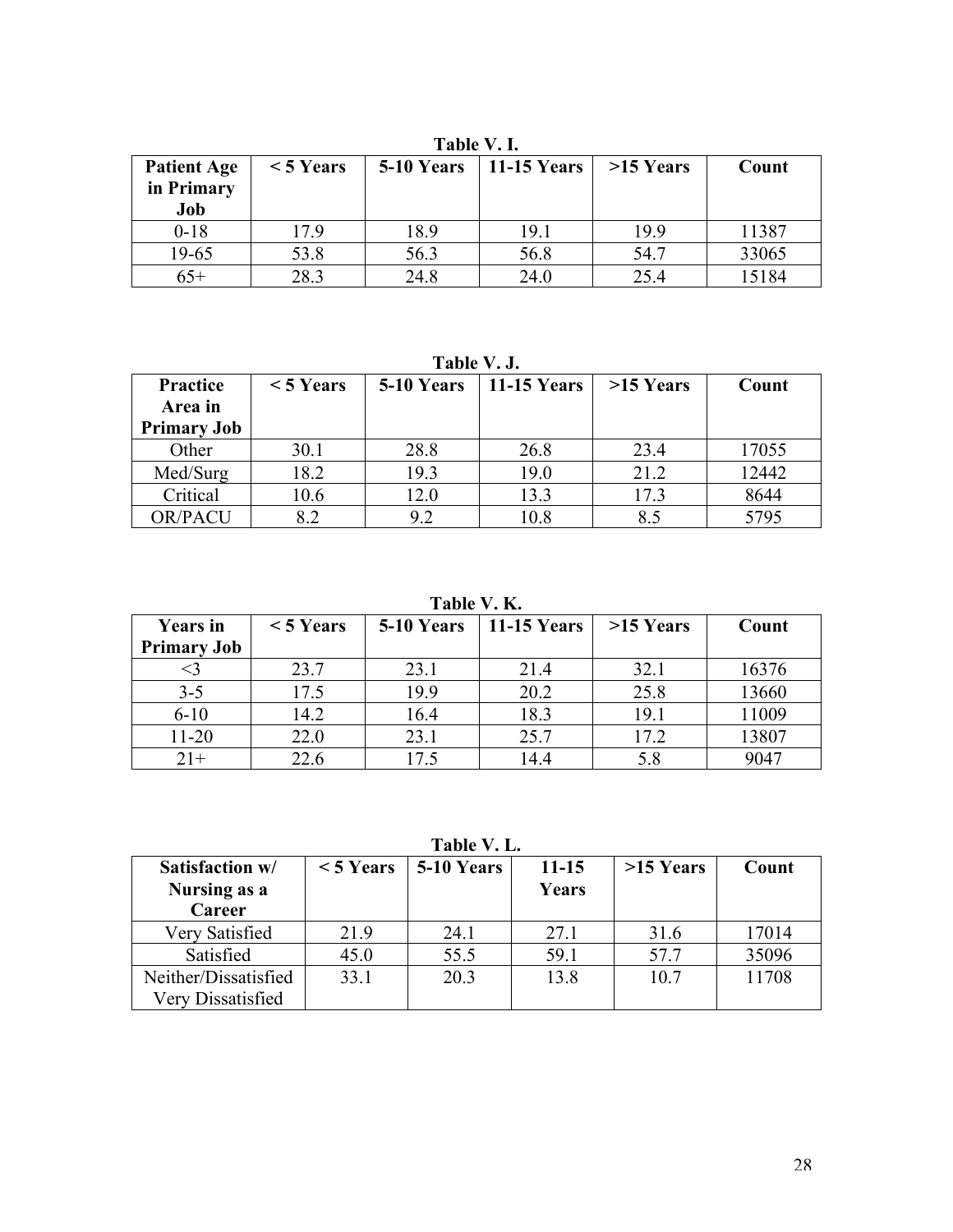**Table V. I.**

| Patient Age in Primary Job | < 5 Years | 5-10 Years | 11-15 Years | >15 Years | Count |
|---|---|---|---|---|---|
| 0-18 | 17.9 | 18.9 | 19.1 | 19.9 | 11387 |
| 19-65 | 53.8 | 56.3 | 56.8 | 54.7 | 33065 |
| 65+ | 28.3 | 24.8 | 24.0 | 25.4 | 15184 |

**Table V. J.**

| Practice Area in Primary Job | < 5 Years | 5-10 Years | 11-15 Years | >15 Years | Count |
|---|---|---|---|---|---|
| Other | 30.1 | 28.8 | 26.8 | 23.4 | 17055 |
| Med/Surg | 18.2 | 19.3 | 19.0 | 21.2 | 12442 |
| Critical | 10.6 | 12.0 | 13.3 | 17.3 | 8644 |
| OR/PACU | 8.2 | 9.2 | 10.8 | 8.5 | 5795 |

**Table V. K.**

| Years in Primary Job | < 5 Years | 5-10 Years | 11-15 Years | >15 Years | Count |
|---|---|---|---|---|---|
| <3 | 23.7 | 23.1 | 21.4 | 32.1 | 16376 |
| 3-5 | 17.5 | 19.9 | 20.2 | 25.8 | 13660 |
| 6-10 | 14.2 | 16.4 | 18.3 | 19.1 | 11009 |
| 11-20 | 22.0 | 23.1 | 25.7 | 17.2 | 13807 |
| 21+ | 22.6 | 17.5 | 14.4 | 5.8 | 9047 |

**Table V. L.**

| Satisfaction w/ Nursing as a Career | < 5 Years | 5-10 Years | 11-15 Years | >15 Years | Count |
|---|---|---|---|---|---|
| Very Satisfied | 21.9 | 24.1 | 27.1 | 31.6 | 17014 |
| Satisfied | 45.0 | 55.5 | 59.1 | 57.7 | 35096 |
| Neither/Dissatisfied Very Dissatisfied | 33.1 | 20.3 | 13.8 | 10.7 | 11708 |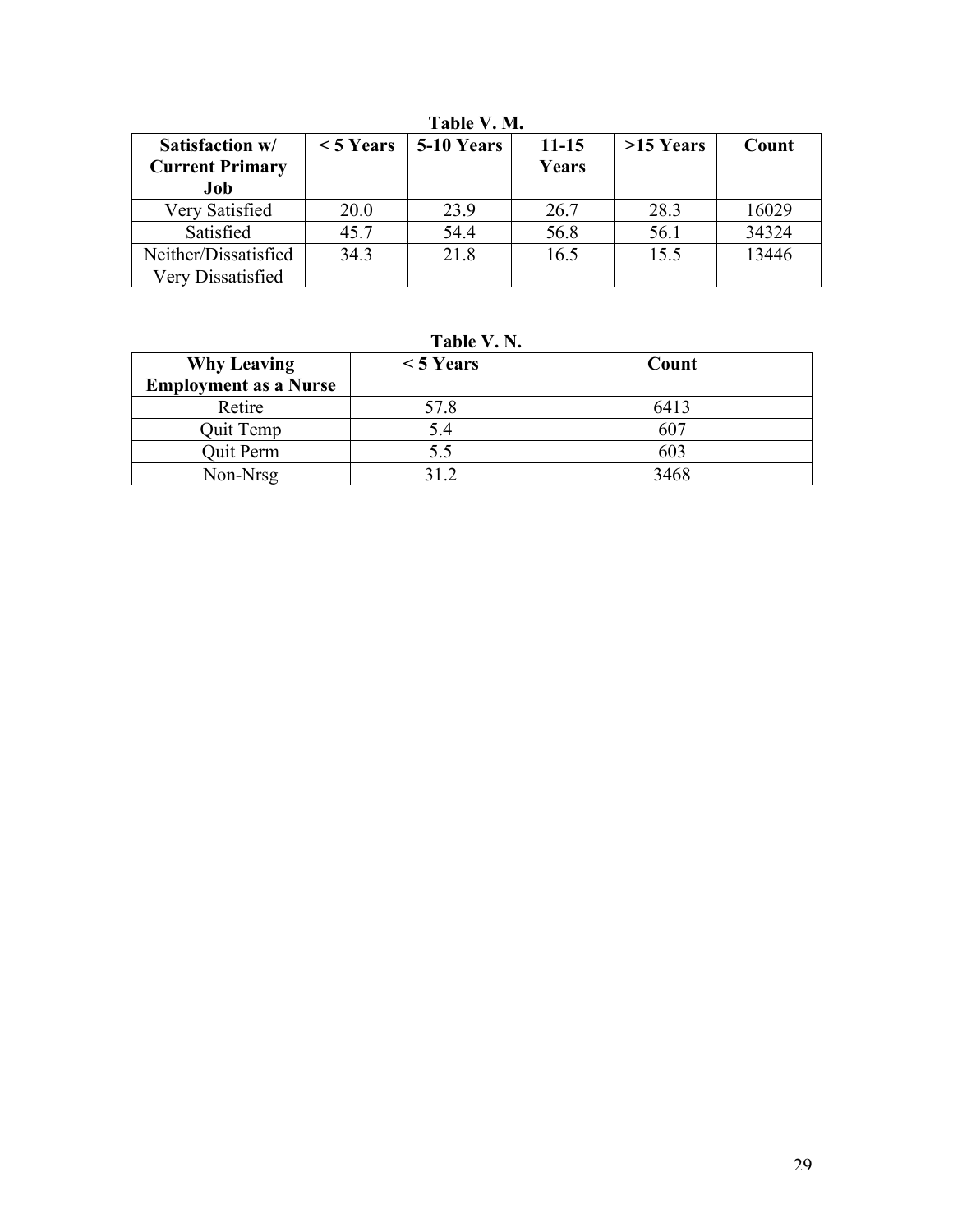**Table V. M.**

| Satisfaction w/ Current Primary Job | < 5 Years | 5-10 Years | 11-15 Years | >15 Years | Count |
|---|---|---|---|---|---|
| Very Satisfied | 20.0 | 23.9 | 26.7 | 28.3 | 16029 |
| Satisfied | 45.7 | 54.4 | 56.8 | 56.1 | 34324 |
| Neither/Dissatisfied Very Dissatisfied | 34.3 | 21.8 | 16.5 | 15.5 | 13446 |

**Table V. N.**

| Why Leaving Employment as a Nurse | < 5 Years | Count |
|---|---|---|
| Retire | 57.8 | 6413 |
| Quit Temp | 5.4 | 607 |
| Quit Perm | 5.5 | 603 |
| Non-Nrsg | 31.2 | 3468 |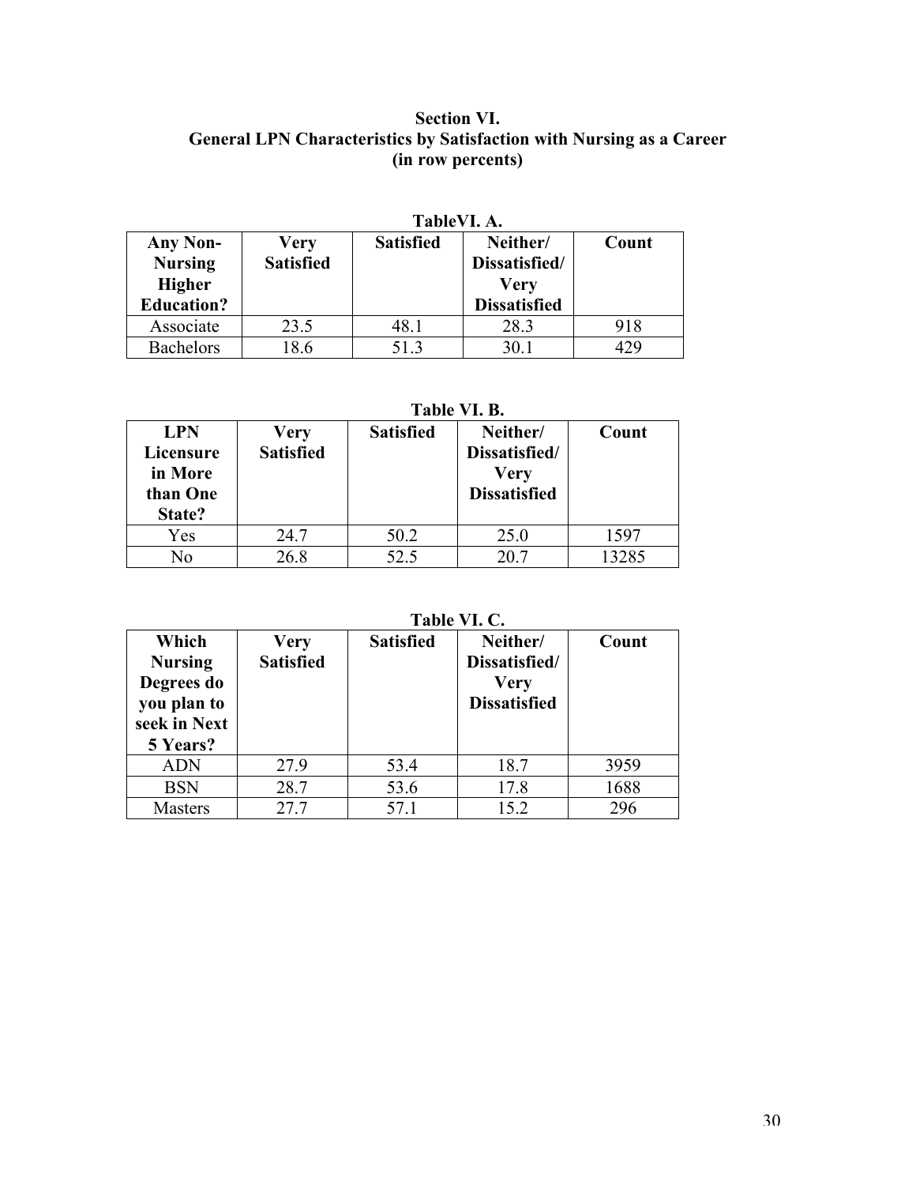## Section VI.
## General LPN Characteristics by Satisfaction with Nursing as a Career
## (in row percents)

**TableVI. A.**

| Any Non-Nursing Higher Education? | Very Satisfied | Satisfied | Neither/ Dissatisfied/ Very Dissatisfied | Count |
|---|---|---|---|---|
| Associate | 23.5 | 48.1 | 28.3 | 918 |
| Bachelors | 18.6 | 51.3 | 30.1 | 429 |

**Table VI. B.**

| LPN Licensure in More than One State? | Very Satisfied | Satisfied | Neither/ Dissatisfied/ Very Dissatisfied | Count |
|---|---|---|---|---|
| Yes | 24.7 | 50.2 | 25.0 | 1597 |
| No | 26.8 | 52.5 | 20.7 | 13285 |

**Table VI. C.**

| Which Nursing Degrees do you plan to seek in Next 5 Years? | Very Satisfied | Satisfied | Neither/ Dissatisfied/ Very Dissatisfied | Count |
|---|---|---|---|---|
| ADN | 27.9 | 53.4 | 18.7 | 3959 |
| BSN | 28.7 | 53.6 | 17.8 | 1688 |
| Masters | 27.7 | 57.1 | 15.2 | 296 |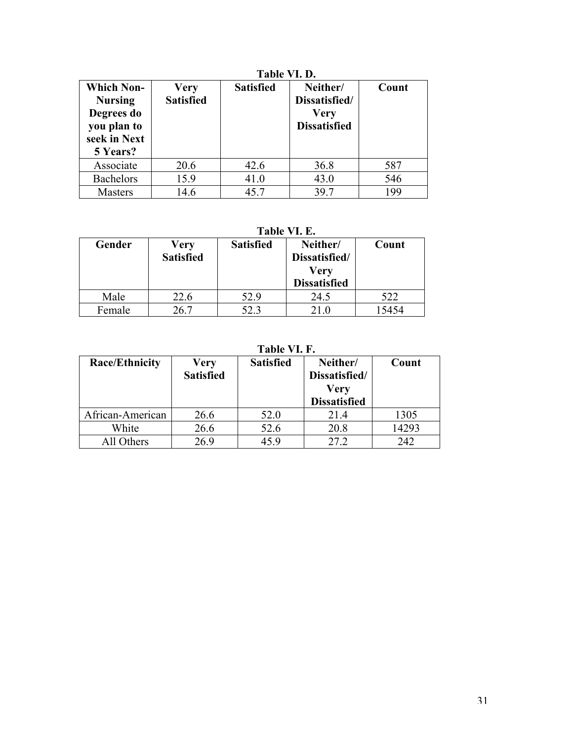**Table VI. D.**

| Which Non-Nursing Degrees do you plan to seek in Next 5 Years? | Very Satisfied | Satisfied | Neither/ Dissatisfied/ Very Dissatisfied | Count |
|---|---|---|---|---|
| Associate | 20.6 | 42.6 | 36.8 | 587 |
| Bachelors | 15.9 | 41.0 | 43.0 | 546 |
| Masters | 14.6 | 45.7 | 39.7 | 199 |

**Table VI. E.**

| Gender | Very Satisfied | Satisfied | Neither/ Dissatisfied/ Very Dissatisfied | Count |
|---|---|---|---|---|
| Male | 22.6 | 52.9 | 24.5 | 522 |
| Female | 26.7 | 52.3 | 21.0 | 15454 |

**Table VI. F.**

| Race/Ethnicity | Very Satisfied | Satisfied | Neither/ Dissatisfied/ Very Dissatisfied | Count |
|---|---|---|---|---|
| African-American | 26.6 | 52.0 | 21.4 | 1305 |
| White | 26.6 | 52.6 | 20.8 | 14293 |
| All Others | 26.9 | 45.9 | 27.2 | 242 |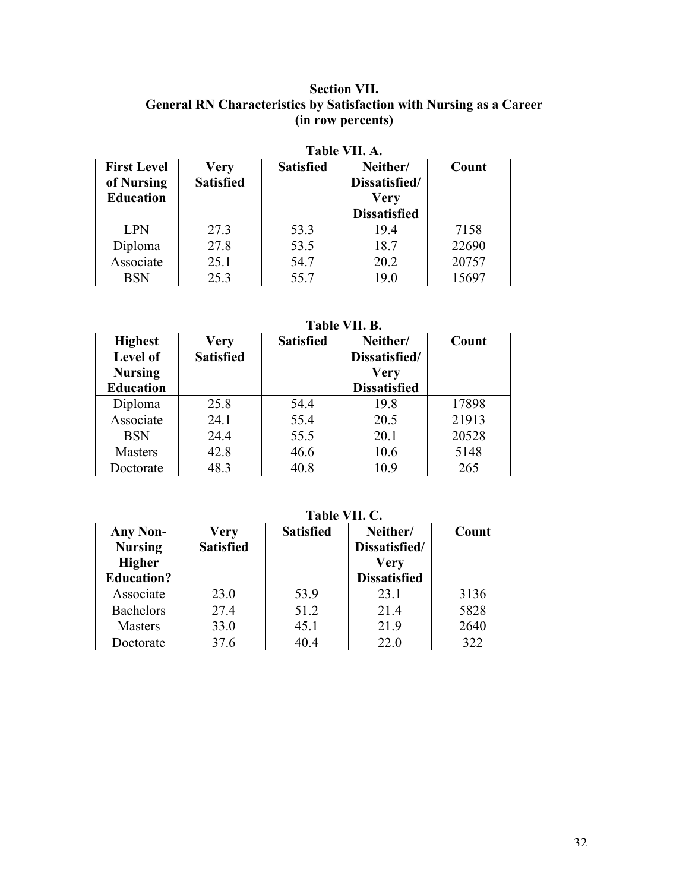## Section VII.
## General RN Characteristics by Satisfaction with Nursing as a Career
## (in row percents)

**Table VII. A.**

| First Level of Nursing Education | Very Satisfied | Satisfied | Neither/ Dissatisfied/ Very Dissatisfied | Count |
|---|---|---|---|---|
| LPN | 27.3 | 53.3 | 19.4 | 7158 |
| Diploma | 27.8 | 53.5 | 18.7 | 22690 |
| Associate | 25.1 | 54.7 | 20.2 | 20757 |
| BSN | 25.3 | 55.7 | 19.0 | 15697 |

**Table VII. B.**

| Highest Level of Nursing Education | Very Satisfied | Satisfied | Neither/ Dissatisfied/ Very Dissatisfied | Count |
|---|---|---|---|---|
| Diploma | 25.8 | 54.4 | 19.8 | 17898 |
| Associate | 24.1 | 55.4 | 20.5 | 21913 |
| BSN | 24.4 | 55.5 | 20.1 | 20528 |
| Masters | 42.8 | 46.6 | 10.6 | 5148 |
| Doctorate | 48.3 | 40.8 | 10.9 | 265 |

**Table VII. C.**

| Any Non-Nursing Higher Education? | Very Satisfied | Satisfied | Neither/ Dissatisfied/ Very Dissatisfied | Count |
|---|---|---|---|---|
| Associate | 23.0 | 53.9 | 23.1 | 3136 |
| Bachelors | 27.4 | 51.2 | 21.4 | 5828 |
| Masters | 33.0 | 45.1 | 21.9 | 2640 |
| Doctorate | 37.6 | 40.4 | 22.0 | 322 |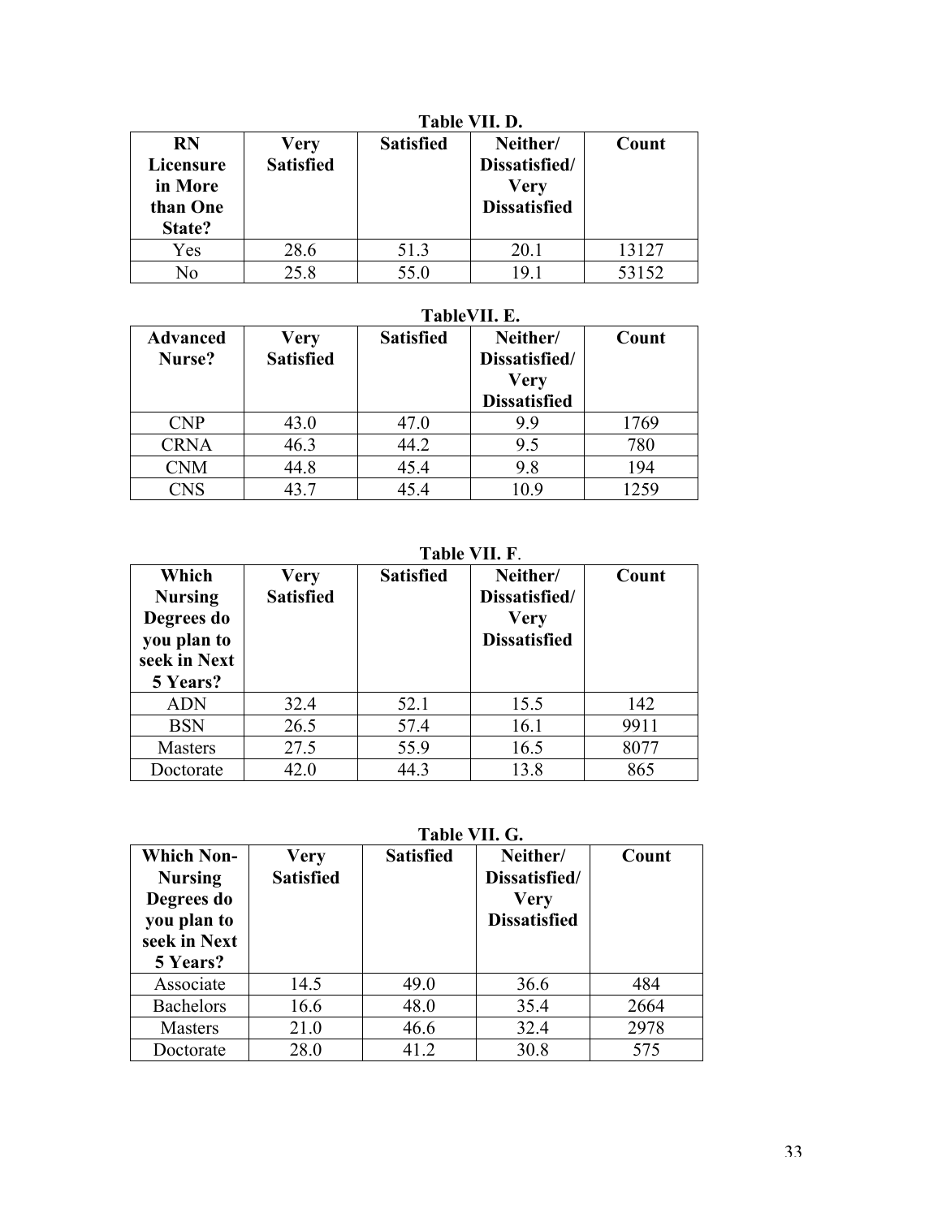**Table VII. D.**

| RN Licensure in More than One State? | Very Satisfied | Satisfied | Neither/ Dissatisfied/ Very Dissatisfied | Count |
|---|---|---|---|---|
| Yes | 28.6 | 51.3 | 20.1 | 13127 |
| No | 25.8 | 55.0 | 19.1 | 53152 |

**TableVII. E.**

| Advanced Nurse? | Very Satisfied | Satisfied | Neither/ Dissatisfied/ Very Dissatisfied | Count |
|---|---|---|---|---|
| CNP | 43.0 | 47.0 | 9.9 | 1769 |
| CRNA | 46.3 | 44.2 | 9.5 | 780 |
| CNM | 44.8 | 45.4 | 9.8 | 194 |
| CNS | 43.7 | 45.4 | 10.9 | 1259 |

**Table VII. F.**

| Which Nursing Degrees do you plan to seek in Next 5 Years? | Very Satisfied | Satisfied | Neither/ Dissatisfied/ Very Dissatisfied | Count |
|---|---|---|---|---|
| ADN | 32.4 | 52.1 | 15.5 | 142 |
| BSN | 26.5 | 57.4 | 16.1 | 9911 |
| Masters | 27.5 | 55.9 | 16.5 | 8077 |
| Doctorate | 42.0 | 44.3 | 13.8 | 865 |

**Table VII. G.**

| Which Non-Nursing Degrees do you plan to seek in Next 5 Years? | Very Satisfied | Satisfied | Neither/ Dissatisfied/ Very Dissatisfied | Count |
|---|---|---|---|---|
| Associate | 14.5 | 49.0 | 36.6 | 484 |
| Bachelors | 16.6 | 48.0 | 35.4 | 2664 |
| Masters | 21.0 | 46.6 | 32.4 | 2978 |
| Doctorate | 28.0 | 41.2 | 30.8 | 575 |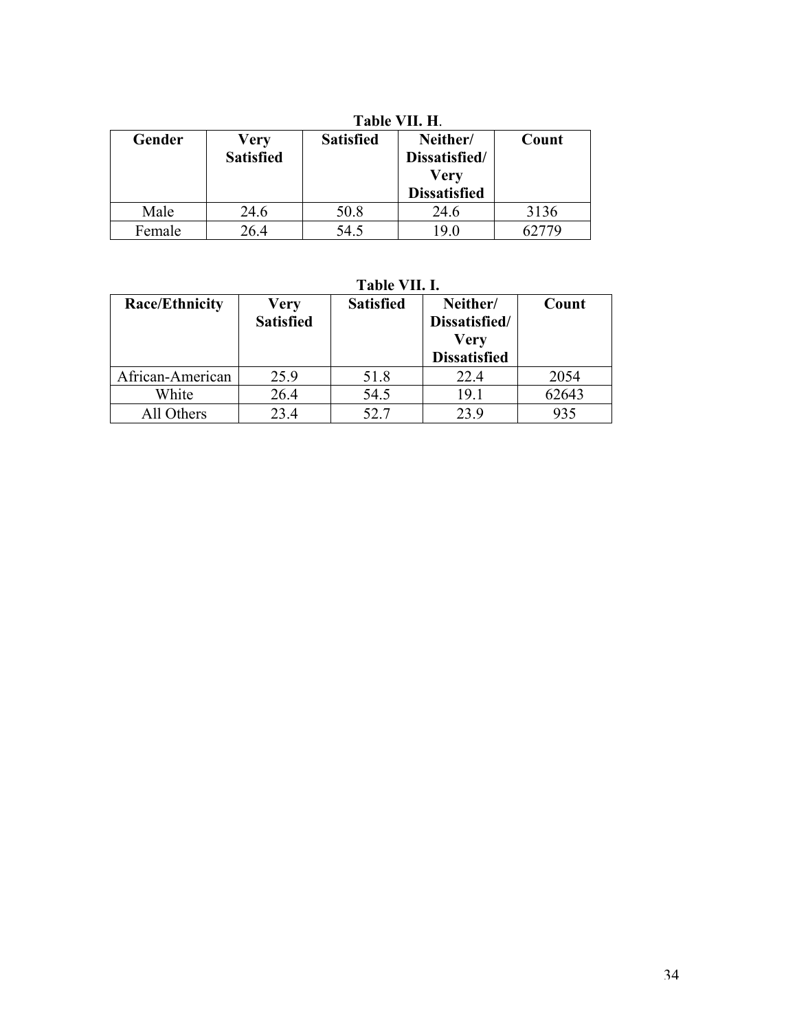**Table VII. H.**

| Gender | Very Satisfied | Satisfied | Neither/ Dissatisfied/ Very Dissatisfied | Count |
|---|---|---|---|---|
| Male | 24.6 | 50.8 | 24.6 | 3136 |
| Female | 26.4 | 54.5 | 19.0 | 62779 |

**Table VII. I.**

| Race/Ethnicity | Very Satisfied | Satisfied | Neither/ Dissatisfied/ Very Dissatisfied | Count |
|---|---|---|---|---|
| African-American | 25.9 | 51.8 | 22.4 | 2054 |
| White | 26.4 | 54.5 | 19.1 | 62643 |
| All Others | 23.4 | 52.7 | 23.9 | 935 |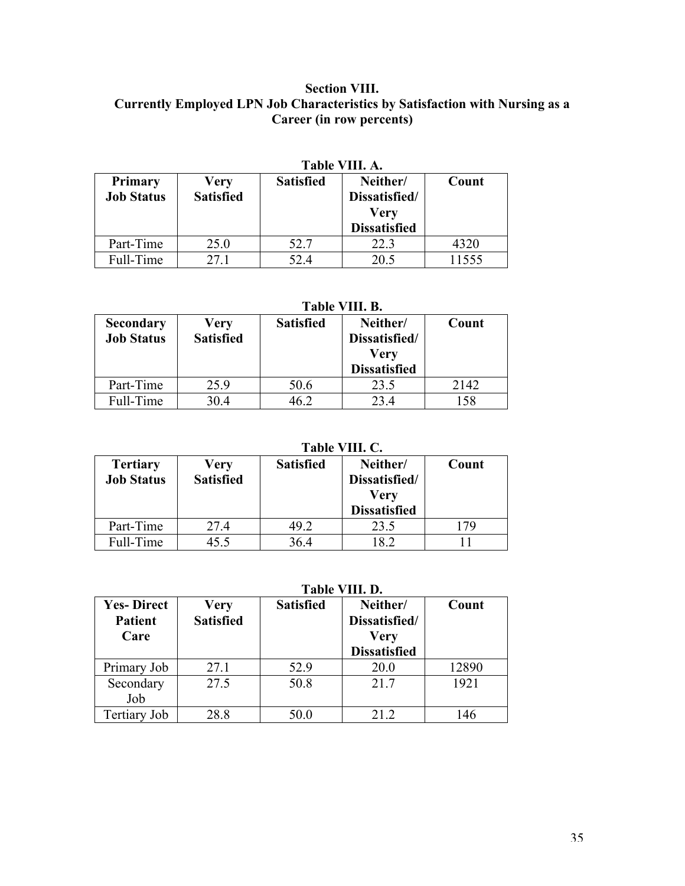## Section VIII.
## Currently Employed LPN Job Characteristics by Satisfaction with Nursing as a Career (in row percents)

**Table VIII. A.**

| Primary Job Status | Very Satisfied | Satisfied | Neither/ Dissatisfied/ Very Dissatisfied | Count |
|---|---|---|---|---|
| Part-Time | 25.0 | 52.7 | 22.3 | 4320 |
| Full-Time | 27.1 | 52.4 | 20.5 | 11555 |

**Table VIII. B.**

| Secondary Job Status | Very Satisfied | Satisfied | Neither/ Dissatisfied/ Very Dissatisfied | Count |
|---|---|---|---|---|
| Part-Time | 25.9 | 50.6 | 23.5 | 2142 |
| Full-Time | 30.4 | 46.2 | 23.4 | 158 |

**Table VIII. C.**

| Tertiary Job Status | Very Satisfied | Satisfied | Neither/ Dissatisfied/ Very Dissatisfied | Count |
|---|---|---|---|---|
| Part-Time | 27.4 | 49.2 | 23.5 | 179 |
| Full-Time | 45.5 | 36.4 | 18.2 | 11 |

**Table VIII. D.**

| Yes- Direct Patient Care | Very Satisfied | Satisfied | Neither/ Dissatisfied/ Very Dissatisfied | Count |
|---|---|---|---|---|
| Primary Job | 27.1 | 52.9 | 20.0 | 12890 |
| Secondary Job | 27.5 | 50.8 | 21.7 | 1921 |
| Tertiary Job | 28.8 | 50.0 | 21.2 | 146 |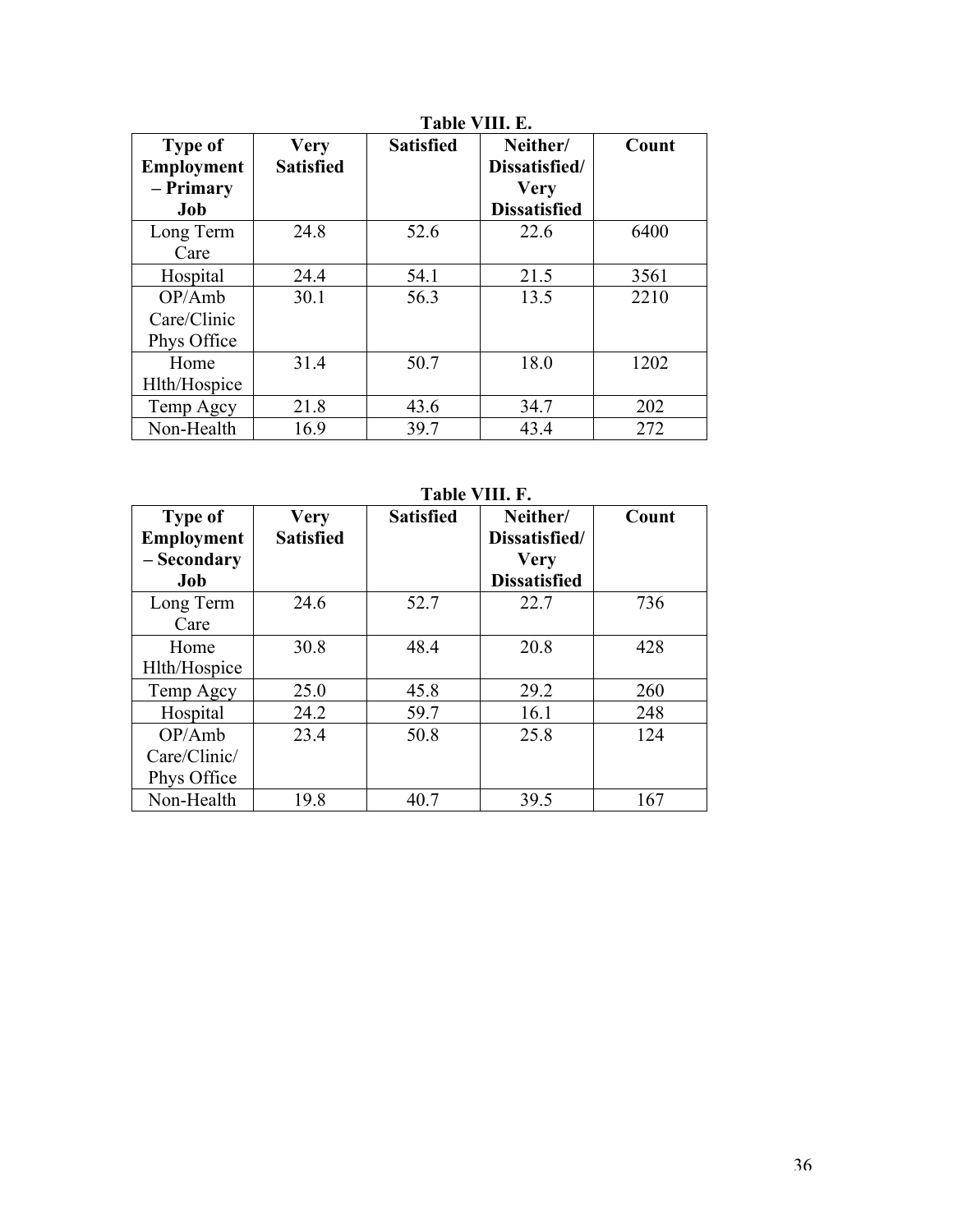**Table VIII. E.**

| Type of Employment – Primary Job | Very Satisfied | Satisfied | Neither/ Dissatisfied/ Very Dissatisfied | Count |
|---|---|---|---|---|
| Long Term Care | 24.8 | 52.6 | 22.6 | 6400 |
| Hospital | 24.4 | 54.1 | 21.5 | 3561 |
| OP/Amb Care/Clinic Phys Office | 30.1 | 56.3 | 13.5 | 2210 |
| Home Hlth/Hospice | 31.4 | 50.7 | 18.0 | 1202 |
| Temp Agcy | 21.8 | 43.6 | 34.7 | 202 |
| Non-Health | 16.9 | 39.7 | 43.4 | 272 |

**Table VIII. F.**

| Type of Employment – Secondary Job | Very Satisfied | Satisfied | Neither/ Dissatisfied/ Very Dissatisfied | Count |
|---|---|---|---|---|
| Long Term Care | 24.6 | 52.7 | 22.7 | 736 |
| Home Hlth/Hospice | 30.8 | 48.4 | 20.8 | 428 |
| Temp Agcy | 25.0 | 45.8 | 29.2 | 260 |
| Hospital | 24.2 | 59.7 | 16.1 | 248 |
| OP/Amb Care/Clinic/ Phys Office | 23.4 | 50.8 | 25.8 | 124 |
| Non-Health | 19.8 | 40.7 | 39.5 | 167 |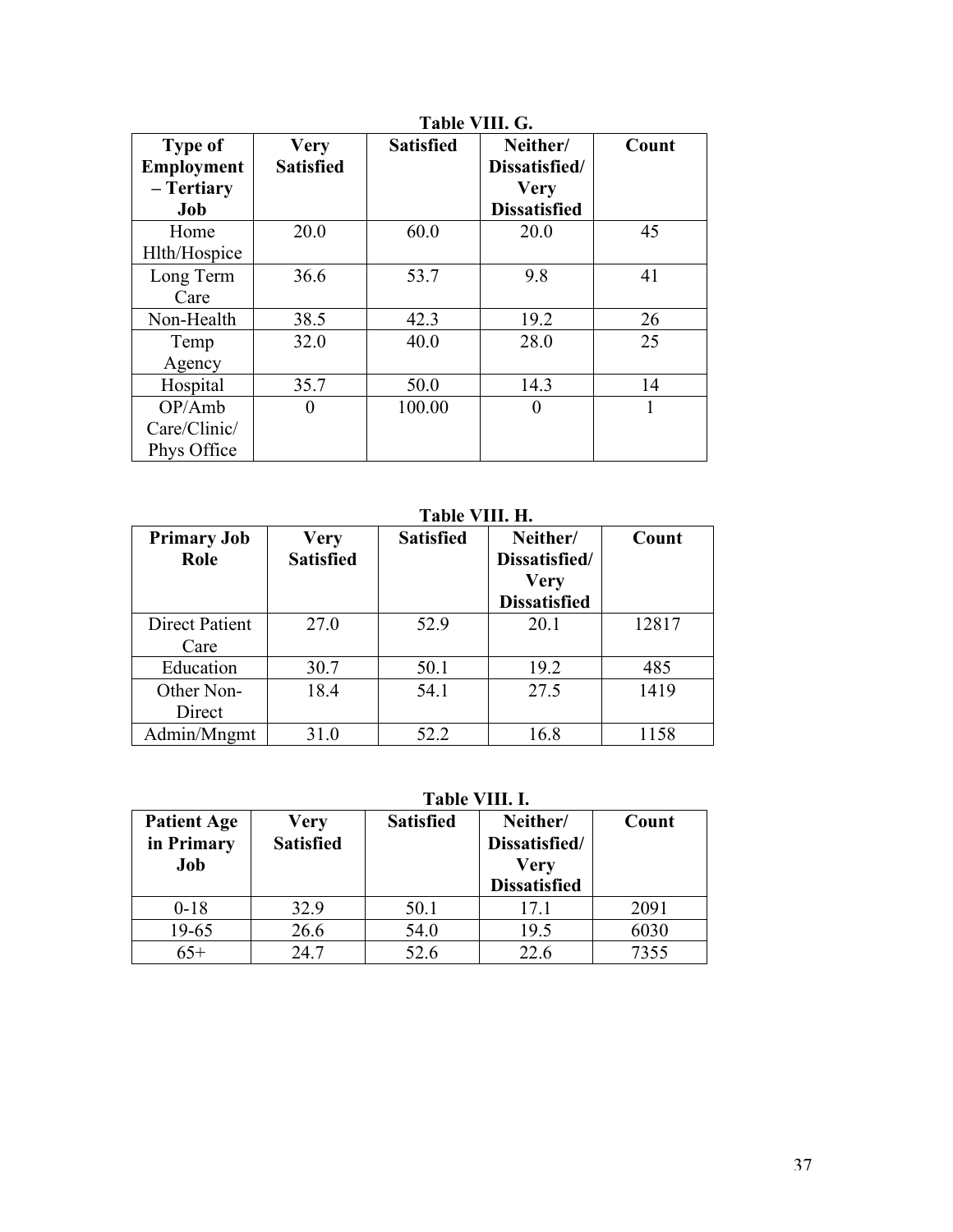**Table VIII. G.**

| Type of Employment – Tertiary Job | Very Satisfied | Satisfied | Neither/ Dissatisfied/ Very Dissatisfied | Count |
|---|---|---|---|---|
| Home Hlth/Hospice | 20.0 | 60.0 | 20.0 | 45 |
| Long Term Care | 36.6 | 53.7 | 9.8 | 41 |
| Non-Health | 38.5 | 42.3 | 19.2 | 26 |
| Temp Agency | 32.0 | 40.0 | 28.0 | 25 |
| Hospital | 35.7 | 50.0 | 14.3 | 14 |
| OP/Amb Care/Clinic/ Phys Office | 0 | 100.00 | 0 | 1 |

**Table VIII. H.**

| Primary Job Role | Very Satisfied | Satisfied | Neither/ Dissatisfied/ Very Dissatisfied | Count |
|---|---|---|---|---|
| Direct Patient Care | 27.0 | 52.9 | 20.1 | 12817 |
| Education | 30.7 | 50.1 | 19.2 | 485 |
| Other Non-Direct | 18.4 | 54.1 | 27.5 | 1419 |
| Admin/Mngmt | 31.0 | 52.2 | 16.8 | 1158 |

**Table VIII. I.**

| Patient Age in Primary Job | Very Satisfied | Satisfied | Neither/ Dissatisfied/ Very Dissatisfied | Count |
|---|---|---|---|---|
| 0-18 | 32.9 | 50.1 | 17.1 | 2091 |
| 19-65 | 26.6 | 54.0 | 19.5 | 6030 |
| 65+ | 24.7 | 52.6 | 22.6 | 7355 |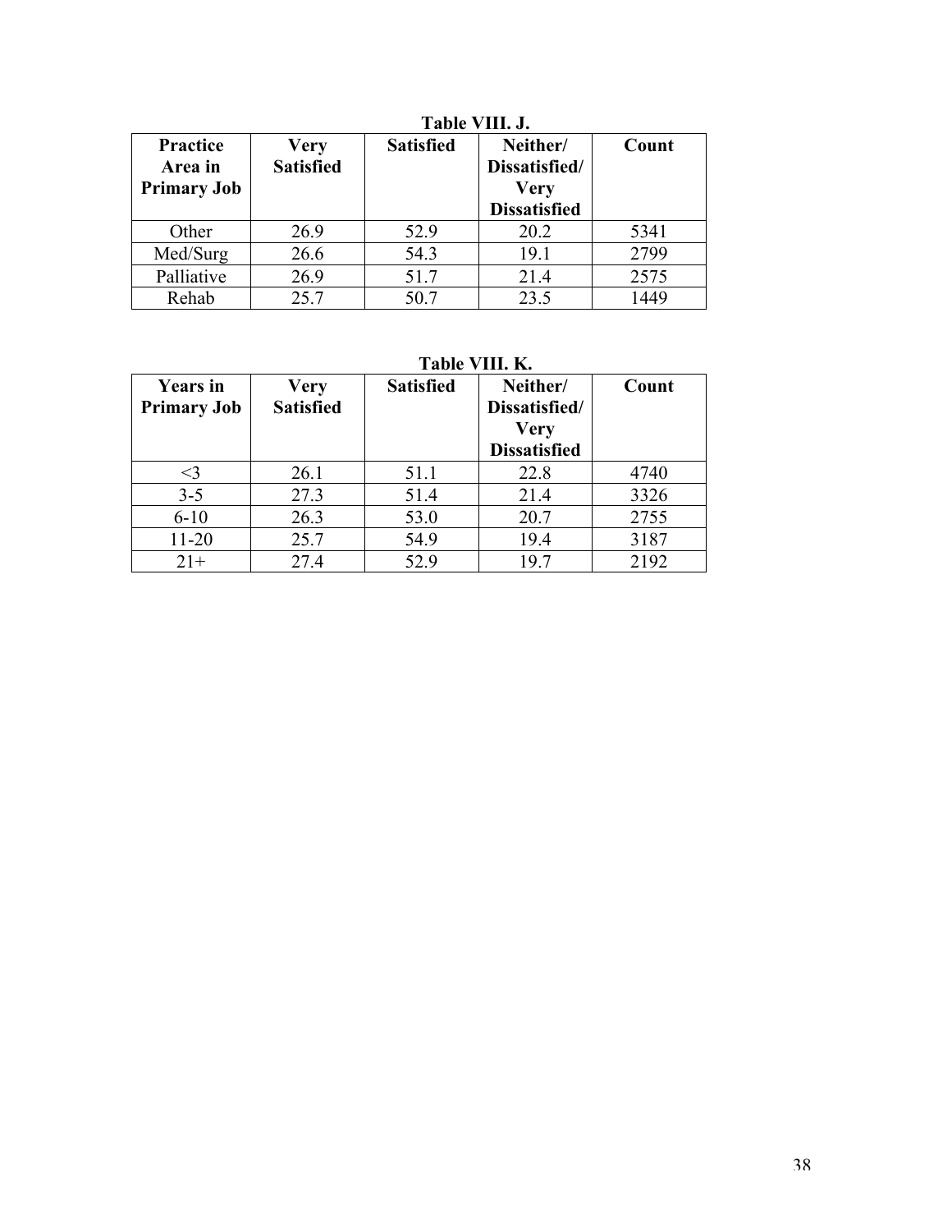**Table VIII. J.**

| Practice Area in Primary Job | Very Satisfied | Satisfied | Neither/ Dissatisfied/ Very Dissatisfied | Count |
|---|---|---|---|---|
| Other | 26.9 | 52.9 | 20.2 | 5341 |
| Med/Surg | 26.6 | 54.3 | 19.1 | 2799 |
| Palliative | 26.9 | 51.7 | 21.4 | 2575 |
| Rehab | 25.7 | 50.7 | 23.5 | 1449 |

**Table VIII. K.**

| Years in Primary Job | Very Satisfied | Satisfied | Neither/ Dissatisfied/ Very Dissatisfied | Count |
|---|---|---|---|---|
| <3 | 26.1 | 51.1 | 22.8 | 4740 |
| 3-5 | 27.3 | 51.4 | 21.4 | 3326 |
| 6-10 | 26.3 | 53.0 | 20.7 | 2755 |
| 11-20 | 25.7 | 54.9 | 19.4 | 3187 |
| 21+ | 27.4 | 52.9 | 19.7 | 2192 |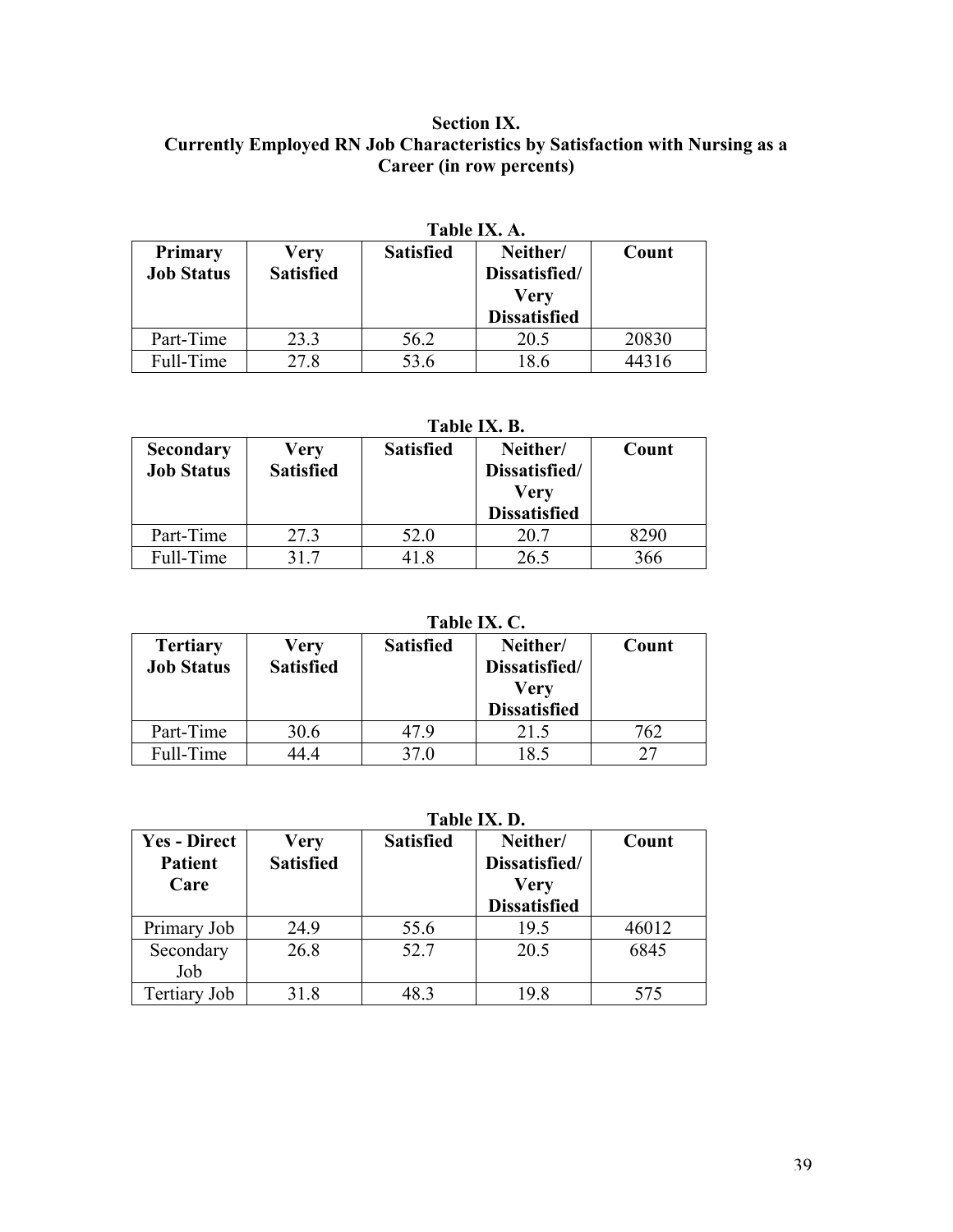## Section IX.
## Currently Employed RN Job Characteristics by Satisfaction with Nursing as a Career (in row percents)

**Table IX. A.**

| Primary Job Status | Very Satisfied | Satisfied | Neither/ Dissatisfied/ Very Dissatisfied | Count |
|---|---|---|---|---|
| Part-Time | 23.3 | 56.2 | 20.5 | 20830 |
| Full-Time | 27.8 | 53.6 | 18.6 | 44316 |

**Table IX. B.**

| Secondary Job Status | Very Satisfied | Satisfied | Neither/ Dissatisfied/ Very Dissatisfied | Count |
|---|---|---|---|---|
| Part-Time | 27.3 | 52.0 | 20.7 | 8290 |
| Full-Time | 31.7 | 41.8 | 26.5 | 366 |

**Table IX. C.**

| Tertiary Job Status | Very Satisfied | Satisfied | Neither/ Dissatisfied/ Very Dissatisfied | Count |
|---|---|---|---|---|
| Part-Time | 30.6 | 47.9 | 21.5 | 762 |
| Full-Time | 44.4 | 37.0 | 18.5 | 27 |

**Table IX. D.**

| Yes - Direct Patient Care | Very Satisfied | Satisfied | Neither/ Dissatisfied/ Very Dissatisfied | Count |
|---|---|---|---|---|
| Primary Job | 24.9 | 55.6 | 19.5 | 46012 |
| Secondary Job | 26.8 | 52.7 | 20.5 | 6845 |
| Tertiary Job | 31.8 | 48.3 | 19.8 | 575 |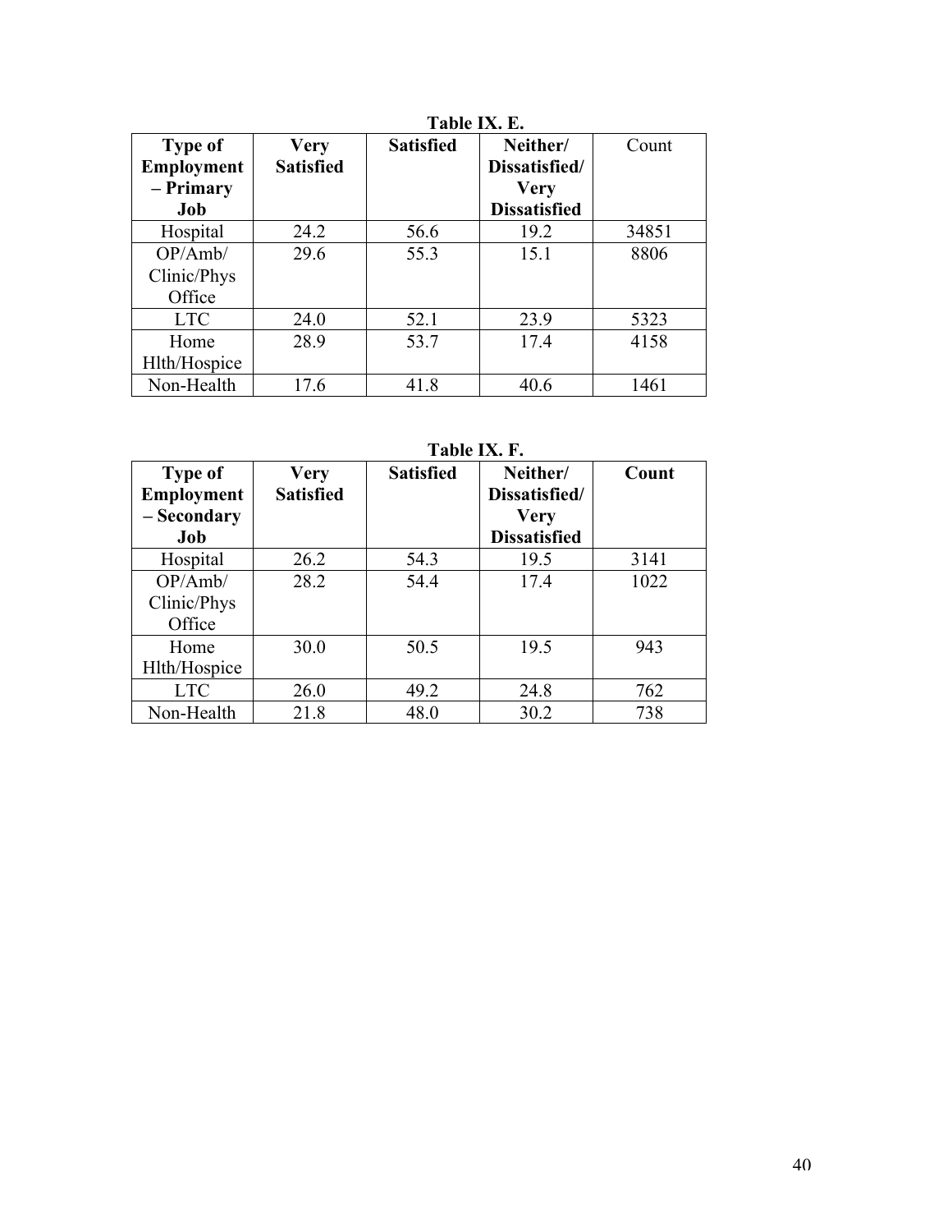**Table IX. E.**

| Type of Employment – Primary Job | Very Satisfied | Satisfied | Neither/ Dissatisfied/ Very Dissatisfied | Count |
|---|---|---|---|---|
| Hospital | 24.2 | 56.6 | 19.2 | 34851 |
| OP/Amb/ Clinic/Phys Office | 29.6 | 55.3 | 15.1 | 8806 |
| LTC | 24.0 | 52.1 | 23.9 | 5323 |
| Home Hlth/Hospice | 28.9 | 53.7 | 17.4 | 4158 |
| Non-Health | 17.6 | 41.8 | 40.6 | 1461 |

**Table IX. F.**

| Type of Employment – Secondary Job | Very Satisfied | Satisfied | Neither/ Dissatisfied/ Very Dissatisfied | Count |
|---|---|---|---|---|
| Hospital | 26.2 | 54.3 | 19.5 | 3141 |
| OP/Amb/ Clinic/Phys Office | 28.2 | 54.4 | 17.4 | 1022 |
| Home Hlth/Hospice | 30.0 | 50.5 | 19.5 | 943 |
| LTC | 26.0 | 49.2 | 24.8 | 762 |
| Non-Health | 21.8 | 48.0 | 30.2 | 738 |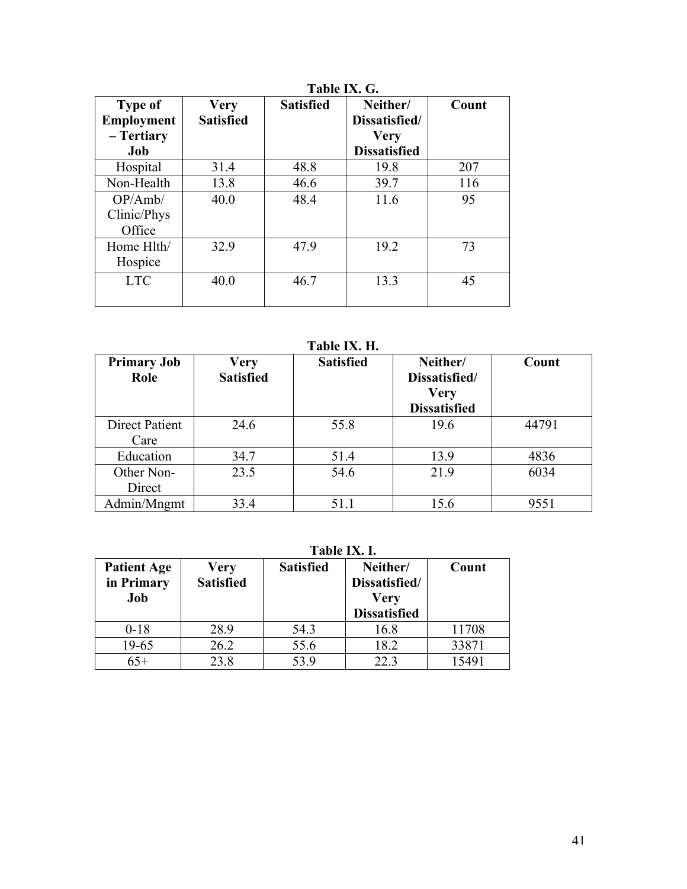**Table IX. G.**

| Type of Employment – Tertiary Job | Very Satisfied | Satisfied | Neither/ Dissatisfied/ Very Dissatisfied | Count |
|---|---|---|---|---|
| Hospital | 31.4 | 48.8 | 19.8 | 207 |
| Non-Health | 13.8 | 46.6 | 39.7 | 116 |
| OP/Amb/ Clinic/Phys Office | 40.0 | 48.4 | 11.6 | 95 |
| Home Hlth/ Hospice | 32.9 | 47.9 | 19.2 | 73 |
| LTC | 40.0 | 46.7 | 13.3 | 45 |

**Table IX. H.**

| Primary Job Role | Very Satisfied | Satisfied | Neither/ Dissatisfied/ Very Dissatisfied | Count |
|---|---|---|---|---|
| Direct Patient Care | 24.6 | 55.8 | 19.6 | 44791 |
| Education | 34.7 | 51.4 | 13.9 | 4836 |
| Other Non-Direct | 23.5 | 54.6 | 21.9 | 6034 |
| Admin/Mngmt | 33.4 | 51.1 | 15.6 | 9551 |

**Table IX. I.**

| Patient Age in Primary Job | Very Satisfied | Satisfied | Neither/ Dissatisfied/ Very Dissatisfied | Count |
|---|---|---|---|---|
| 0-18 | 28.9 | 54.3 | 16.8 | 11708 |
| 19-65 | 26.2 | 55.6 | 18.2 | 33871 |
| 65+ | 23.8 | 53.9 | 22.3 | 15491 |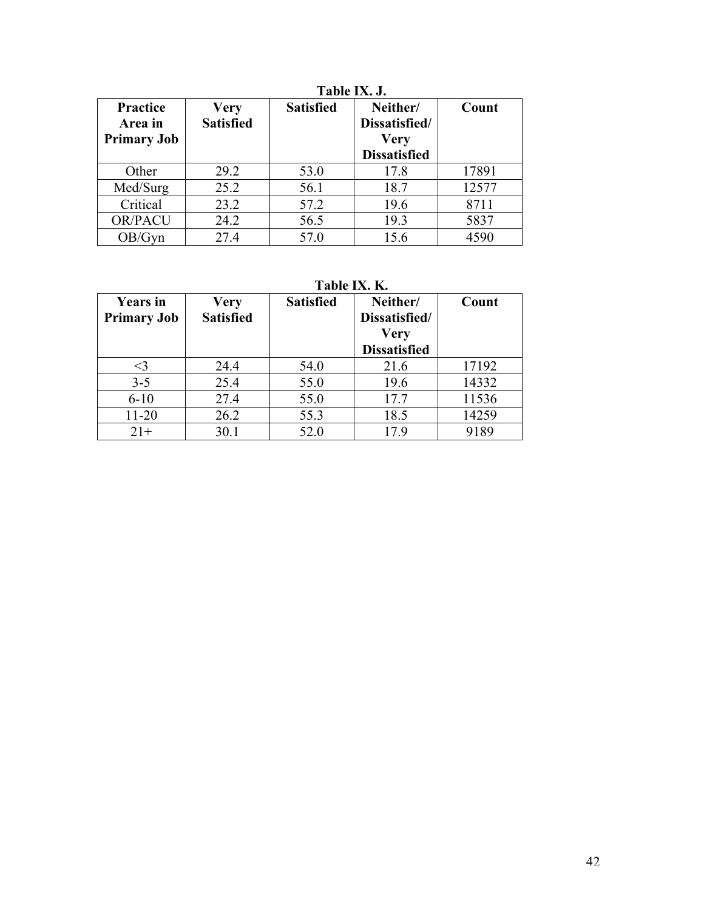**Table IX. J.**

| Practice Area in Primary Job | Very Satisfied | Satisfied | Neither/ Dissatisfied/ Very Dissatisfied | Count |
|---|---|---|---|---|
| Other | 29.2 | 53.0 | 17.8 | 17891 |
| Med/Surg | 25.2 | 56.1 | 18.7 | 12577 |
| Critical | 23.2 | 57.2 | 19.6 | 8711 |
| OR/PACU | 24.2 | 56.5 | 19.3 | 5837 |
| OB/Gyn | 27.4 | 57.0 | 15.6 | 4590 |

**Table IX. K.**

| Years in Primary Job | Very Satisfied | Satisfied | Neither/ Dissatisfied/ Very Dissatisfied | Count |
|---|---|---|---|---|
| <3 | 24.4 | 54.0 | 21.6 | 17192 |
| 3-5 | 25.4 | 55.0 | 19.6 | 14332 |
| 6-10 | 27.4 | 55.0 | 17.7 | 11536 |
| 11-20 | 26.2 | 55.3 | 18.5 | 14259 |
| 21+ | 30.1 | 52.0 | 17.9 | 9189 |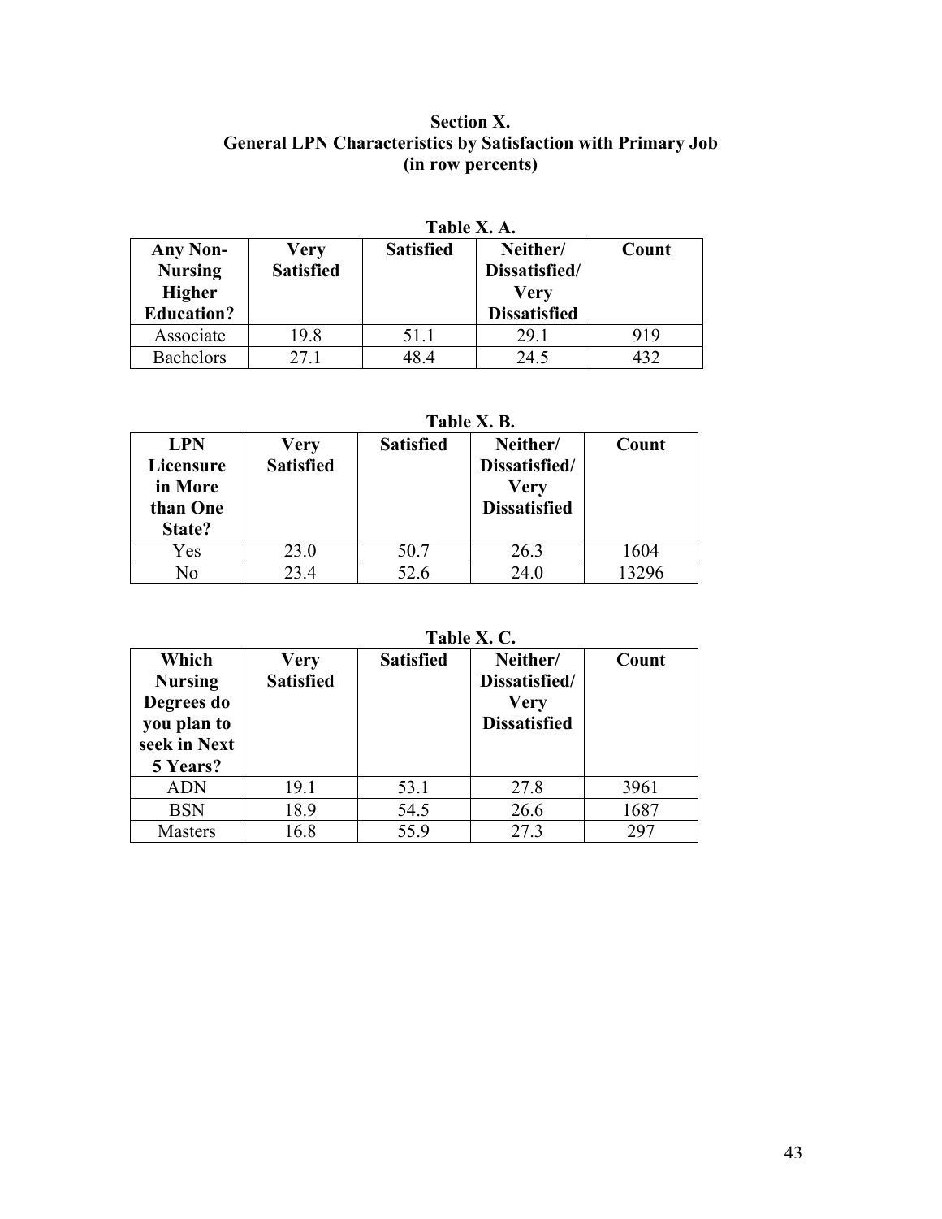## Section X.
## General LPN Characteristics by Satisfaction with Primary Job
## (in row percents)

**Table X. A.**

| Any Non-Nursing Higher Education? | Very Satisfied | Satisfied | Neither/ Dissatisfied/ Very Dissatisfied | Count |
|---|---|---|---|---|
| Associate | 19.8 | 51.1 | 29.1 | 919 |
| Bachelors | 27.1 | 48.4 | 24.5 | 432 |

**Table X. B.**

| LPN Licensure in More than One State? | Very Satisfied | Satisfied | Neither/ Dissatisfied/ Very Dissatisfied | Count |
|---|---|---|---|---|
| Yes | 23.0 | 50.7 | 26.3 | 1604 |
| No | 23.4 | 52.6 | 24.0 | 13296 |

**Table X. C.**

| Which Nursing Degrees do you plan to seek in Next 5 Years? | Very Satisfied | Satisfied | Neither/ Dissatisfied/ Very Dissatisfied | Count |
|---|---|---|---|---|
| ADN | 19.1 | 53.1 | 27.8 | 3961 |
| BSN | 18.9 | 54.5 | 26.6 | 1687 |
| Masters | 16.8 | 55.9 | 27.3 | 297 |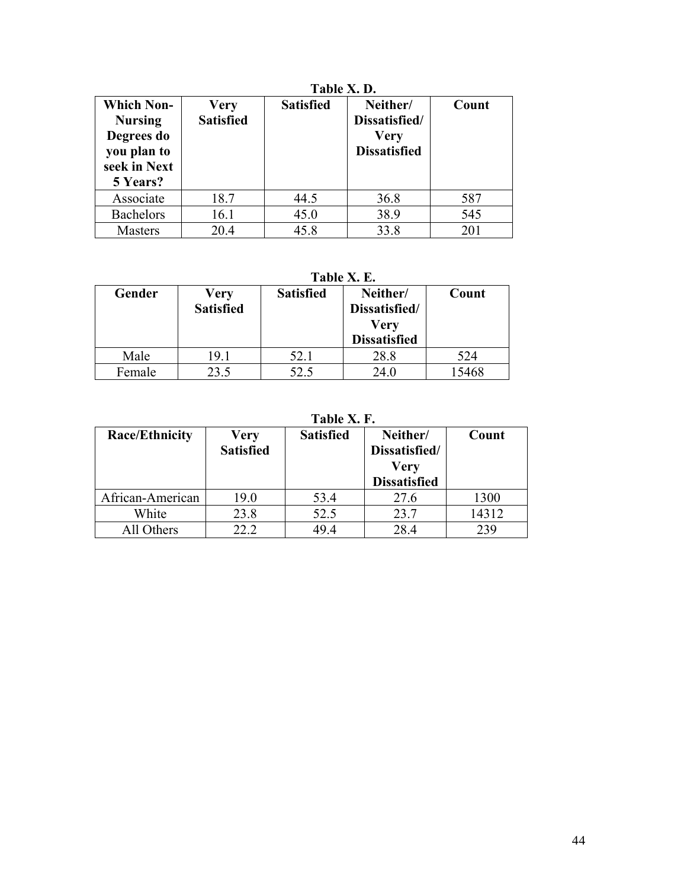**Table X. D.**

| Which Non-Nursing Degrees do you plan to seek in Next 5 Years? | Very Satisfied | Satisfied | Neither/ Dissatisfied/ Very Dissatisfied | Count |
|---|---|---|---|---|
| Associate | 18.7 | 44.5 | 36.8 | 587 |
| Bachelors | 16.1 | 45.0 | 38.9 | 545 |
| Masters | 20.4 | 45.8 | 33.8 | 201 |

**Table X. E.**

| Gender | Very Satisfied | Satisfied | Neither/ Dissatisfied/ Very Dissatisfied | Count |
|---|---|---|---|---|
| Male | 19.1 | 52.1 | 28.8 | 524 |
| Female | 23.5 | 52.5 | 24.0 | 15468 |

**Table X. F.**

| Race/Ethnicity | Very Satisfied | Satisfied | Neither/ Dissatisfied/ Very Dissatisfied | Count |
|---|---|---|---|---|
| African-American | 19.0 | 53.4 | 27.6 | 1300 |
| White | 23.8 | 52.5 | 23.7 | 14312 |
| All Others | 22.2 | 49.4 | 28.4 | 239 |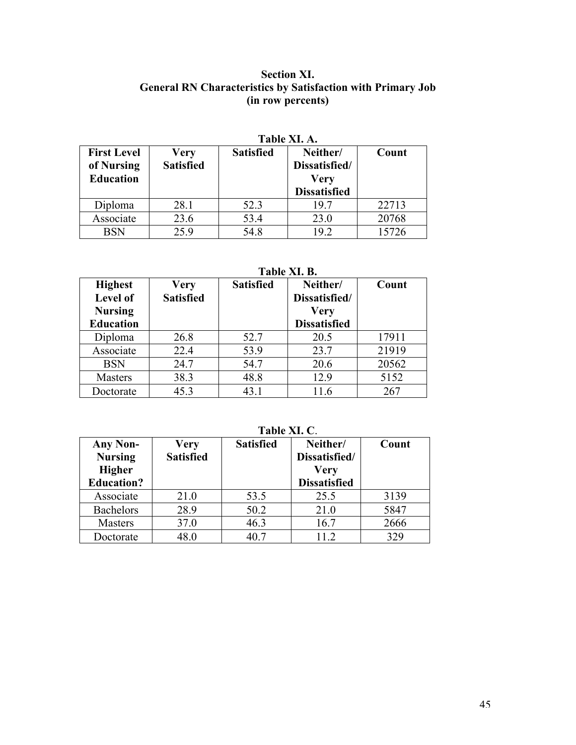## Section XI.
## General RN Characteristics by Satisfaction with Primary Job
## (in row percents)

**Table XI. A.**

| First Level of Nursing Education | Very Satisfied | Satisfied | Neither/ Dissatisfied/ Very Dissatisfied | Count |
|---|---|---|---|---|
| Diploma | 28.1 | 52.3 | 19.7 | 22713 |
| Associate | 23.6 | 53.4 | 23.0 | 20768 |
| BSN | 25.9 | 54.8 | 19.2 | 15726 |

**Table XI. B.**

| Highest Level of Nursing Education | Very Satisfied | Satisfied | Neither/ Dissatisfied/ Very Dissatisfied | Count |
|---|---|---|---|---|
| Diploma | 26.8 | 52.7 | 20.5 | 17911 |
| Associate | 22.4 | 53.9 | 23.7 | 21919 |
| BSN | 24.7 | 54.7 | 20.6 | 20562 |
| Masters | 38.3 | 48.8 | 12.9 | 5152 |
| Doctorate | 45.3 | 43.1 | 11.6 | 267 |

**Table XI. C.**

| Any Non-Nursing Higher Education? | Very Satisfied | Satisfied | Neither/ Dissatisfied/ Very Dissatisfied | Count |
|---|---|---|---|---|
| Associate | 21.0 | 53.5 | 25.5 | 3139 |
| Bachelors | 28.9 | 50.2 | 21.0 | 5847 |
| Masters | 37.0 | 46.3 | 16.7 | 2666 |
| Doctorate | 48.0 | 40.7 | 11.2 | 329 |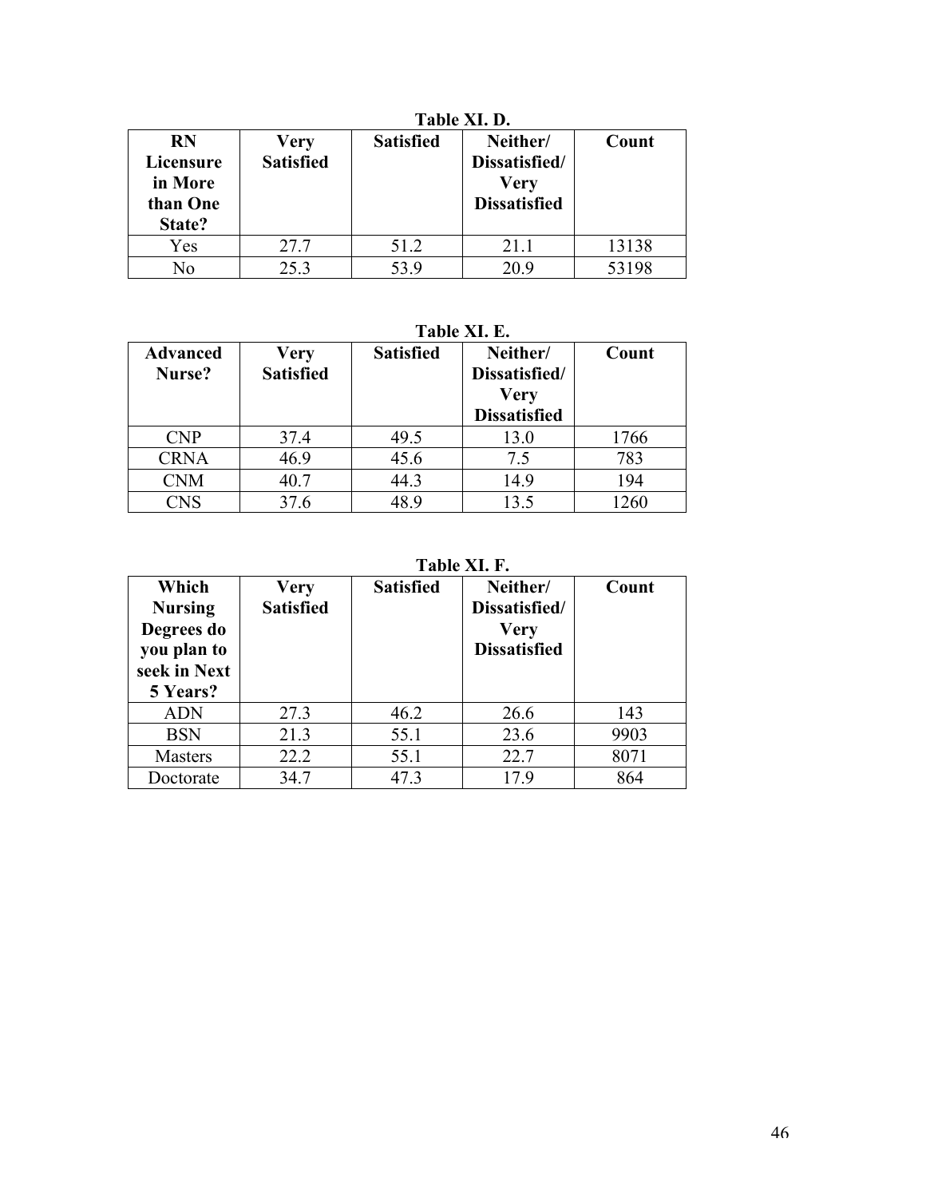**Table XI. D.**

| RN Licensure in More than One State? | Very Satisfied | Satisfied | Neither/ Dissatisfied/ Very Dissatisfied | Count |
|---|---|---|---|---|
| Yes | 27.7 | 51.2 | 21.1 | 13138 |
| No | 25.3 | 53.9 | 20.9 | 53198 |

**Table XI. E.**

| Advanced Nurse? | Very Satisfied | Satisfied | Neither/ Dissatisfied/ Very Dissatisfied | Count |
|---|---|---|---|---|
| CNP | 37.4 | 49.5 | 13.0 | 1766 |
| CRNA | 46.9 | 45.6 | 7.5 | 783 |
| CNM | 40.7 | 44.3 | 14.9 | 194 |
| CNS | 37.6 | 48.9 | 13.5 | 1260 |

**Table XI. F.**

| Which Nursing Degrees do you plan to seek in Next 5 Years? | Very Satisfied | Satisfied | Neither/ Dissatisfied/ Very Dissatisfied | Count |
|---|---|---|---|---|
| ADN | 27.3 | 46.2 | 26.6 | 143 |
| BSN | 21.3 | 55.1 | 23.6 | 9903 |
| Masters | 22.2 | 55.1 | 22.7 | 8071 |
| Doctorate | 34.7 | 47.3 | 17.9 | 864 |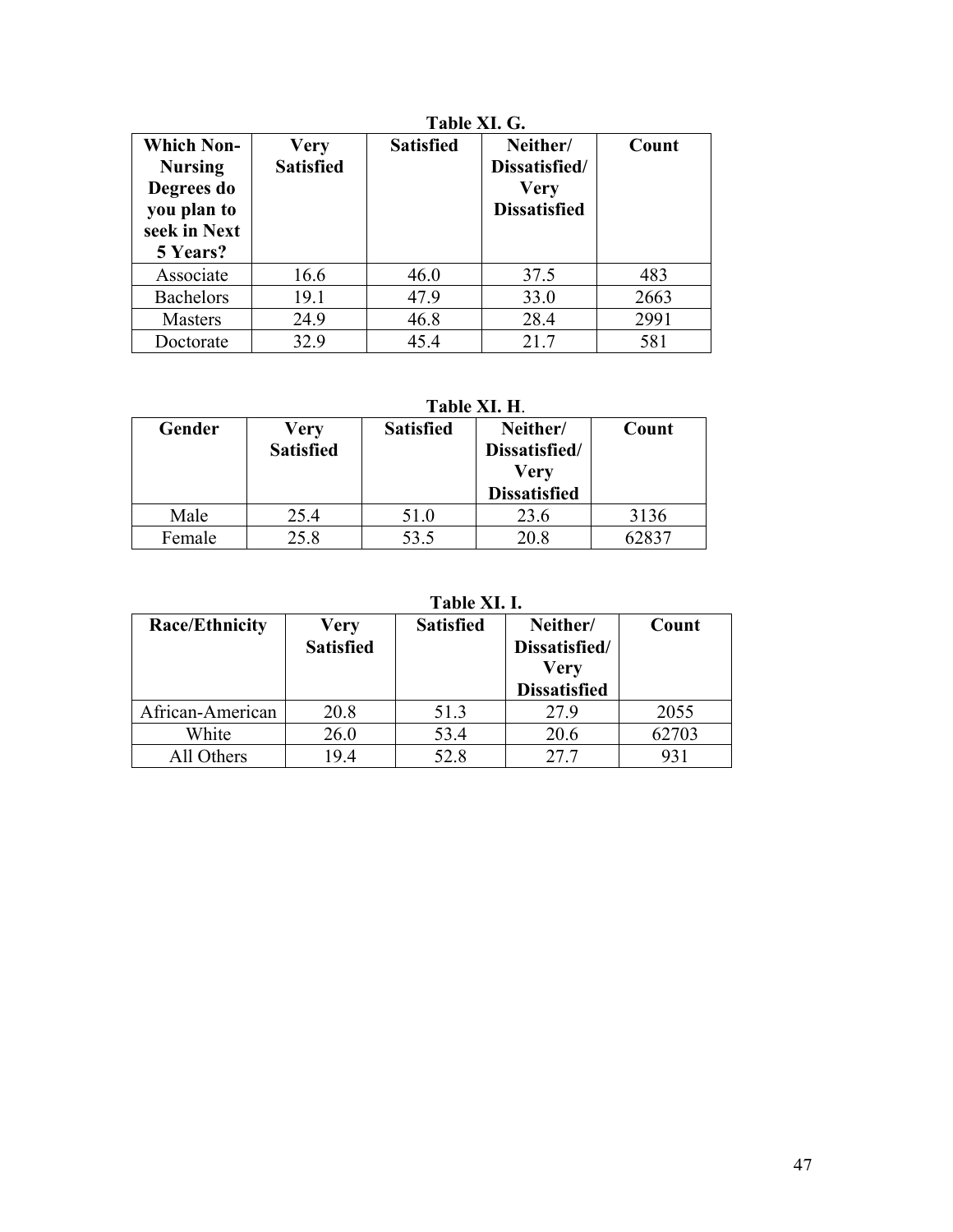**Table XI. G.**

| Which Non-Nursing Degrees do you plan to seek in Next 5 Years? | Very Satisfied | Satisfied | Neither/ Dissatisfied/ Very Dissatisfied | Count |
|---|---|---|---|---|
| Associate | 16.6 | 46.0 | 37.5 | 483 |
| Bachelors | 19.1 | 47.9 | 33.0 | 2663 |
| Masters | 24.9 | 46.8 | 28.4 | 2991 |
| Doctorate | 32.9 | 45.4 | 21.7 | 581 |

**Table XI. H.**

| Gender | Very Satisfied | Satisfied | Neither/ Dissatisfied/ Very Dissatisfied | Count |
|---|---|---|---|---|
| Male | 25.4 | 51.0 | 23.6 | 3136 |
| Female | 25.8 | 53.5 | 20.8 | 62837 |

**Table XI. I.**

| Race/Ethnicity | Very Satisfied | Satisfied | Neither/ Dissatisfied/ Very Dissatisfied | Count |
|---|---|---|---|---|
| African-American | 20.8 | 51.3 | 27.9 | 2055 |
| White | 26.0 | 53.4 | 20.6 | 62703 |
| All Others | 19.4 | 52.8 | 27.7 | 931 |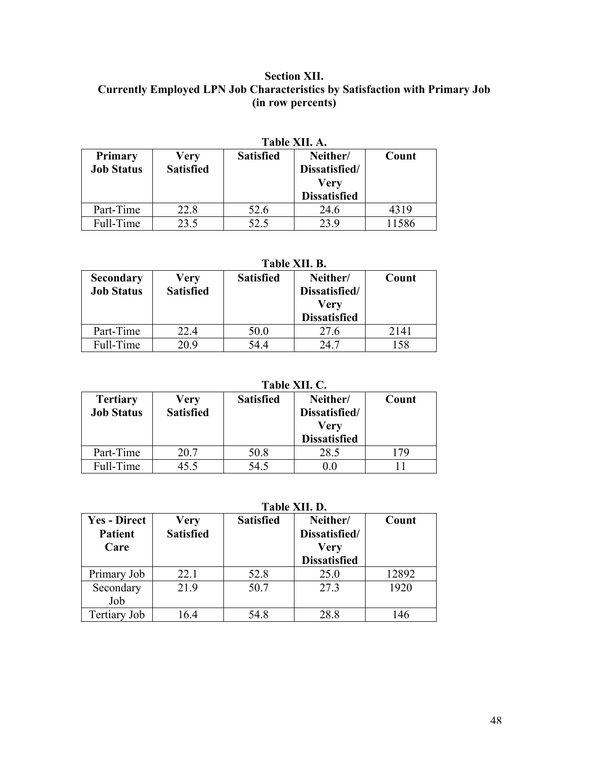## Section XII.
## Currently Employed LPN Job Characteristics by Satisfaction with Primary Job (in row percents)

**Table XII. A.**

| Primary Job Status | Very Satisfied | Satisfied | Neither/ Dissatisfied/ Very Dissatisfied | Count |
|---|---|---|---|---|
| Part-Time | 22.8 | 52.6 | 24.6 | 4319 |
| Full-Time | 23.5 | 52.5 | 23.9 | 11586 |

**Table XII. B.**

| Secondary Job Status | Very Satisfied | Satisfied | Neither/ Dissatisfied/ Very Dissatisfied | Count |
|---|---|---|---|---|
| Part-Time | 22.4 | 50.0 | 27.6 | 2141 |
| Full-Time | 20.9 | 54.4 | 24.7 | 158 |

**Table XII. C.**

| Tertiary Job Status | Very Satisfied | Satisfied | Neither/ Dissatisfied/ Very Dissatisfied | Count |
|---|---|---|---|---|
| Part-Time | 20.7 | 50.8 | 28.5 | 179 |
| Full-Time | 45.5 | 54.5 | 0.0 | 11 |

**Table XII. D.**

| Yes - Direct Patient Care | Very Satisfied | Satisfied | Neither/ Dissatisfied/ Very Dissatisfied | Count |
|---|---|---|---|---|
| Primary Job | 22.1 | 52.8 | 25.0 | 12892 |
| Secondary Job | 21.9 | 50.7 | 27.3 | 1920 |
| Tertiary Job | 16.4 | 54.8 | 28.8 | 146 |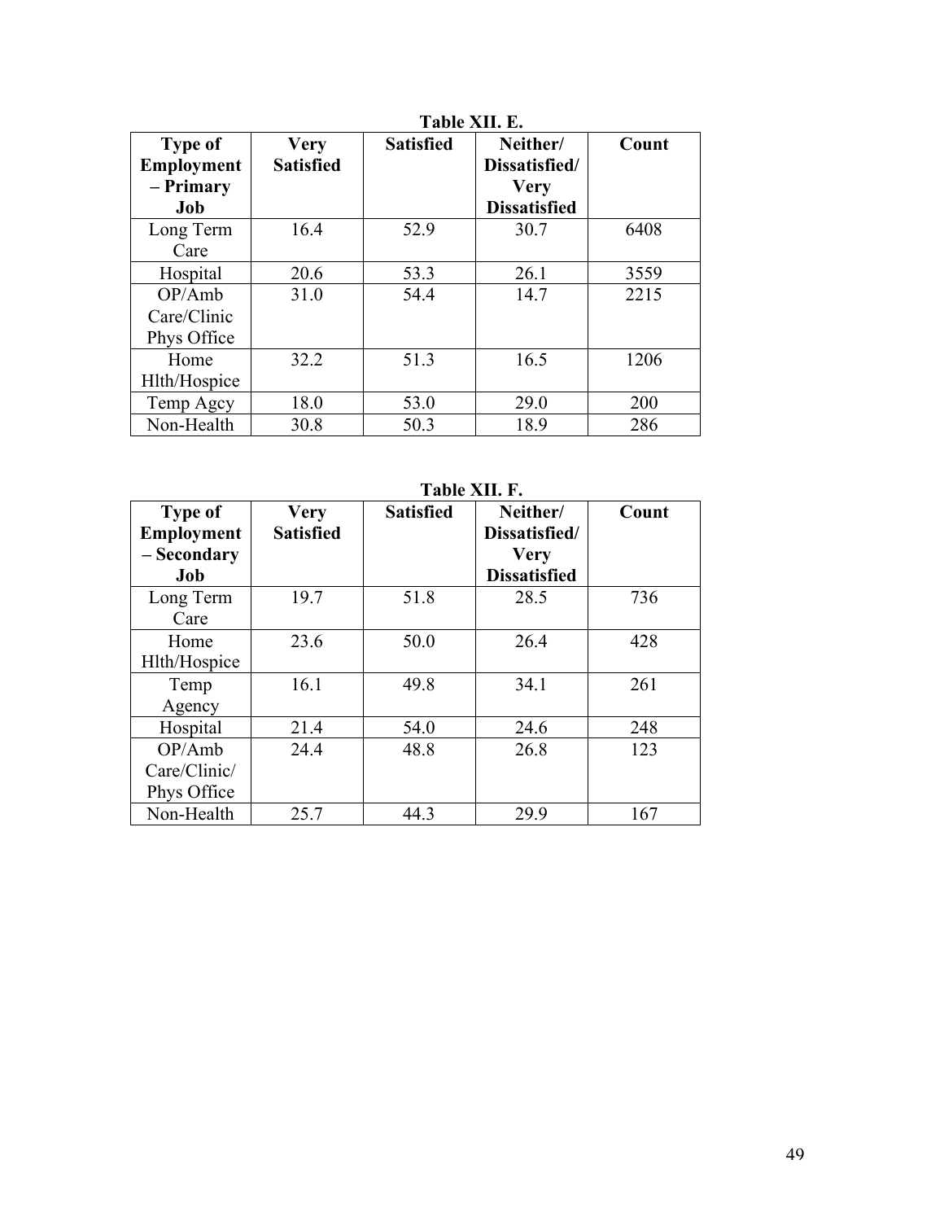**Table XII. E.**

| Type of Employment – Primary Job | Very Satisfied | Satisfied | Neither/ Dissatisfied/ Very Dissatisfied | Count |
|---|---|---|---|---|
| Long Term Care | 16.4 | 52.9 | 30.7 | 6408 |
| Hospital | 20.6 | 53.3 | 26.1 | 3559 |
| OP/Amb Care/Clinic Phys Office | 31.0 | 54.4 | 14.7 | 2215 |
| Home Hlth/Hospice | 32.2 | 51.3 | 16.5 | 1206 |
| Temp Agcy | 18.0 | 53.0 | 29.0 | 200 |
| Non-Health | 30.8 | 50.3 | 18.9 | 286 |

**Table XII. F.**

| Type of Employment – Secondary Job | Very Satisfied | Satisfied | Neither/ Dissatisfied/ Very Dissatisfied | Count |
|---|---|---|---|---|
| Long Term Care | 19.7 | 51.8 | 28.5 | 736 |
| Home Hlth/Hospice | 23.6 | 50.0 | 26.4 | 428 |
| Temp Agency | 16.1 | 49.8 | 34.1 | 261 |
| Hospital | 21.4 | 54.0 | 24.6 | 248 |
| OP/Amb Care/Clinic/ Phys Office | 24.4 | 48.8 | 26.8 | 123 |
| Non-Health | 25.7 | 44.3 | 29.9 | 167 |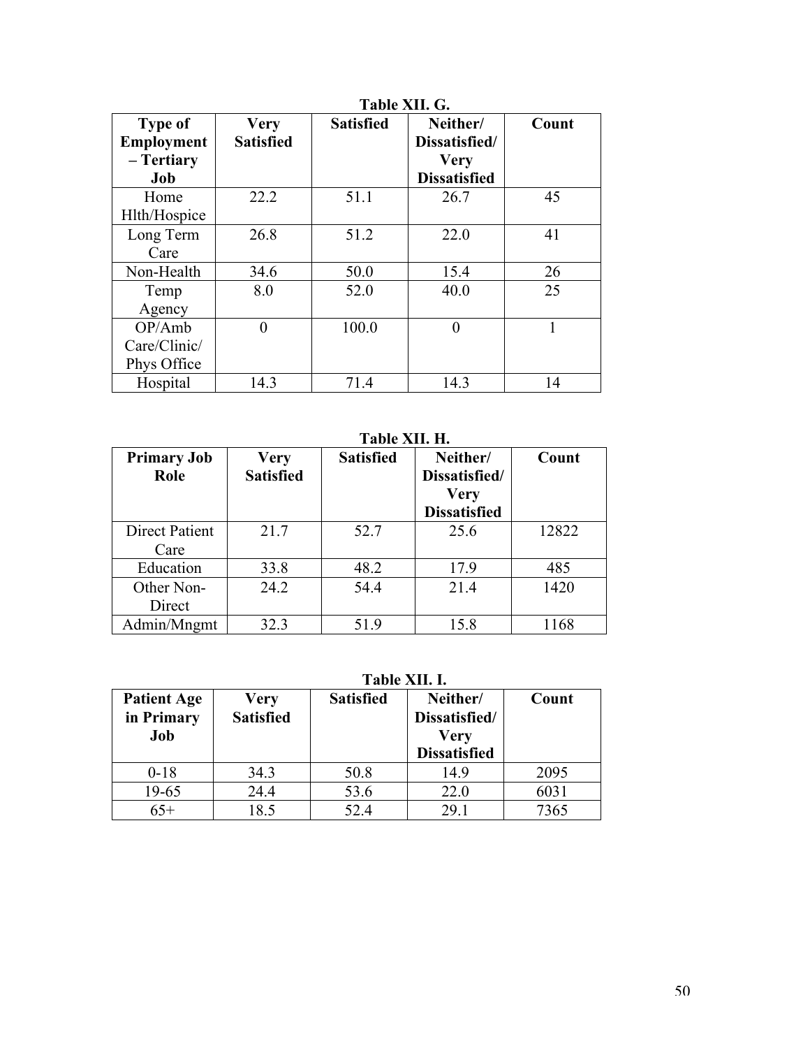**Table XII. G.**

| Type of Employment – Tertiary Job | Very Satisfied | Satisfied | Neither/ Dissatisfied/ Very Dissatisfied | Count |
|---|---|---|---|---|
| Home Hlth/Hospice | 22.2 | 51.1 | 26.7 | 45 |
| Long Term Care | 26.8 | 51.2 | 22.0 | 41 |
| Non-Health | 34.6 | 50.0 | 15.4 | 26 |
| Temp Agency | 8.0 | 52.0 | 40.0 | 25 |
| OP/Amb Care/Clinic/ Phys Office | 0 | 100.0 | 0 | 1 |
| Hospital | 14.3 | 71.4 | 14.3 | 14 |

**Table XII. H.**

| Primary Job Role | Very Satisfied | Satisfied | Neither/ Dissatisfied/ Very Dissatisfied | Count |
|---|---|---|---|---|
| Direct Patient Care | 21.7 | 52.7 | 25.6 | 12822 |
| Education | 33.8 | 48.2 | 17.9 | 485 |
| Other Non-Direct | 24.2 | 54.4 | 21.4 | 1420 |
| Admin/Mngmt | 32.3 | 51.9 | 15.8 | 1168 |

**Table XII. I.**

| Patient Age in Primary Job | Very Satisfied | Satisfied | Neither/ Dissatisfied/ Very Dissatisfied | Count |
|---|---|---|---|---|
| 0-18 | 34.3 | 50.8 | 14.9 | 2095 |
| 19-65 | 24.4 | 53.6 | 22.0 | 6031 |
| 65+ | 18.5 | 52.4 | 29.1 | 7365 |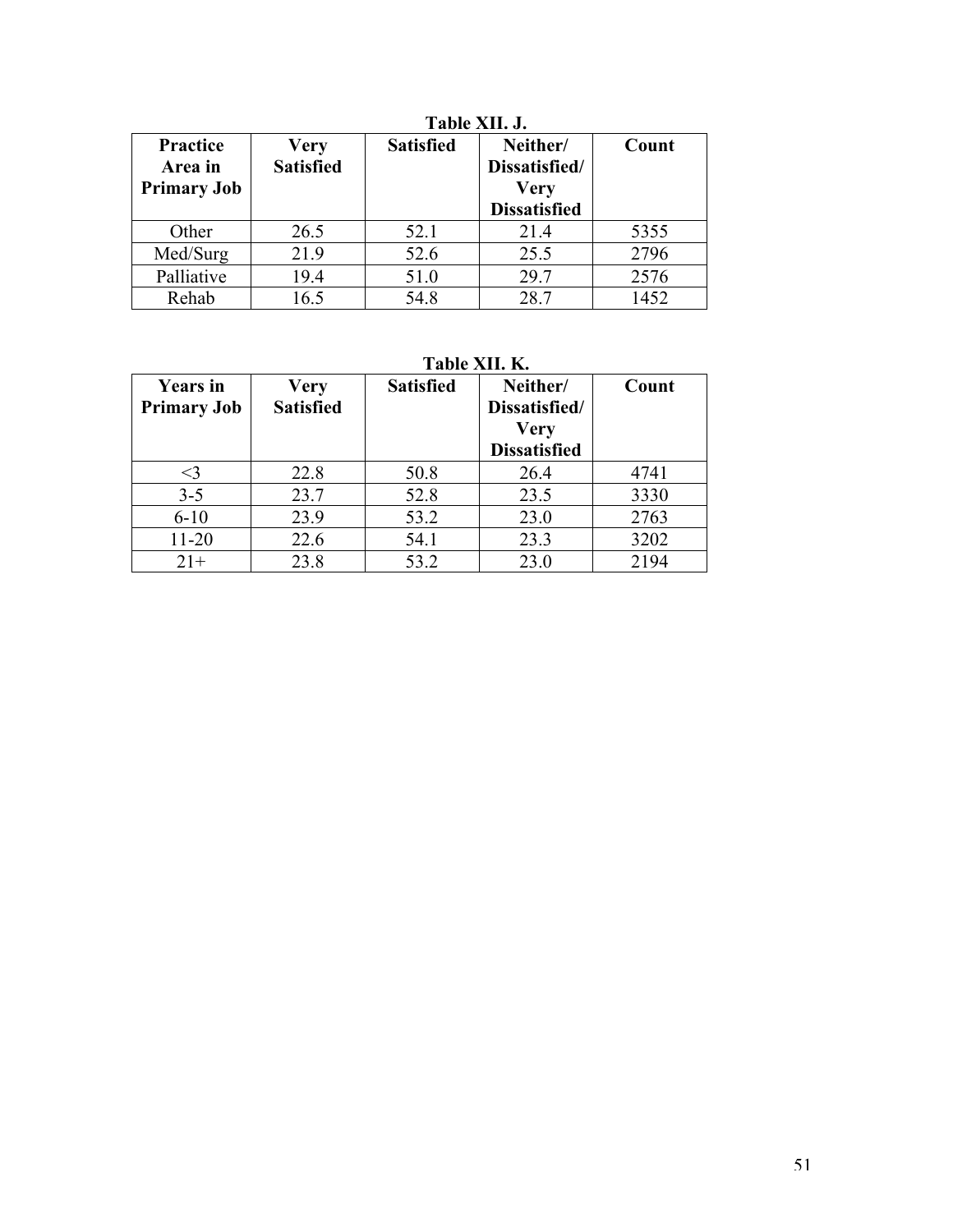**Table XII. J.**

| Practice Area in Primary Job | Very Satisfied | Satisfied | Neither/ Dissatisfied/ Very Dissatisfied | Count |
|---|---|---|---|---|
| Other | 26.5 | 52.1 | 21.4 | 5355 |
| Med/Surg | 21.9 | 52.6 | 25.5 | 2796 |
| Palliative | 19.4 | 51.0 | 29.7 | 2576 |
| Rehab | 16.5 | 54.8 | 28.7 | 1452 |

**Table XII. K.**

| Years in Primary Job | Very Satisfied | Satisfied | Neither/ Dissatisfied/ Very Dissatisfied | Count |
|---|---|---|---|---|
| <3 | 22.8 | 50.8 | 26.4 | 4741 |
| 3-5 | 23.7 | 52.8 | 23.5 | 3330 |
| 6-10 | 23.9 | 53.2 | 23.0 | 2763 |
| 11-20 | 22.6 | 54.1 | 23.3 | 3202 |
| 21+ | 23.8 | 53.2 | 23.0 | 2194 |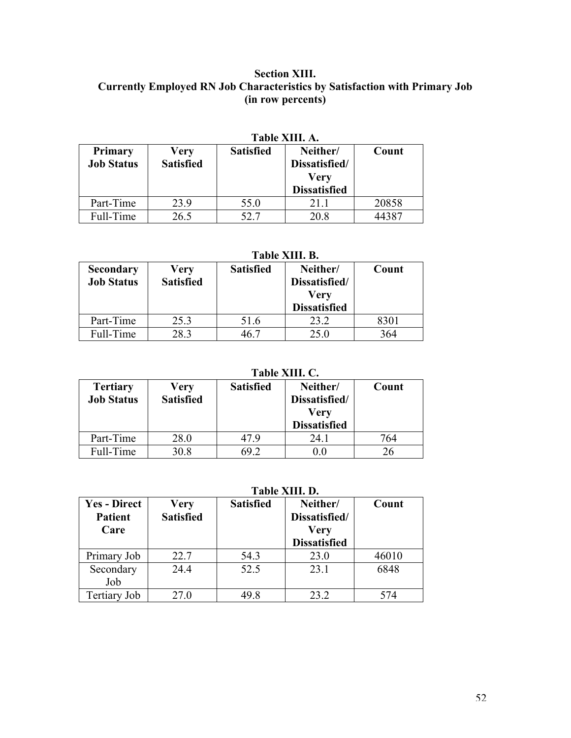## Section XIII.
## Currently Employed RN Job Characteristics by Satisfaction with Primary Job (in row percents)

**Table XIII. A.**

| Primary Job Status | Very Satisfied | Satisfied | Neither/ Dissatisfied/ Very Dissatisfied | Count |
|---|---|---|---|---|
| Part-Time | 23.9 | 55.0 | 21.1 | 20858 |
| Full-Time | 26.5 | 52.7 | 20.8 | 44387 |

**Table XIII. B.**

| Secondary Job Status | Very Satisfied | Satisfied | Neither/ Dissatisfied/ Very Dissatisfied | Count |
|---|---|---|---|---|
| Part-Time | 25.3 | 51.6 | 23.2 | 8301 |
| Full-Time | 28.3 | 46.7 | 25.0 | 364 |

**Table XIII. C.**

| Tertiary Job Status | Very Satisfied | Satisfied | Neither/ Dissatisfied/ Very Dissatisfied | Count |
|---|---|---|---|---|
| Part-Time | 28.0 | 47.9 | 24.1 | 764 |
| Full-Time | 30.8 | 69.2 | 0.0 | 26 |

**Table XIII. D.**

| Yes - Direct Patient Care | Very Satisfied | Satisfied | Neither/ Dissatisfied/ Very Dissatisfied | Count |
|---|---|---|---|---|
| Primary Job | 22.7 | 54.3 | 23.0 | 46010 |
| Secondary Job | 24.4 | 52.5 | 23.1 | 6848 |
| Tertiary Job | 27.0 | 49.8 | 23.2 | 574 |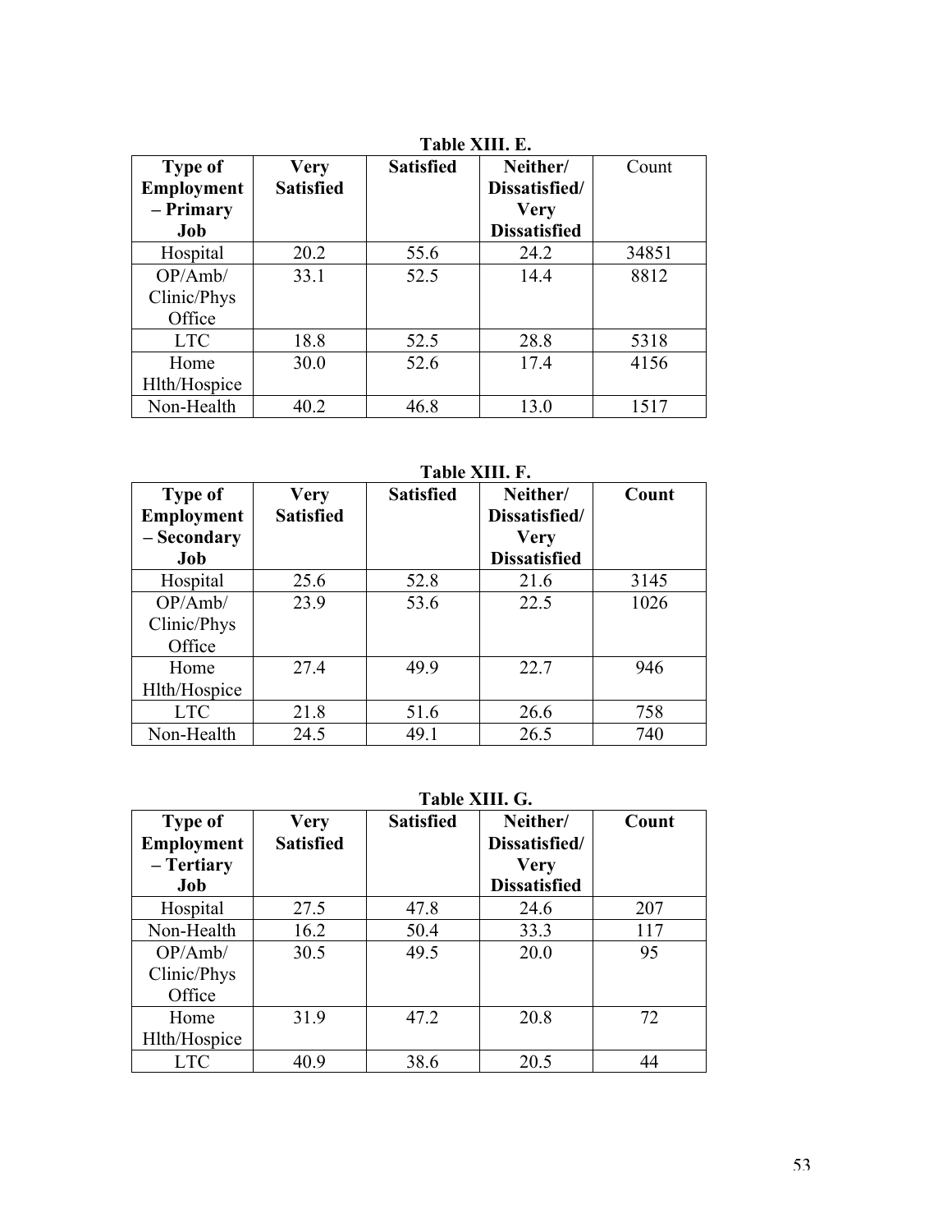**Table XIII. E.**

| **Type of Employment – Primary Job** | **Very Satisfied** | **Satisfied** | **Neither/ Dissatisfied/ Very Dissatisfied** | Count |
| --- | --- | --- | --- | --- |
| Hospital | 20.2 | 55.6 | 24.2 | 34851 |
| OP/Amb/ Clinic/Phys Office | 33.1 | 52.5 | 14.4 | 8812 |
| LTC | 18.8 | 52.5 | 28.8 | 5318 |
| Home Hlth/Hospice | 30.0 | 52.6 | 17.4 | 4156 |
| Non-Health | 40.2 | 46.8 | 13.0 | 1517 |

**Table XIII. F.**

| **Type of Employment – Secondary Job** | **Very Satisfied** | **Satisfied** | **Neither/ Dissatisfied/ Very Dissatisfied** | **Count** |
| --- | --- | --- | --- | --- |
| Hospital | 25.6 | 52.8 | 21.6 | 3145 |
| OP/Amb/ Clinic/Phys Office | 23.9 | 53.6 | 22.5 | 1026 |
| Home Hlth/Hospice | 27.4 | 49.9 | 22.7 | 946 |
| LTC | 21.8 | 51.6 | 26.6 | 758 |
| Non-Health | 24.5 | 49.1 | 26.5 | 740 |

**Table XIII. G.**

| **Type of Employment – Tertiary Job** | **Very Satisfied** | **Satisfied** | **Neither/ Dissatisfied/ Very Dissatisfied** | **Count** |
| --- | --- | --- | --- | --- |
| Hospital | 27.5 | 47.8 | 24.6 | 207 |
| Non-Health | 16.2 | 50.4 | 33.3 | 117 |
| OP/Amb/ Clinic/Phys Office | 30.5 | 49.5 | 20.0 | 95 |
| Home Hlth/Hospice | 31.9 | 47.2 | 20.8 | 72 |
| LTC | 40.9 | 38.6 | 20.5 | 44 |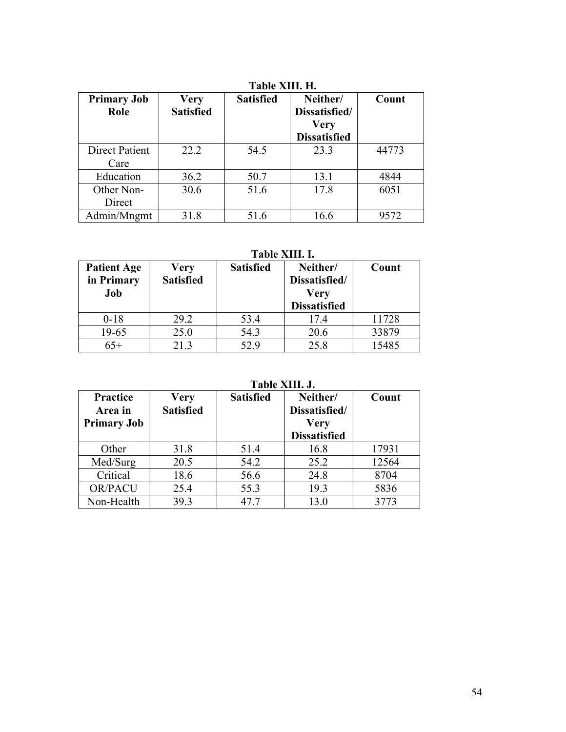**Table XIII. H.**

| Primary Job Role | Very Satisfied | Satisfied | Neither/ Dissatisfied/ Very Dissatisfied | Count |
|---|---|---|---|---|
| Direct Patient Care | 22.2 | 54.5 | 23.3 | 44773 |
| Education | 36.2 | 50.7 | 13.1 | 4844 |
| Other Non-Direct | 30.6 | 51.6 | 17.8 | 6051 |
| Admin/Mngmt | 31.8 | 51.6 | 16.6 | 9572 |

**Table XIII. I.**

| Patient Age in Primary Job | Very Satisfied | Satisfied | Neither/ Dissatisfied/ Very Dissatisfied | Count |
|---|---|---|---|---|
| 0-18 | 29.2 | 53.4 | 17.4 | 11728 |
| 19-65 | 25.0 | 54.3 | 20.6 | 33879 |
| 65+ | 21.3 | 52.9 | 25.8 | 15485 |

**Table XIII. J.**

| Practice Area in Primary Job | Very Satisfied | Satisfied | Neither/ Dissatisfied/ Very Dissatisfied | Count |
|---|---|---|---|---|
| Other | 31.8 | 51.4 | 16.8 | 17931 |
| Med/Surg | 20.5 | 54.2 | 25.2 | 12564 |
| Critical | 18.6 | 56.6 | 24.8 | 8704 |
| OR/PACU | 25.4 | 55.3 | 19.3 | 5836 |
| Non-Health | 39.3 | 47.7 | 13.0 | 3773 |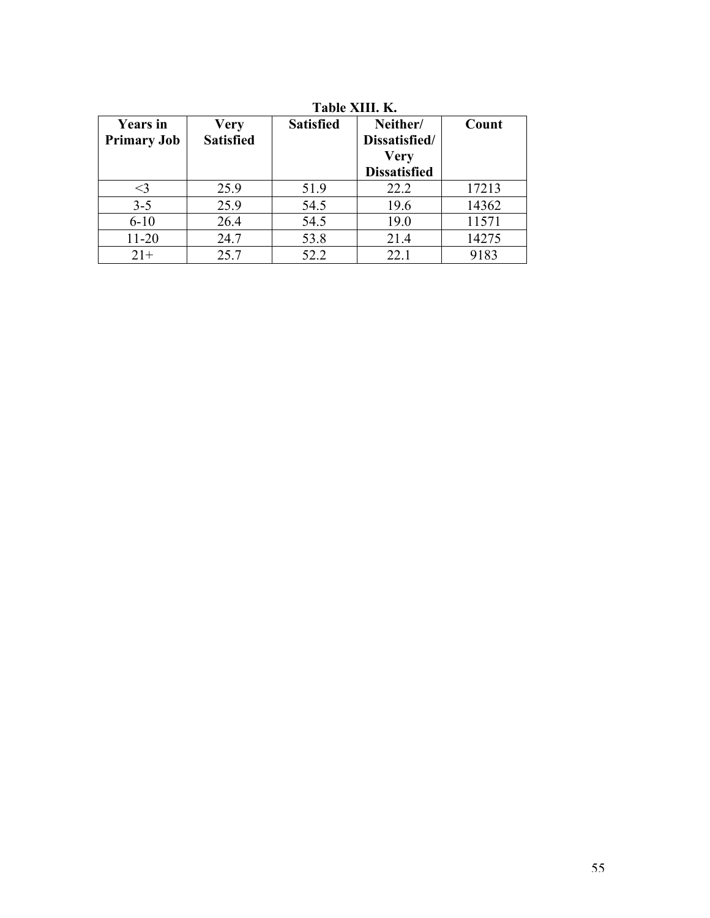**Table XIII. K.**

| Years in Primary Job | Very Satisfied | Satisfied | Neither/ Dissatisfied/ Very Dissatisfied | Count |
|---|---|---|---|---|
| <3 | 25.9 | 51.9 | 22.2 | 17213 |
| 3-5 | 25.9 | 54.5 | 19.6 | 14362 |
| 6-10 | 26.4 | 54.5 | 19.0 | 11571 |
| 11-20 | 24.7 | 53.8 | 21.4 | 14275 |
| 21+ | 25.7 | 52.2 | 22.1 | 9183 |